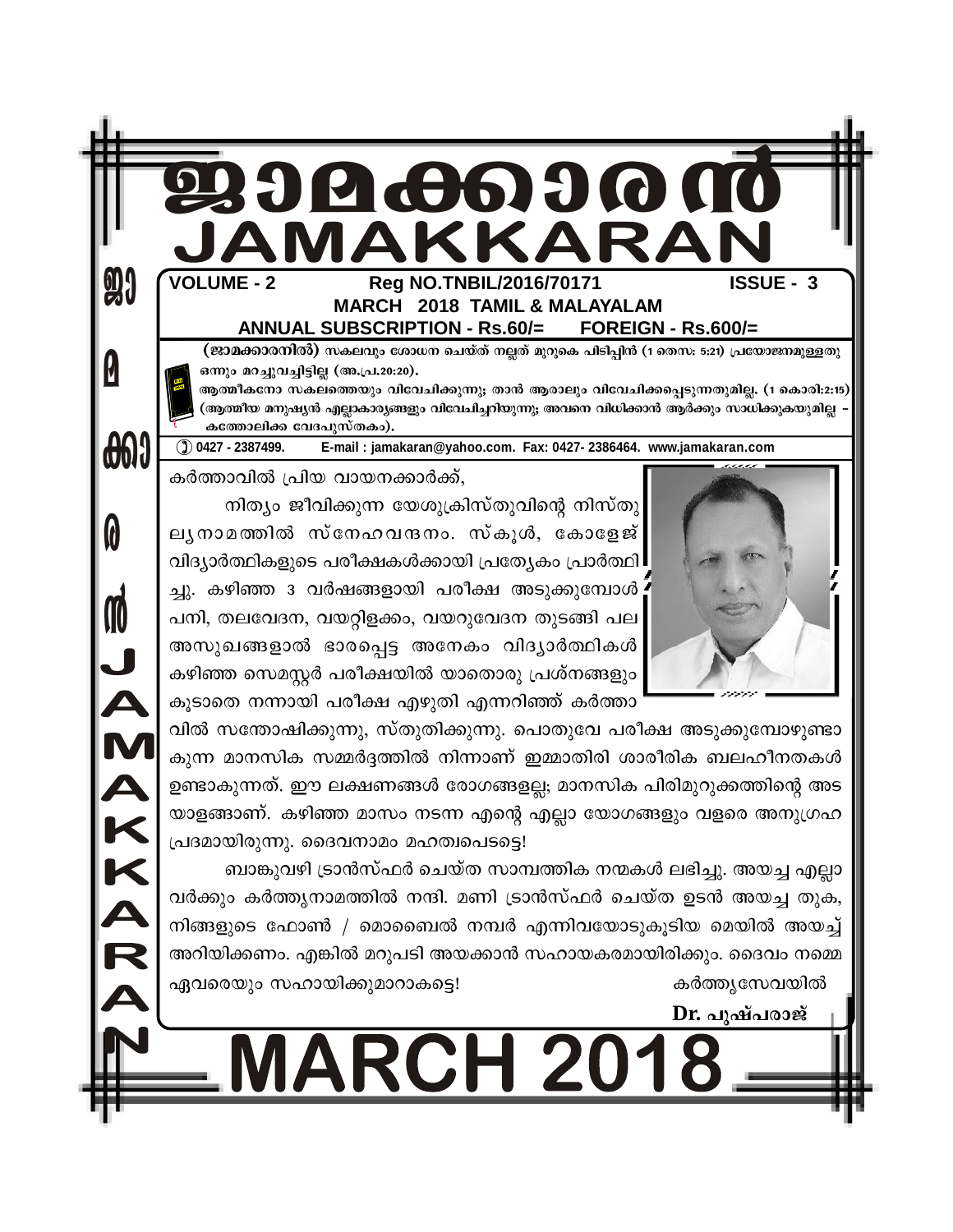# ജാമക്കാരൻ
# JAMAKKARAN

**VOLUME - 2** Reg NO.TNBIL/2016/70171 **ISSUE - 3**

**MARCH 2018 TAMIL & MALAYALAM**

**ANNUAL SUBSCRIPTION - Rs.60/= FOREIGN - Rs.600/=**

**(ജാമക്കാരനിൽ)** സകലവും ശോധന ചെയ്ത് നല്ലത് മുറുകെ പിടിപ്പിൻ (1 തെസ: 5:21) പ്രയോജനമുള്ളതു ഒന്നും മറച്ചുവച്ചിട്ടില്ല (അ.പ്ര.20:20).

ആത്മീകനോ സകലത്തെയും വിവേചിക്കുന്നു; താൻ ആരാലും വിവേചിക്കപ്പെടുന്നതുമില്ല. (1 കൊരി:2:15) (ആത്മീയ മനുഷ്യൻ എല്ലാകാര്യങ്ങളും വിവേചിച്ചറിയുന്നു; അവനെ വിധിക്കാൻ ആർക്കും സാധിക്കുകയുമില്ല – കത്തോലിക്ക വേദപുസ്തകം).

0427 - 2387499. E-mail : jamakaran@yahoo.com. Fax: 0427- 2386464. www.jamakaran.com

കർത്താവിൽ പ്രിയ വായനക്കാർക്ക്,

നിത്യം ജീവിക്കുന്ന യേശുക്രിസ്തുവിന്റെ നിസ്തുല്യനാമത്തിൽ സ്നേഹവന്ദനം. സ്കൂൾ, കോളേജ് വിദ്യാർത്ഥികളുടെ പരീക്ഷകൾക്കായി പ്രത്യേകം പ്രാർത്ഥിച്ചു. കഴിഞ്ഞ 3 വർഷങ്ങളായി പരീക്ഷ അടുക്കുമ്പോൾ പനി, തലവേദന, വയറ്റിളക്കം, വയറുവേദന തുടങ്ങി പല അസുഖങ്ങളാൽ ഭാരപ്പെട്ട അനേകം വിദ്യാർത്ഥികൾ കഴിഞ്ഞ സെമസ്റ്റർ പരീക്ഷയിൽ യാതൊരു പ്രശ്നങ്ങളും കൂടാതെ നന്നായി പരീക്ഷ എഴുതി എന്നറിഞ്ഞ് കർത്താവിൽ സന്തോഷിക്കുന്നു, സ്തുതിക്കുന്നു. പൊതുവേ പരീക്ഷ അടുക്കുമ്പോഴുണ്ടാകുന്ന മാനസിക സമ്മർദ്ദത്തിൽ നിന്നാണ് ഇമ്മാതിരി ശാരീരിക ബലഹീനതകൾ ഉണ്ടാകുന്നത്. ഈ ലക്ഷണങ്ങൾ രോഗങ്ങളല്ല; മാനസിക പിരിമുറുക്കത്തിന്റെ അടയാളങ്ങളാണ്. കഴിഞ്ഞ മാസം നടന്ന എന്റെ എല്ലാ യോഗങ്ങളും വളരെ അനുഗ്രഹപ്രദമായിരുന്നു. ദൈവനാമം മഹത്വപെടട്ടെ!

ബാങ്കുവഴി ട്രാൻസ്ഫർ ചെയ്ത സാമ്പത്തിക നന്മകൾ ലഭിച്ചു. അയച്ച എല്ലാവർക്കും കർത്തൃനാമത്തിൽ നന്ദി. മണി ട്രാൻസ്ഫർ ചെയ്ത ഉടൻ അയച്ച തുക, നിങ്ങളുടെ ഫോൺ / മൊബൈൽ നമ്പർ എന്നിവയോടുകൂടിയ മെയിൽ അയച്ച് അറിയിക്കണം. എങ്കിൽ മറുപടി അയക്കാൻ സഹായകരമായിരിക്കും. ദൈവം നമ്മെ ഏവരെയും സഹായിക്കുമാറാകട്ടെ!

കർത്തൃസേവയിൽ

**Dr. പുഷ്പരാജ്**

# MARCH 2018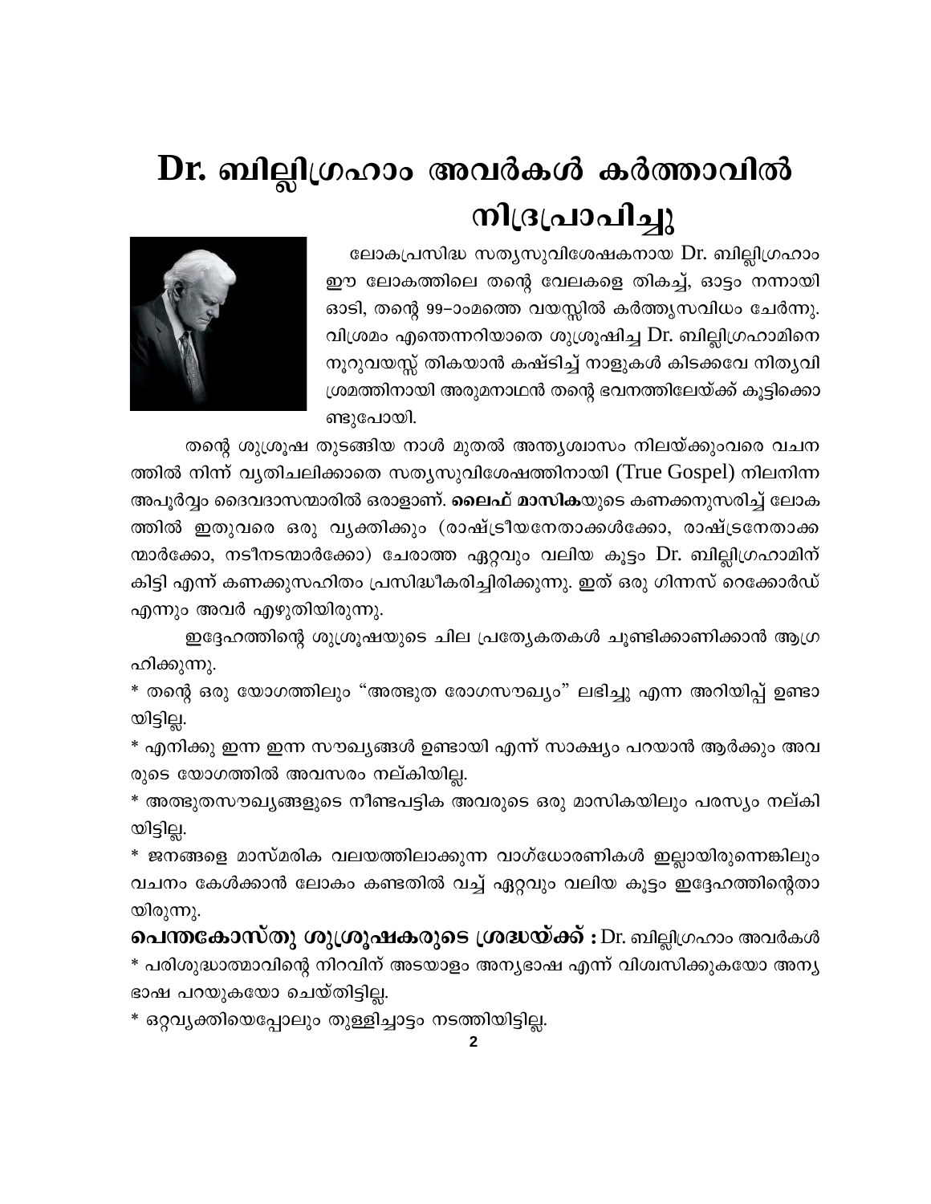# Dr. ബില്ലിഗ്രഹാം അവർകൾ കർത്താവിൽ നിദ്രപ്രാപിച്ചു

ലോകപ്രസിദ്ധ സത്യസുവിശേഷകനായ Dr. ബില്ലിഗ്രഹാം ഈ ലോകത്തിലെ തന്റെ വേലകളെ തികച്ച്, ഓട്ടം നന്നായി ഓടി, തന്റെ 99–ാംമത്തെ വയസ്സിൽ കർത്തൃസവിധം ചേർന്നു. വിശ്രമം എന്തെന്നറിയാതെ ശുശ്രൂഷിച്ച Dr. ബില്ലിഗ്രഹാമിനെ നൂറുവയസ്സ് തികയാൻ കഷ്ടിച്ച് നാളുകൾ കിടക്കവേ നിത്യവിശ്രമത്തിനായി അരുമനാഥൻ തന്റെ ഭവനത്തിലേയ്ക്ക് കൂട്ടിക്കൊണ്ടുപോയി.

തന്റെ ശുശ്രൂഷ തുടങ്ങിയ നാൾ മുതൽ അന്ത്യശ്വാസം നിലയ്ക്കുംവരെ വചനത്തിൽ നിന്ന് വ്യതിചലിക്കാതെ സത്യസുവിശേഷത്തിനായി (True Gospel) നിലനിന്ന അപൂർവ്വം ദൈവദാസന്മാരിൽ ഒരാളാണ്. **ലൈഫ് മാസിക**യുടെ കണക്കനുസരിച്ച് ലോകത്തിൽ ഇതുവരെ ഒരു വ്യക്തിക്കും (രാഷ്ട്രീയനേതാക്കൾക്കോ, രാഷ്ട്രനേതാക്കന്മാർക്കോ, നടീനടന്മാർക്കോ) ചേരാത്ത ഏറ്റവും വലിയ കൂട്ടം Dr. ബില്ലിഗ്രഹാമിന് കിട്ടി എന്ന് കണക്കുസഹിതം പ്രസിദ്ധീകരിച്ചിരിക്കുന്നു. ഇത് ഒരു ഗിന്നസ് റെക്കോർഡ് എന്നും അവർ എഴുതിയിരുന്നു.

ഇദ്ദേഹത്തിന്റെ ശുശ്രൂഷയുടെ ചില പ്രത്യേകതകൾ ചൂണ്ടിക്കാണിക്കാൻ ആഗ്രഹിക്കുന്നു.

* തന്റെ ഒരു യോഗത്തിലും "അത്ഭുത രോഗസൗഖ്യം" ലഭിച്ചു എന്ന അറിയിപ്പ് ഉണ്ടായിട്ടില്ല.
* എനിക്കു ഇന്ന ഇന്ന സൗഖ്യങ്ങൾ ഉണ്ടായി എന്ന് സാക്ഷ്യം പറയാൻ ആർക്കും അവരുടെ യോഗത്തിൽ അവസരം നല്കിയില്ല.
* അത്ഭുതസൗഖ്യങ്ങളുടെ നീണ്ടപട്ടിക അവരുടെ ഒരു മാസികയിലും പരസ്യം നല്കിയിട്ടില്ല.
* ജനങ്ങളെ മാസ്മരിക വലയത്തിലാക്കുന്ന വാഗ്ധോരണികൾ ഇല്ലായിരുന്നെങ്കിലും വചനം കേൾക്കാൻ ലോകം കണ്ടതിൽ വച്ച് ഏറ്റവും വലിയ കൂട്ടം ഇദ്ദേഹത്തിന്റേതായിരുന്നു.

**പെന്തകോസ്തു ശുശ്രൂഷകരുടെ ശ്രദ്ധയ്ക്ക് :** Dr. ബില്ലിഗ്രഹാം അവർകൾ

* പരിശുദ്ധാത്മാവിന്റെ നിറവിന് അടയാളം അന്യഭാഷ എന്ന് വിശ്വസിക്കുകയോ അന്യഭാഷ പറയുകയോ ചെയ്തിട്ടില്ല.
* ഒറ്റവ്യക്തിയെപ്പോലും തുള്ളിച്ചാട്ടം നടത്തിയിട്ടില്ല.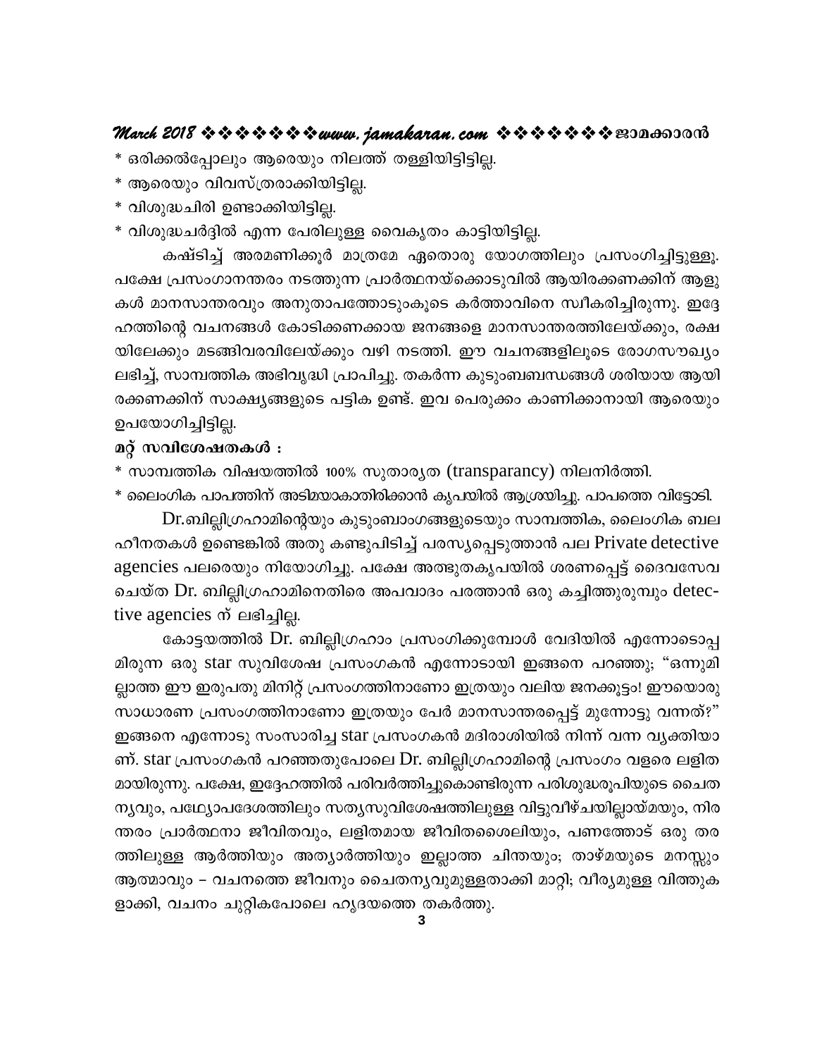* ഒരിക്കൽപ്പോലും ആരെയും നിലത്ത് തള്ളിയിട്ടിട്ടില്ല.
* ആരെയും വിവസ്ത്രരാക്കിയിട്ടില്ല.
* വിശുദ്ധചിരി ഉണ്ടാക്കിയിട്ടില്ല.
* വിശുദ്ധചർദ്ദിൽ എന്ന പേരിലുള്ള വൈകൃതം കാട്ടിയിട്ടില്ല.

കഷ്ടിച്ച് അരമണിക്കൂർ മാത്രമേ ഏതൊരു യോഗത്തിലും പ്രസംഗിച്ചിട്ടുള്ളൂ. പക്ഷേ പ്രസംഗാനന്തരം നടത്തുന്ന പ്രാർത്ഥനയ്ക്കൊടുവിൽ ആയിരക്കണക്കിന് ആളുകൾ മാനസാന്തരവും അനുതാപത്തോടുംകൂടെ കർത്താവിനെ സ്വീകരിച്ചിരുന്നു. ഇദ്ദേഹത്തിന്റെ വചനങ്ങൾ കോടിക്കണക്കായ ജനങ്ങളെ മാനസാന്തരത്തിലേയ്ക്കും, രക്ഷയിലേക്കും മടങ്ങിവരവിലേയ്ക്കും വഴി നടത്തി. ഈ വചനങ്ങളിലൂടെ രോഗസൗഖ്യം ലഭിച്ച്, സാമ്പത്തിക അഭിവൃദ്ധി പ്രാപിച്ചു. തകർന്ന കുടുംബബന്ധങ്ങൾ ശരിയായ ആയിരക്കണക്കിന് സാക്ഷ്യങ്ങളുടെ പട്ടിക ഉണ്ട്. ഇവ പെരുക്കം കാണിക്കാനായി ആരെയും ഉപയോഗിച്ചിട്ടില്ല.

**മറ്റ് സവിശേഷതകൾ :**

* സാമ്പത്തിക വിഷയത്തിൽ 100% സുതാര്യത (transparancy) നിലനിർത്തി.
* ലൈംഗിക പാപത്തിന് അടിമയാകാതിരിക്കാൻ കൃപയിൽ ആശ്രയിച്ചു. പാപത്തെ വിട്ടോടി.

Dr.ബില്ലിഗ്രഹാമിന്റെയും കുടുംബാംഗങ്ങളുടെയും സാമ്പത്തിക, ലൈംഗിക ബലഹീനതകൾ ഉണ്ടെങ്കിൽ അതു കണ്ടുപിടിച്ച് പരസ്യപ്പെടുത്താൻ പല Private detective agencies പലരെയും നിയോഗിച്ചു. പക്ഷേ അത്ഭുതകൃപയിൽ ശരണപ്പെട്ട് ദൈവസേവ ചെയ്ത Dr. ബില്ലിഗ്രഹാമിനെതിരെ അപവാദം പരത്താൻ ഒരു കച്ചിത്തുരുമ്പും detective agencies ന് ലഭിച്ചില്ല.

കോട്ടയത്തിൽ Dr. ബില്ലിഗ്രഹാം പ്രസംഗിക്കുമ്പോൾ വേദിയിൽ എന്നോടൊപ്പമിരുന്ന ഒരു star സുവിശേഷ പ്രസംഗകൻ എന്നോടായി ഇങ്ങനെ പറഞ്ഞു; "ഒന്നുമില്ലാത്ത ഈ ഇരുപതു മിനിറ്റ് പ്രസംഗത്തിനാണോ ഇത്രയും വലിയ ജനക്കൂട്ടം! ഈയൊരു സാധാരണ പ്രസംഗത്തിനാണോ ഇത്രയും പേർ മാനസാന്തരപ്പെട്ട് മുന്നോട്ടു വന്നത്?" ഇങ്ങനെ എന്നോടു സംസാരിച്ച star പ്രസംഗകൻ മദിരാശിയിൽ നിന്ന് വന്ന വ്യക്തിയാണ്. star പ്രസംഗകൻ പറഞ്ഞതുപോലെ Dr. ബില്ലിഗ്രഹാമിന്റെ പ്രസംഗം വളരെ ലളിതമായിരുന്നു. പക്ഷേ, ഇദ്ദേഹത്തിൽ പരിവർത്തിച്ചുകൊണ്ടിരുന്ന പരിശുദ്ധരൂപിയുടെ ചൈതന്യവും, പഥ്യോപദേശത്തിലും സത്യസുവിശേഷത്തിലുമുള്ള വിട്ടുവീഴ്ചയില്ലായ്മയും, നിരന്തരം പ്രാർത്ഥനാ ജീവിതവും, ലളിതമായ ജീവിതശൈലിയും, പണത്തോട് ഒരു തരത്തിലുള്ള ആർത്തിയും അത്യാർത്തിയും ഇല്ലാത്ത ചിന്തയും; താഴ്മയുടെ മനസ്സും ആത്മാവും – വചനത്തെ ജീവനും ചൈതന്യവുമുള്ളതാക്കി മാറ്റി; വീര്യമുള്ള വിത്തുകളാക്കി, വചനം ചുറ്റികപോലെ ഹൃദയത്തെ തകർത്തു.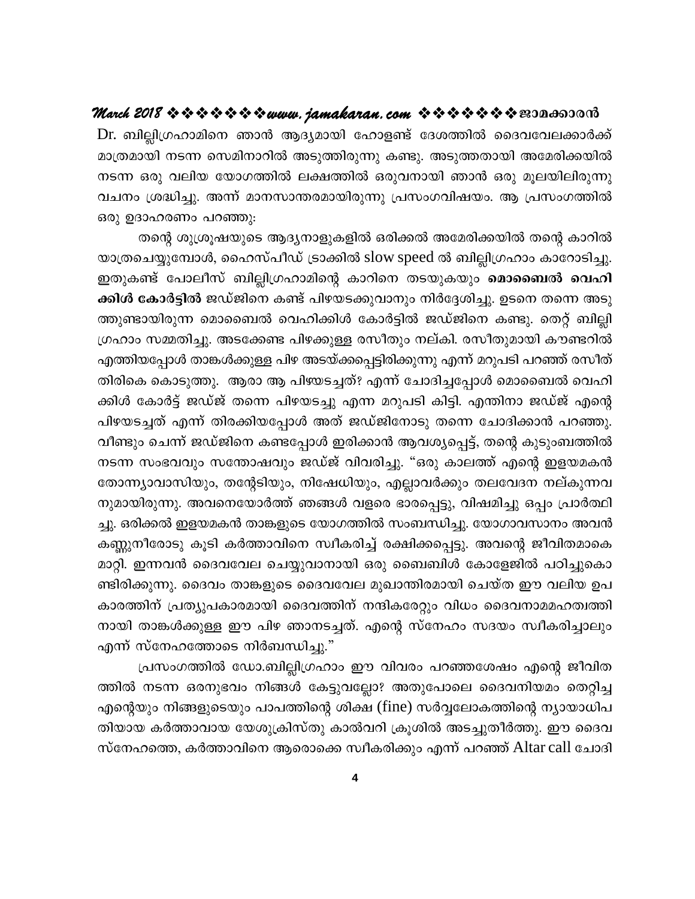Dr. ബില്ലിഗ്രഹാമിനെ ഞാൻ ആദ്യമായി ഹോളണ്ട് ദേശത്തിൽ ദൈവവേലക്കാർക്ക് മാത്രമായി നടന്ന സെമിനാറിൽ അടുത്തിരുന്നു കണ്ടു. അടുത്തതായി അമേരിക്കയിൽ നടന്ന ഒരു വലിയ യോഗത്തിൽ ലക്ഷത്തിൽ ഒരുവനായി ഞാൻ ഒരു മൂലയിലിരുന്നു വചനം ശ്രദ്ധിച്ചു. അന്ന് മാനസാന്തരമായിരുന്നു പ്രസംഗവിഷയം. ആ പ്രസംഗത്തിൽ ഒരു ഉദാഹരണം പറഞ്ഞു:

തന്റെ ശുശ്രൂഷയുടെ ആദ്യനാളുകളിൽ ഒരിക്കൽ അമേരിക്കയിൽ തന്റെ കാറിൽ യാത്രചെയ്യുമ്പോൾ, ഹൈസ്പീഡ് ട്രാക്കിൽ slow speed ൽ ബില്ലിഗ്രഹാം കാറോടിച്ചു. ഇതുകണ്ട് പോലീസ് ബില്ലിഗ്രഹാമിന്റെ കാറിനെ തടയുകയും **മൊബൈൽ വെഹിക്കിൾ കോർട്ടിൽ** ജഡ്ജിനെ കണ്ട് പിഴയടക്കുവാനും നിർദ്ദേശിച്ചു. ഉടനെ തന്നെ അടുത്തുണ്ടായിരുന്ന മൊബൈൽ വെഹിക്കിൾ കോർട്ടിൽ ജഡ്ജിനെ കണ്ടു. തെറ്റ് ബില്ലിഗ്രഹാം സമ്മതിച്ചു. അടക്കേണ്ട പിഴക്കുള്ള രസീതും നല്കി. രസീതുമായി കൗണ്ടറിൽ എത്തിയപ്പോൾ താങ്കൾക്കുള്ള പിഴ അടയ്ക്കപ്പെട്ടിരിക്കുന്നു എന്ന് മറുപടി പറഞ്ഞ് രസീത് തിരികെ കൊടുത്തു. ആരാ ആ പിഴയടച്ചത്? എന്ന് ചോദിച്ചപ്പോൾ മൊബൈൽ വെഹിക്കിൾ കോർട്ട് ജഡ്ജ് തന്നെ പിഴയടച്ചു എന്ന മറുപടി കിട്ടി. എന്തിനാ ജഡ്ജ് എന്റെ പിഴയടച്ചത് എന്ന് തിരക്കിയപ്പോൾ അത് ജഡ്ജിനോടു തന്നെ ചോദിക്കാൻ പറഞ്ഞു. വീണ്ടും ചെന്ന് ജഡ്ജിനെ കണ്ടപ്പോൾ ഇരിക്കാൻ ആവശ്യപ്പെട്ട്, തന്റെ കുടുംബത്തിൽ നടന്ന സംഭവവും സന്തോഷവും ജഡ്ജ് വിവരിച്ചു. "ഒരു കാലത്ത് എന്റെ ഇളയമകൻ തോന്ന്യാവാസിയും, തന്റേടിയും, നിഷേധിയും, എല്ലാവർക്കും തലവേദന നല്കുന്നവനുമായിരുന്നു. അവനെയോർത്ത് ഞങ്ങൾ വളരെ ഭാരപ്പെട്ടു, വിഷമിച്ചു ഒപ്പം പ്രാർത്ഥിച്ചു. ഒരിക്കൽ ഇളയമകൻ താങ്കളുടെ യോഗത്തിൽ സംബന്ധിച്ചു. യോഗാവസാനം അവൻ കണ്ണുനീരോടു കൂടി കർത്താവിനെ സ്വീകരിച്ച് രക്ഷിക്കപ്പെട്ടു. അവന്റെ ജീവിതമാകെ മാറ്റി. ഇന്നവൻ ദൈവവേല ചെയ്യുവാനായി ഒരു ബൈബിൾ കോളേജിൽ പഠിച്ചുകൊണ്ടിരിക്കുന്നു. ദൈവം താങ്കളുടെ ദൈവവേല മുഖാന്തിരമായി ചെയ്ത ഈ വലിയ ഉപകാരത്തിന് പ്രത്യുപകാരമായി ദൈവത്തിന് നന്ദികരേറ്റും വിധം ദൈവനാമമഹത്വത്തിനായി താങ്കൾക്കുള്ള ഈ പിഴ ഞാനടച്ചത്. എന്റെ സ്നേഹം സദയം സ്വീകരിച്ചാലും എന്ന് സ്നേഹത്തോടെ നിർബന്ധിച്ചു."

പ്രസംഗത്തിൽ ഡോ.ബില്ലിഗ്രഹാം ഈ വിവരം പറഞ്ഞശേഷം എന്റെ ജീവിതത്തിൽ നടന്ന ഒരനുഭവം നിങ്ങൾ കേട്ടുവല്ലോ? അതുപോലെ ദൈവനിയമം തെറ്റിച്ച എന്റെയും നിങ്ങളുടെയും പാപത്തിന്റെ ശിക്ഷ (fine) സർവ്വലോകത്തിന്റെ ന്യായാധിപതിയായ കർത്താവായ യേശുക്രിസ്തു കാൽവറി ക്രൂശിൽ അടച്ചുതീർത്തു. ഈ ദൈവസ്നേഹത്തെ, കർത്താവിനെ ആരൊക്കെ സ്വീകരിക്കും എന്ന് പറഞ്ഞ് Altar call ചോദി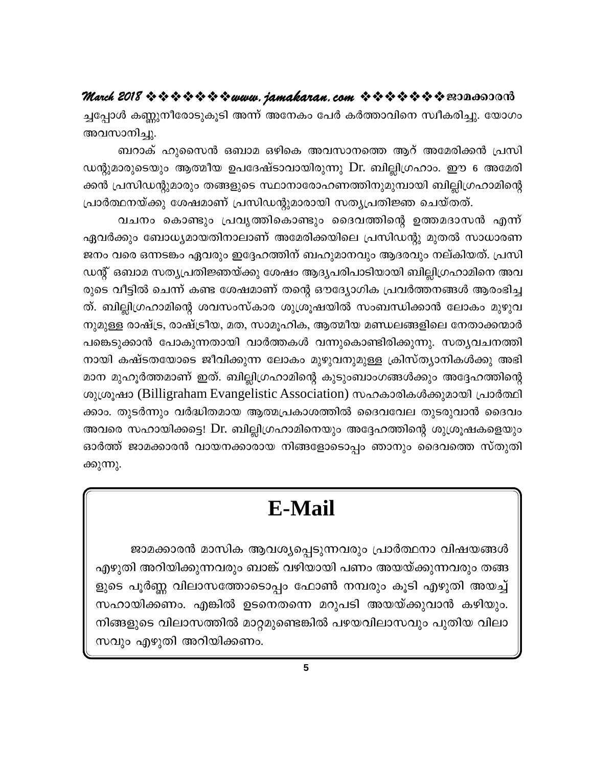ച്ചപ്പോൾ കണ്ണുനീരോടുകൂടി അന്ന് അനേകം പേർ കർത്താവിനെ സ്വീകരിച്ചു. യോഗം അവസാനിച്ചു.

ബറാക് ഹുസൈൻ ഒബാമ ഒഴികെ അവസാനത്തെ ആറ് അമേരിക്കൻ പ്രസിഡന്റുമാരുടെയും ആത്മീയ ഉപദേഷ്ടാവായിരുന്നു Dr. ബില്ലിഗ്രഹാം. ഈ 6 അമേരിക്കൻ പ്രസിഡന്റുമാരും തങ്ങളുടെ സ്ഥാനാരോഹണത്തിനുമുമ്പായി ബില്ലിഗ്രഹാമിന്റെ പ്രാർത്ഥനയ്ക്കു ശേഷമാണ് പ്രസിഡന്റുമാരായി സത്യപ്രതിജ്ഞ ചെയ്തത്.

വചനം കൊണ്ടും പ്രവൃത്തികൊണ്ടും ദൈവത്തിന്റെ ഉത്തമദാസൻ എന്ന് ഏവർക്കും ബോധ്യമായതിനാലാണ് അമേരിക്കയിലെ പ്രസിഡന്റു മുതൽ സാധാരണ ജനം വരെ ഒന്നടങ്കം ഏവരും ഇദ്ദേഹത്തിന് ബഹുമാനവും ആദരവും നല്കിയത്. പ്രസിഡന്റ് ഒബാമ സത്യപ്രതിജ്ഞയ്ക്കു ശേഷം ആദ്യപരിപാടിയായി ബില്ലിഗ്രഹാമിനെ അവരുടെ വീട്ടിൽ ചെന്ന് കണ്ട ശേഷമാണ് തന്റെ ഔദ്യോഗിക പ്രവർത്തനങ്ങൾ ആരംഭിച്ചത്. ബില്ലിഗ്രഹാമിന്റെ ശവസംസ്കാര ശുശ്രൂഷയിൽ സംബന്ധിക്കാൻ ലോകം മുഴുവനുമുള്ള രാഷ്ട്ര, രാഷ്ട്രീയ, മത, സാമൂഹിക, ആത്മീയ മണ്ഡലങ്ങളിലെ നേതാക്കന്മാർ പങ്കെടുക്കാൻ പോകുന്നതായി വാർത്തകൾ വന്നുകൊണ്ടിരിക്കുന്നു. സത്യവചനത്തിനായി കഷ്ടതയോടെ ജീവിക്കുന്ന ലോകം മുഴുവനുമുള്ള ക്രിസ്ത്യാനികൾക്കു അഭിമാന മുഹൂർത്തമാണ് ഇത്. ബില്ലിഗ്രഹാമിന്റെ കുടുംബാംഗങ്ങൾക്കും അദ്ദേഹത്തിന്റെ ശുശ്രൂഷാ (Billigraham Evangelistic Association) സഹകാരികൾക്കുമായി പ്രാർത്ഥിക്കാം. തുടർന്നും വർദ്ധിതമായ ആത്മപ്രകാശത്തിൽ ദൈവവേല തുടരുവാൻ ദൈവം അവരെ സഹായിക്കട്ടെ! Dr. ബില്ലിഗ്രഹാമിനെയും അദ്ദേഹത്തിന്റെ ശുശ്രൂഷകളെയും ഓർത്ത് ജാമക്കാരൻ വായനക്കാരായ നിങ്ങളോടൊപ്പം ഞാനും ദൈവത്തെ സ്തുതിക്കുന്നു.

# E-Mail

ജാമക്കാരൻ മാസിക ആവശ്യപ്പെടുന്നവരും പ്രാർത്ഥനാ വിഷയങ്ങൾ എഴുതി അറിയിക്കുന്നവരും ബാങ്ക് വഴിയായി പണം അയയ്ക്കുന്നവരും തങ്ങളുടെ പൂർണ്ണ വിലാസത്തോടൊപ്പം ഫോൺ നമ്പരും കൂടി എഴുതി അയച്ച് സഹായിക്കണം. എങ്കിൽ ഉടനെതന്നെ മറുപടി അയയ്ക്കുവാൻ കഴിയും. നിങ്ങളുടെ വിലാസത്തിൽ മാറ്റമുണ്ടെങ്കിൽ പഴയവിലാസവും പുതിയ വിലാസവും എഴുതി അറിയിക്കണം.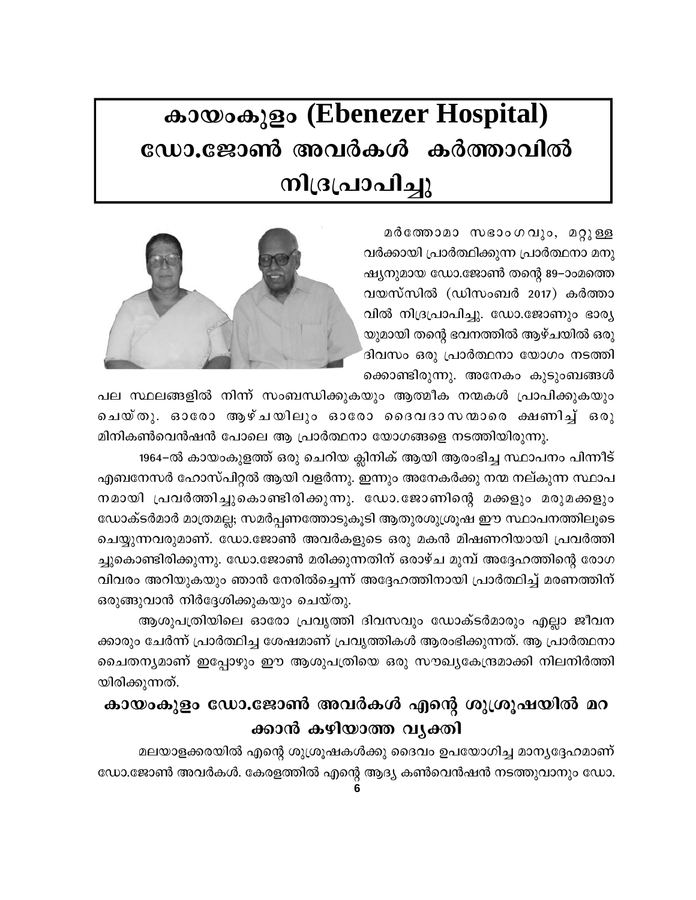# കായംകുളം (Ebenezer Hospital) ഡോ.ജോൺ അവർകൾ കർത്താവിൽ നിദ്രപ്രാപിച്ചു

മർത്തോമാ സഭാംഗവും, മറ്റുള്ളവർക്കായി പ്രാർത്ഥിക്കുന്ന പ്രാർത്ഥനാ മനുഷ്യനുമായ ഡോ.ജോൺ തന്റെ 89–ാംമത്തെ വയസ്സിൽ (ഡിസംബർ 2017) കർത്താവിൽ നിദ്രപ്രാപിച്ചു. ഡോ.ജോണും ഭാര്യയുമായി തന്റെ ഭവനത്തിൽ ആഴ്ചയിൽ ഒരു ദിവസം ഒരു പ്രാർത്ഥനാ യോഗം നടത്തിക്കൊണ്ടിരുന്നു. അനേകം കുടുംബങ്ങൾ പല സ്ഥലങ്ങളിൽ നിന്ന് സംബന്ധിക്കുകയും ആത്മീക നന്മകൾ പ്രാപിക്കുകയും ചെയ്തു. ഓരോ ആഴ്ചയിലും ഓരോ ദൈവദാസന്മാരെ ക്ഷണിച്ച് ഒരു മിനികൺവെൻഷൻ പോലെ ആ പ്രാർത്ഥനാ യോഗങ്ങളെ നടത്തിയിരുന്നു.

1964–ൽ കായംകുളത്ത് ഒരു ചെറിയ ക്ലിനിക് ആയി ആരംഭിച്ച സ്ഥാപനം പിന്നീട് എബനേസർ ഹോസ്പിറ്റൽ ആയി വളർന്നു. ഇന്നും അനേകർക്കു നന്മ നല്കുന്ന സ്ഥാപനമായി പ്രവർത്തിച്ചുകൊണ്ടിരിക്കുന്നു. ഡോ.ജോണിന്റെ മക്കളും മരുമക്കളും ഡോക്ടർമാർ മാത്രമല്ല; സമർപ്പണത്തോടുകൂടി ആതുരശുശ്രൂഷ ഈ സ്ഥാപനത്തിലൂടെ ചെയ്യുന്നവരുമാണ്. ഡോ.ജോൺ അവർകളുടെ ഒരു മകൻ മിഷണറിയായി പ്രവർത്തിച്ചുകൊണ്ടിരിക്കുന്നു. ഡോ.ജോൺ മരിക്കുന്നതിന് ഒരാഴ്ച മുമ്പ് അദ്ദേഹത്തിന്റെ രോഗവിവരം അറിയുകയും ഞാൻ നേരിൽച്ചെന്ന് അദ്ദേഹത്തിനായി പ്രാർത്ഥിച്ച് മരണത്തിന് ഒരുങ്ങുവാൻ നിർദ്ദേശിക്കുകയും ചെയ്തു.

ആശുപത്രിയിലെ ഓരോ പ്രവൃത്തി ദിവസവും ഡോക്ടർമാരും എല്ലാ ജീവനക്കാരും ചേർന്ന് പ്രാർത്ഥിച്ച ശേഷമാണ് പ്രവൃത്തികൾ ആരംഭിക്കുന്നത്. ആ പ്രാർത്ഥനാ ചൈതന്യമാണ് ഇപ്പോഴും ഈ ആശുപത്രിയെ ഒരു സൗഖ്യകേന്ദ്രമാക്കി നിലനിർത്തിയിരിക്കുന്നത്.

## കായംകുളം ഡോ.ജോൺ അവർകൾ എന്റെ ശുശ്രൂഷയിൽ മറക്കാൻ കഴിയാത്ത വ്യക്തി

മലയാളക്കരയിൽ എന്റെ ശുശ്രൂഷകൾക്കു ദൈവം ഉപയോഗിച്ച മാന്യദ്ദേഹമാണ് ഡോ.ജോൺ അവർകൾ. കേരളത്തിൽ എന്റെ ആദ്യ കൺവെൻഷൻ നടത്തുവാനും ഡോ.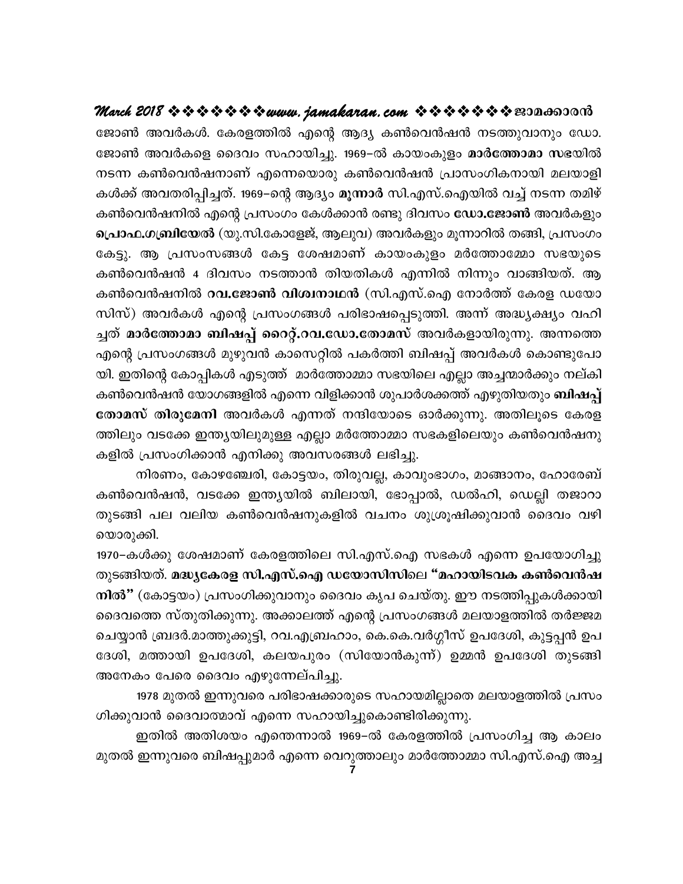ജോൺ അവർകൾ. കേരളത്തിൽ എന്റെ ആദ്യ കൺവെൻഷൻ നടത്തുവാനും ഡോ. ജോൺ അവർകളെ ദൈവം സഹായിച്ചു. 1969–ൽ കായംകുളം **മാർത്തോമാ സഭ**യിൽ നടന്ന കൺവെൻഷനാണ് എന്നെയൊരു കൺവെൻഷൻ പ്രാസംഗികനായി മലയാളികൾക്ക് അവതരിപ്പിച്ചത്. 1969–ന്റെ ആദ്യം **മൂന്നാർ** സി.എസ്.ഐയിൽ വച്ച് നടന്ന തമിഴ് കൺവെൻഷനിൽ എന്റെ പ്രസംഗം കേൾക്കാൻ രണ്ടു ദിവസം **ഡോ.ജോൺ** അവർകളും **പ്രൊഫ.ഗബ്രിയേൽ** (യു.സി.കോളേജ്, ആലുവ) അവർകളും മൂന്നാറിൽ തങ്ങി, പ്രസംഗം കേട്ടു. ആ പ്രസംസങ്ങൾ കേട്ട ശേഷമാണ് കായംകുളം മർത്തോമ്മോ സഭയുടെ കൺവെൻഷൻ 4 ദിവസം നടത്താൻ തിയതികൾ എന്നിൽ നിന്നും വാങ്ങിയത്. ആ കൺവെൻഷനിൽ **റവ.ജോൺ വിശ്വനാഥൻ** (സി.എസ്.ഐ നോർത്ത് കേരള ഡയോസിസ്) അവർകൾ എന്റെ പ്രസംഗങ്ങൾ പരിഭാഷപ്പെടുത്തി. അന്ന് അദ്ധ്യക്ഷ്യം വഹിച്ചത് **മാർത്തോമാ ബിഷപ്പ് റൈറ്റ്.റവ.ഡോ.തോമസ്** അവർകളായിരുന്നു. അന്നത്തെ എന്റെ പ്രസംഗങ്ങൾ മുഴുവൻ കാസെറ്റിൽ പകർത്തി ബിഷപ്പ് അവർകൾ കൊണ്ടുപോയി. ഇതിന്റെ കോപ്പികൾ എടുത്ത് മാർത്തോമ്മാ സഭയിലെ എല്ലാ അച്ചന്മാർക്കും നല്കി കൺവെൻഷൻ യോഗങ്ങളിൽ എന്നെ വിളിക്കാൻ ശുപാർശക്കത്ത് എഴുതിയതും **ബിഷപ്പ് തോമസ് തിരുമേനി** അവർകൾ എന്നത് നന്ദിയോടെ ഓർക്കുന്നു. അതിലൂടെ കേരളത്തിലും വടക്കേ ഇന്ത്യയിലുമുള്ള എല്ലാ മർത്തോമ്മാ സഭകളിലെയും കൺവെൻഷനുകളിൽ പ്രസംഗിക്കാൻ എനിക്കു അവസരങ്ങൾ ലഭിച്ചു.

നിരണം, കോഴഞ്ചേരി, കോട്ടയം, തിരുവല്ല, കാവുംഭാഗം, മാങ്ങാനം, ഹോരേബ് കൺവെൻഷൻ, വടക്കേ ഇന്ത്യയിൽ ബിലായി, ഭോപ്പാൽ, ഡൽഹി, ഡെല്ലി തജാറാ തുടങ്ങി പല വലിയ കൺവെൻഷനുകളിൽ വചനം ശുശ്രൂഷിക്കുവാൻ ദൈവം വഴിയൊരുക്കി.

1970–കൾക്കു ശേഷമാണ് കേരളത്തിലെ സി.എസ്.ഐ സഭകൾ എന്നെ ഉപയോഗിച്ചു തുടങ്ങിയത്. **മദ്ധ്യകേരള സി.എസ്.ഐ ഡയോസിസിലെ "മഹായിടവക കൺവെൻഷനിൽ"** (കോട്ടയം) പ്രസംഗിക്കുവാനും ദൈവം കൃപ ചെയ്തു. ഈ നടത്തിപ്പുകൾക്കായി ദൈവത്തെ സ്തുതിക്കുന്നു. അക്കാലത്ത് എന്റെ പ്രസംഗങ്ങൾ മലയാളത്തിൽ തർജ്ജമ ചെയ്യാൻ ബ്രദർ.മാത്തുക്കുട്ടി, റവ.എബ്രഹാം, കെ.കെ.വർഗ്ഗീസ് ഉപദേശി, കുട്ടപ്പൻ ഉപദേശി, മത്തായി ഉപദേശി, കലയപുരം (സിയോൻകുന്ന്) ഉമ്മൻ ഉപദേശി തുടങ്ങി അനേകം പേരെ ദൈവം എഴുന്നേല്പിച്ചു.

1978 മുതൽ ഇന്നുവരെ പരിഭാഷക്കാരുടെ സഹായമില്ലാതെ മലയാളത്തിൽ പ്രസംഗിക്കുവാൻ ദൈവാത്മാവ് എന്നെ സഹായിച്ചുകൊണ്ടിരിക്കുന്നു.

ഇതിൽ അതിശയം എന്തെന്നാൽ 1969–ൽ കേരളത്തിൽ പ്രസംഗിച്ച ആ കാലം മുതൽ ഇന്നുവരെ ബിഷപ്പുമാർ എന്നെ വെറുത്താലും മാർത്തോമ്മാ സി.എസ്.ഐ അച്ച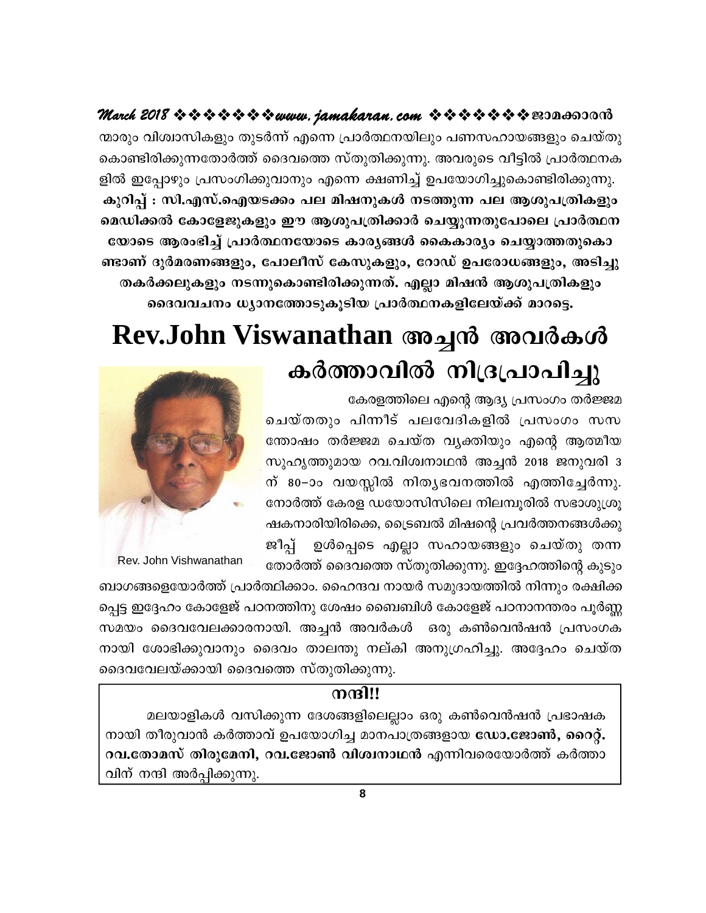ന്മാരും വിശ്വാസികളും തുടർന്ന് എന്നെ പ്രാർത്ഥനയിലും പണസഹായങ്ങളും ചെയ്തു കൊണ്ടിരിക്കുന്നതോർത്ത് ദൈവത്തെ സ്തുതിക്കുന്നു. അവരുടെ വീട്ടിൽ പ്രാർത്ഥനക ളിൽ ഇപ്പോഴും പ്രസംഗിക്കുവാനും എന്നെ ക്ഷണിച്ച് ഉപയോഗിച്ചുകൊണ്ടിരിക്കുന്നു.

**കുറിപ്പ് : സി.എസ്.ഐയടക്കം പല മിഷനുകൾ നടത്തുന്ന പല ആശുപത്രികളും മെഡിക്കൽ കോളേജുകളും ഈ ആശുപത്രിക്കാർ ചെയ്യുന്നതുപോലെ പ്രാർത്ഥന യോടെ ആരംഭിച്ച് പ്രാർത്ഥനയോടെ കാര്യങ്ങൾ കൈകാര്യം ചെയ്യാത്തതുകൊ ണ്ടാണ് ദുർമരണങ്ങളും, പോലീസ് കേസുകളും, റോഡ് ഉപരോധങ്ങളും, അടിച്ചു തകർക്കലുകളും നടന്നുകൊണ്ടിരിക്കുന്നത്. എല്ലാ മിഷൻ ആശുപത്രികളും ദൈവവചനം ധ്യാനത്തോടുകൂടിയ പ്രാർത്ഥനകളിലേയ്ക്ക് മാറട്ടെ.**

# Rev.John Viswanathan അച്ചൻ അവർകൾ കർത്താവിൽ നിദ്രപ്രാപിച്ചു

Rev. John Vishwanathan

കേരളത്തിലെ എന്റെ ആദ്യ പ്രസംഗം തർജ്ജമ ചെയ്തതും പിന്നീട് പലവേദികളിൽ പ്രസംഗം സസ ന്തോഷം തർജ്ജമ ചെയ്ത വ്യക്തിയും എന്റെ ആത്മീയ സുഹൃത്തുമായ റവ.വിശ്വനാഥൻ അച്ചൻ 2018 ജനുവരി 3 ന് 80-ാം വയസ്സിൽ നിത്യഭവനത്തിൽ എത്തിച്ചേർന്നു. നോർത്ത് കേരള ഡയോസിസിലെ നിലമ്പൂരിൽ സഭാശുശ്രൂ ഷകനാരിയിരിക്കെ, ട്രൈബൽ മിഷന്റെ പ്രവർത്തനങ്ങൾക്കു ജീപ്പ് ഉൾപ്പെടെ എല്ലാ സഹായങ്ങളും ചെയ്തു തന്ന തോർത്ത് ദൈവത്തെ സ്തുതിക്കുന്നു. ഇദ്ദേഹത്തിന്റെ കുടും ബാഗങ്ങളെയോർത്ത് പ്രാർത്ഥിക്കാം. ഹൈന്ദവ നായർ സമുദായത്തിൽ നിന്നും രക്ഷിക്ക പ്പെട്ട ഇദ്ദേഹം കോളേജ് പഠനത്തിനു ശേഷം ബൈബിൾ കോളേജ് പഠനാനന്തരം പൂർണ്ണ സമയം ദൈവവേലക്കാരനായി. അച്ചൻ അവർകൾ ഒരു കൺവെൻഷൻ പ്രസംഗക നായി ശോഭിക്കുവാനും ദൈവം താലന്തു നല്കി അനുഗ്രഹിച്ചു. അദ്ദേഹം ചെയ്ത ദൈവവേലയ്ക്കായി ദൈവത്തെ സ്തുതിക്കുന്നു.

**നന്ദി!!**

മലയാളികൾ വസിക്കുന്ന ദേശങ്ങളിലെല്ലാം ഒരു കൺവെൻഷൻ പ്രഭാഷക നായി തീരുവാൻ കർത്താവ് ഉപയോഗിച്ച മാനപാത്രങ്ങളായ **ഡോ.ജോൺ, റൈറ്റ്. റവ.തോമസ് തിരുമേനി, റവ.ജോൺ വിശ്വനാഥൻ** എന്നിവരെയോർത്ത് കർത്താ വിന് നന്ദി അർപ്പിക്കുന്നു.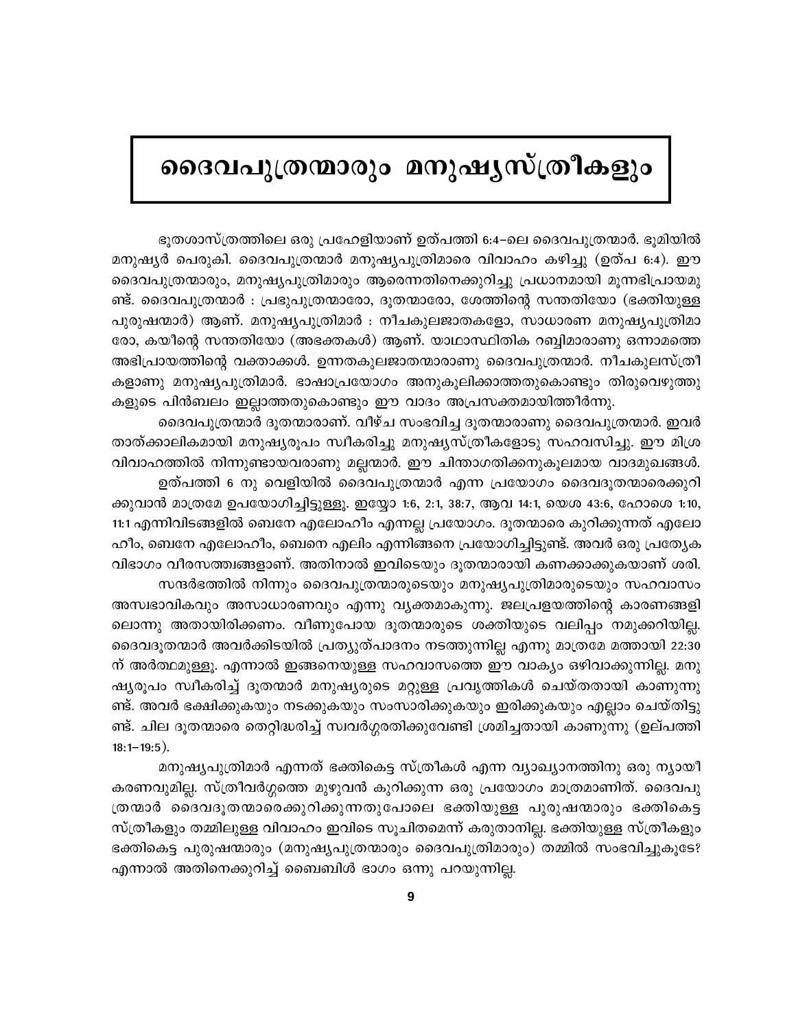# ദൈവപുത്രന്മാരും മനുഷ്യസ്ത്രീകളും

ഭൂതശാസ്ത്രത്തിലെ ഒരു പ്രഹേളിയാണ് ഉത്പത്തി 6:4-ലെ ദൈവപുത്രന്മാർ. ഭൂമിയിൽ മനുഷ്യർ പെരുകി. ദൈവപുത്രന്മാർ മനുഷ്യപുത്രിമാരെ വിവാഹം കഴിച്ചു (ഉത്പ 6:4). ഈ ദൈവപുത്രന്മാരും, മനുഷ്യപുത്രിമാരും ആരെന്നതിനെക്കുറിച്ചു പ്രധാനമായി മൂന്നഭിപ്രായമുണ്ട്. ദൈവപുത്രന്മാർ : പ്രഭുപുത്രന്മാരോ, ദൂതന്മാരോ, ശേത്തിന്റെ സന്തതിയോ (ഭക്തിയുള്ള പുരുഷന്മാർ) ആണ്. മനുഷ്യപുത്രിമാർ : നീചകുലജാതകളോ, സാധാരണ മനുഷ്യപുത്രിമാരോ, കയീന്റെ സന്തതിയോ (അഭക്തകൾ) ആണ്. യാഥാസ്ഥിതിക റബ്ബിമാരാണു ഒന്നാമത്തെ അഭിപ്രായത്തിന്റെ വക്താക്കൾ. ഉന്നതകുലജാതന്മാരാണു ദൈവപുത്രന്മാർ. നീചകുലസ്ത്രീകളാണു മനുഷ്യപുത്രിമാർ. ഭാഷാപ്രയോഗം അനുകൂലിക്കാത്തതുകൊണ്ടും തിരുവെഴുത്തുകളുടെ പിൻബലം ഇല്ലാത്തതുകൊണ്ടും ഈ വാദം അപ്രസക്തമായിത്തീർന്നു.

ദൈവപുത്രന്മാർ ദൂതന്മാരാണ്. വീഴ്ച സംഭവിച്ച ദൂതന്മാരാണു ദൈവപുത്രന്മാർ. ഇവർ താത്ക്കാലികമായി മനുഷ്യരൂപം സ്വീകരിച്ചു മനുഷ്യസ്ത്രീകളോടു സഹവസിച്ചു. ഈ മിശ്രവിവാഹത്തിൽ നിന്നുണ്ടായവരാണു മല്ലന്മാർ. ഈ ചിന്താഗതിക്കനുകൂലമായ വാദമുഖങ്ങൾ.

ഉത്പത്തി 6 നു വെളിയിൽ ദൈവപുത്രന്മാർ എന്ന പ്രയോഗം ദൈവദൂതന്മാരെക്കുറിക്കുവാൻ മാത്രമേ ഉപയോഗിച്ചിട്ടുള്ളൂ. ഇയ്യോ 1:6, 2:1, 38:7, ആവ 14:1, യെശ 43:6, ഹോശെ 1:10, 11:1 എന്നിവിടങ്ങളിൽ ബെനേ എലോഹീം എന്നല്ല പ്രയോഗം. ദൂതന്മാരെ കുറിക്കുന്നത് എലോഹീം, ബെനേ എലോഹീം, ബെനെ എലിം എന്നിങ്ങനെ പ്രയോഗിച്ചിട്ടുണ്ട്. അവർ ഒരു പ്രത്യേക വിഭാഗം വീരസത്വങ്ങളാണ്. അതിനാൽ ഇവിടെയും ദൂതന്മാരായി കണക്കാക്കുകയാണ് ശരി.

സന്ദർഭത്തിൽ നിന്നും ദൈവപുത്രന്മാരുടെയും മനുഷ്യപുത്രിമാരുടെയും സഹവാസം അസ്വഭാവികവും അസാധാരണവും എന്നു വ്യക്തമാകുന്നു. ജലപ്രളയത്തിന്റെ കാരണങ്ങളിലൊന്നു അതായിരിക്കണം. വീണുപോയ ദൂതന്മാരുടെ ശക്തിയുടെ വലിപ്പം നമുക്കറിയില്ല. ദൈവദൂതന്മാർ അവർക്കിടയിൽ പ്രത്യുത്പാദനം നടത്തുന്നില്ല എന്നു മാത്രമേ മത്തായി 22:30 ന് അർത്ഥമുള്ളൂ. എന്നാൽ ഇങ്ങനെയുള്ള സഹവാസത്തെ ഈ വാക്യം ഒഴിവാക്കുന്നില്ല. മനുഷ്യരൂപം സ്വീകരിച്ച് ദൂതന്മാർ മനുഷ്യരുടെ മറ്റുള്ള പ്രവൃത്തികൾ ചെയ്തതായി കാണുന്നുണ്ട്. അവർ ഭക്ഷിക്കുകയും നടക്കുകയും സംസാരിക്കുകയും ഇരിക്കുകയും എല്ലാം ചെയ്തിട്ടുണ്ട്. ചില ദൂതന്മാരെ തെറ്റിദ്ധരിച്ച് സ്വവർഗ്ഗരതിക്കുവേണ്ടി ശ്രമിച്ചതായി കാണുന്നു (ഉല്പത്തി 18:1–19:5).

മനുഷ്യപുത്രിമാർ എന്നത് ഭക്തികെട്ട സ്ത്രീകൾ എന്ന വ്യാഖ്യാനത്തിനു ഒരു ന്യായീകരണവുമില്ല. സ്ത്രീവർഗ്ഗത്തെ മുഴുവൻ കുറിക്കുന്ന ഒരു പ്രയോഗം മാത്രമാണിത്. ദൈവപുത്രന്മാർ ദൈവദൂതന്മാരെക്കുറിക്കുന്നതുപോലെ ഭക്തിയുള്ള പുരുഷന്മാരും ഭക്തികെട്ട സ്ത്രീകളും തമ്മിലുള്ള വിവാഹം ഇവിടെ സൂചിതമെന്ന് കരുതാനില്ല. ഭക്തിയുള്ള സ്ത്രീകളും ഭക്തികെട്ട പുരുഷന്മാരും (മനുഷ്യപുത്രന്മാരും ദൈവപുത്രിമാരും) തമ്മിൽ സംഭവിച്ചുകൂടേ? എന്നാൽ അതിനെക്കുറിച്ച് ബൈബിൾ ഭാഗം ഒന്നു പറയുന്നില്ല.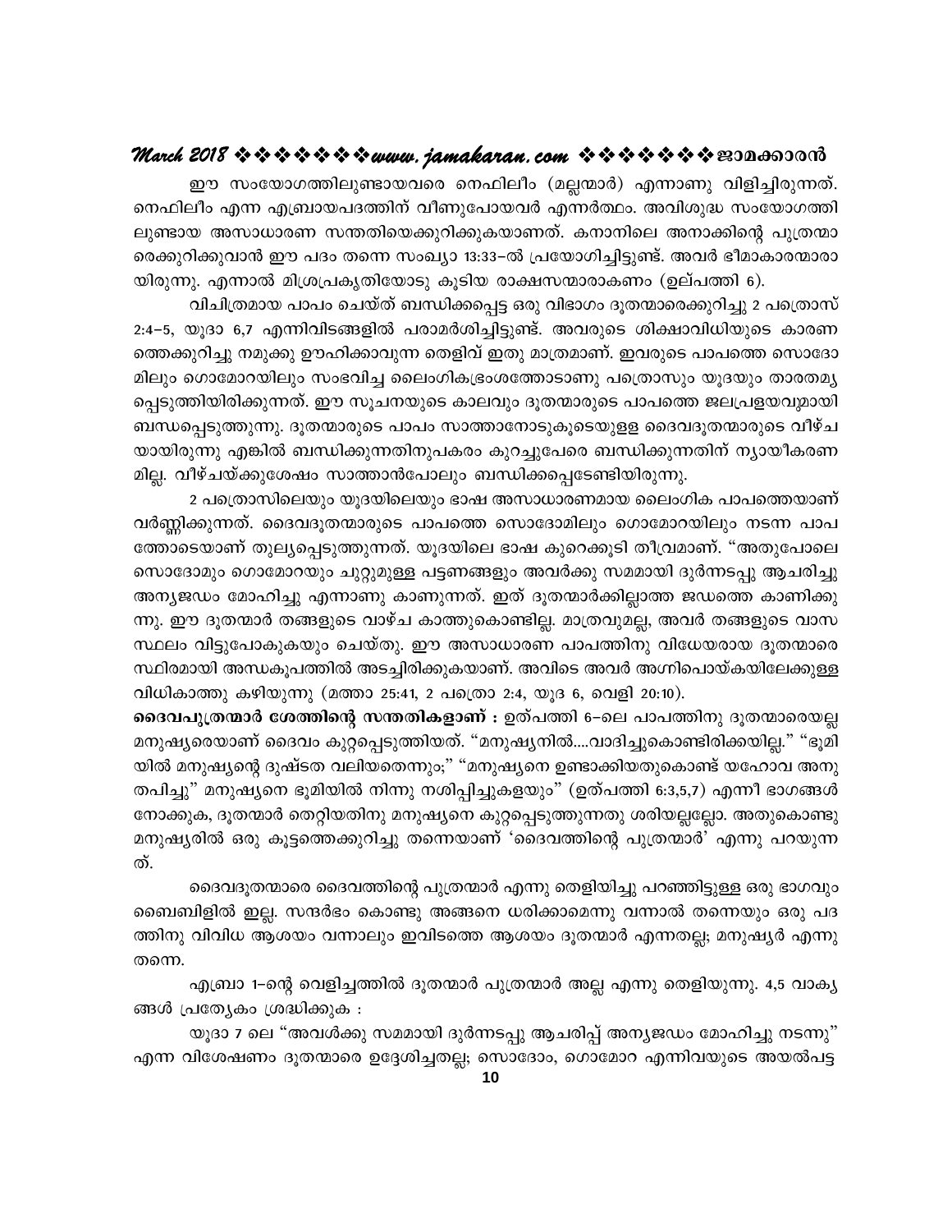ഈ സംയോഗത്തിലുണ്ടായവരെ നെഫിലീം (മല്ലന്മാർ) എന്നാണു വിളിച്ചിരുന്നത്. നെഫിലീം എന്ന എബ്രായപദത്തിന് വീണുപോയവർ എന്നർത്ഥം. അവിശുദ്ധ സംയോഗത്തിലുണ്ടായ അസാധാരണ സന്തതിയെക്കുറിക്കുകയാണത്. കനാനിലെ അനാക്കിന്റെ പുത്രന്മാരെക്കുറിക്കുവാൻ ഈ പദം തന്നെ സംഖ്യാ 13:33–ൽ പ്രയോഗിച്ചിട്ടുണ്ട്. അവർ ഭീമാകാരന്മാരായിരുന്നു. എന്നാൽ മിശ്രപ്രകൃതിയോടു കൂടിയ രാക്ഷസന്മാരാകണം (ഉല്പത്തി 6).

വിചിത്രമായ പാപം ചെയ്ത് ബന്ധിക്കപ്പെട്ട ഒരു വിഭാഗം ദൂതന്മാരെക്കുറിച്ചു 2 പത്രൊസ് 2:4–5, യൂദാ 6,7 എന്നിവിടങ്ങളിൽ പരാമർശിച്ചിട്ടുണ്ട്. അവരുടെ ശിക്ഷാവിധിയുടെ കാരണത്തെക്കുറിച്ചു നമുക്കു ഊഹിക്കാവുന്ന തെളിവ് ഇതു മാത്രമാണ്. ഇവരുടെ പാപത്തെ സൊദോമിലും ഗൊമോറയിലും സംഭവിച്ച ലൈംഗികഭ്രംശത്തോടാണു പത്രൊസും യൂദയും താരതമ്യപ്പെടുത്തിയിരിക്കുന്നത്. ഈ സൂചനയുടെ കാലവും ദൂതന്മാരുടെ പാപത്തെ ജലപ്രളയവുമായി ബന്ധപ്പെടുത്തുന്നു. ദൂതന്മാരുടെ പാപം സാത്താനോടുകൂടെയുള്ള ദൈവദൂതന്മാരുടെ വീഴ്ചയായിരുന്നു എങ്കിൽ ബന്ധിക്കുന്നതിനുപകരം കുറച്ചുപേരെ ബന്ധിക്കുന്നതിന് ന്യായീകരണമില്ല. വീഴ്ചയ്ക്കുശേഷം സാത്താൻപോലും ബന്ധിക്കപ്പെടേണ്ടിയിരുന്നു.

2 പത്രൊസിലെയും യൂദയിലെയും ഭാഷ അസാധാരണമായ ലൈംഗിക പാപത്തെയാണ് വർണ്ണിക്കുന്നത്. ദൈവദൂതന്മാരുടെ പാപത്തെ സൊദോമിലും ഗൊമോറയിലും നടന്ന പാപത്തോടെയാണ് തുല്യപ്പെടുത്തുന്നത്. യൂദയിലെ ഭാഷ കുറെക്കൂടി തീവ്രമാണ്. "അതുപോലെ സൊദോമും ഗൊമോറയും ചുറ്റുമുള്ള പട്ടണങ്ങളും അവർക്കു സമമായി ദുർന്നടപ്പു ആചരിച്ചു അന്യജഡം മോഹിച്ചു എന്നാണു കാണുന്നത്. ഇത് ദൂതന്മാർക്കില്ലാത്ത ജഡത്തെ കാണിക്കുന്നു. ഈ ദൂതന്മാർ തങ്ങളുടെ വാഴ്ച കാത്തുകൊണ്ടില്ല. മാത്രവുമല്ല, അവർ തങ്ങളുടെ വാസസ്ഥലം വിട്ടുപോകുകയും ചെയ്തു. ഈ അസാധാരണ പാപത്തിനു വിധേയരായ ദൂതന്മാരെ സ്ഥിരമായി അന്ധകൂപത്തിൽ അടച്ചിരിക്കുകയാണ്. അവിടെ അവർ അഗ്നിപൊയ്കയിലേക്കുള്ള വിധികാത്തു കഴിയുന്നു (മത്തായി 25:41, 2 പത്രൊ 2:4, യൂദ 6, വെളി 20:10).

**ദൈവപുത്രന്മാർ ശേത്തിന്റെ സന്തതികളാണ് :** ഉത്പത്തി 6–ലെ പാപത്തിനു ദൂതന്മാരെയല്ല മനുഷ്യരെയാണ് ദൈവം കുറ്റപ്പെടുത്തിയത്. "മനുഷ്യനിൽ....വാദിച്ചുകൊണ്ടിരിക്കയില്ല." "ഭൂമിയിൽ മനുഷ്യന്റെ ദുഷ്ടത വലിയതെന്നും;" "മനുഷ്യനെ ഉണ്ടാക്കിയതുകൊണ്ട് യഹോവ അനുതപിച്ചു" മനുഷ്യനെ ഭൂമിയിൽ നിന്നു നശിപ്പിച്ചുകളയും" (ഉത്പത്തി 6:3,5,7) എന്നീ ഭാഗങ്ങൾ നോക്കുക, ദൂതന്മാർ തെറ്റിയതിനു മനുഷ്യനെ കുറ്റപ്പെടുത്തുന്നതു ശരിയല്ലല്ലോ. അതുകൊണ്ടു മനുഷ്യരിൽ ഒരു കൂട്ടത്തെക്കുറിച്ചു തന്നെയാണ് 'ദൈവത്തിന്റെ പുത്രന്മാർ' എന്നു പറയുന്നത്.

ദൈവദൂതന്മാരെ ദൈവത്തിന്റെ പുത്രന്മാർ എന്നു തെളിയിച്ചു പറഞ്ഞിട്ടുള്ള ഒരു ഭാഗവും ബൈബിളിൽ ഇല്ല. സന്ദർഭം കൊണ്ടു അങ്ങനെ ധരിക്കാമെന്നു വന്നാൽ തന്നെയും ഒരു പദത്തിനു വിവിധ ആശയം വന്നാലും ഇവിടത്തെ ആശയം ദൂതന്മാർ എന്നതല്ല; മനുഷ്യർ എന്നു തന്നെ.

എബ്രാ 1–ന്റെ വെളിച്ചത്തിൽ ദൂതന്മാർ പുത്രന്മാർ അല്ല എന്നു തെളിയുന്നു. 4,5 വാക്യങ്ങൾ പ്രത്യേകം ശ്രദ്ധിക്കുക :

യൂദാ 7 ലെ "അവൾക്കു സമമായി ദുർന്നടപ്പു ആചരിപ്പ് അന്യജഡം മോഹിച്ചു നടന്നു" എന്ന വിശേഷണം ദൂതന്മാരെ ഉദ്ദേശിച്ചതല്ല; സൊദോം, ഗൊമോറ എന്നിവയുടെ അയൽപട്ട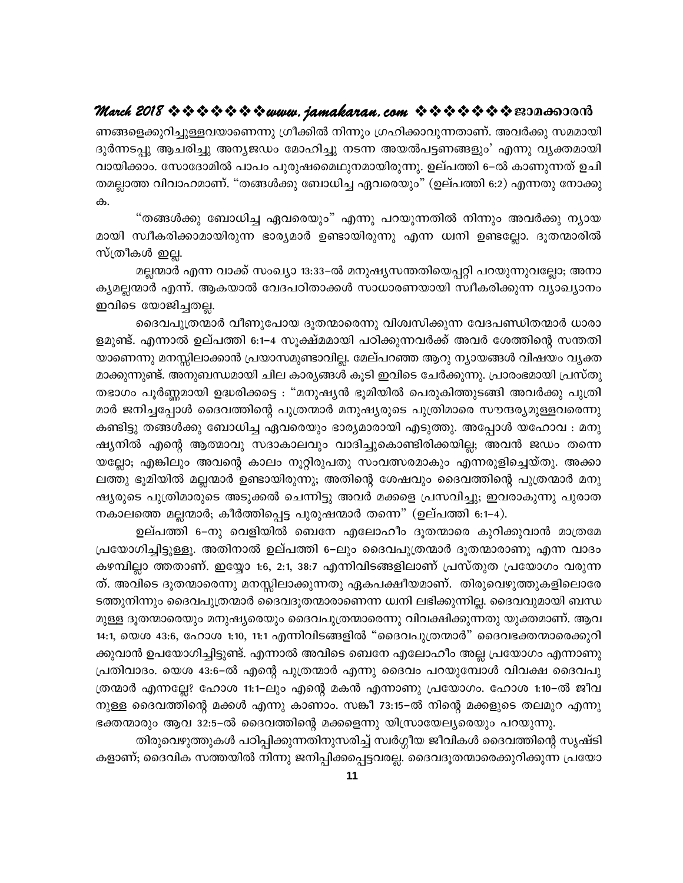ണങ്ങളെക്കുറിച്ചുള്ളവയാണെന്നു ഗ്രീക്കിൽ നിന്നും ഗ്രഹിക്കാവുന്നതാണ്. അവർക്കു സമമായി ദുർന്നടപ്പു ആചരിച്ചു അന്യജഡം മോഹിച്ചു നടന്ന അയൽപട്ടണങ്ങളും' എന്നു വ്യക്തമായി വായിക്കാം. സോദോമിൽ പാപം പുരുഷമൈഥുനമായിരുന്നു. ഉല്പത്തി 6–ൽ കാണുന്നത് ഉചിതമല്ലാത്ത വിവാഹമാണ്. "തങ്ങൾക്കു ബോധിച്ച ഏവരെയും" (ഉല്പത്തി 6:2) എന്നതു നോക്കുക.

"തങ്ങൾക്കു ബോധിച്ച ഏവരെയും" എന്നു പറയുന്നതിൽ നിന്നും അവർക്കു ന്യായമായി സ്വീകരിക്കാമായിരുന്ന ഭാര്യമാർ ഉണ്ടായിരുന്നു എന്ന ധ്വനി ഉണ്ടല്ലോ. ദൂതന്മാരിൽ സ്ത്രീകൾ ഇല്ല.

മല്ലന്മാർ എന്ന വാക്ക് സംഖ്യാ 13:33–ൽ മനുഷ്യസന്തതിയെപ്പറ്റി പറയുന്നുവല്ലോ; അനാകൃമല്ലന്മാർ എന്ന്. ആകയാൽ വേദപഠിതാക്കൾ സാധാരണയായി സ്വീകരിക്കുന്ന വ്യാഖ്യാനം ഇവിടെ യോജിച്ചതല്ല.

ദൈവപുത്രന്മാർ വീണുപോയ ദൂതന്മാരെന്നു വിശ്വസിക്കുന്ന വേദപണ്ഡിതന്മാർ ധാരാളമുണ്ട്. എന്നാൽ ഉല്പത്തി 6:1–4 സൂക്ഷ്മമായി പഠിക്കുന്നവർക്ക് അവർ ശേത്തിന്റെ സന്തതിയാണെന്നു മനസ്സിലാക്കാൻ പ്രയാസമുണ്ടാവില്ല. മേല്പറഞ്ഞ ആറു ന്യായങ്ങൾ വിഷയം വ്യക്തമാക്കുന്നുണ്ട്. അനുബന്ധമായി ചില കാര്യങ്ങൾ കൂടി ഇവിടെ ചേർക്കുന്നു. പ്രാരംഭമായി പ്രസ്തുതഭാഗം പൂർണ്ണമായി ഉദ്ധരിക്കട്ടെ : "മനുഷ്യൻ ഭൂമിയിൽ പെരുകിത്തുടങ്ങി അവർക്കു പുത്രിമാർ ജനിച്ചപ്പോൾ ദൈവത്തിന്റെ പുത്രന്മാർ മനുഷ്യരുടെ പുത്രിമാരെ സൗന്ദര്യമുള്ളവരെന്നു കണ്ടിട്ടു തങ്ങൾക്കു ബോധിച്ച ഏവരെയും ഭാര്യമാരായി എടുത്തു. അപ്പോൾ യഹോവ : മനുഷ്യനിൽ എന്റെ ആത്മാവു സദാകാലവും വാദിച്ചുകൊണ്ടിരിക്കയില്ല; അവൻ ജഡം തന്നെയല്ലോ; എങ്കിലും അവന്റെ കാലം നൂറ്റിരുപതു സംവത്സരമാകും എന്നരുളിച്ചെയ്തു. അക്കാലത്തു ഭൂമിയിൽ മല്ലന്മാർ ഉണ്ടായിരുന്നു; അതിന്റെ ശേഷവും ദൈവത്തിന്റെ പുത്രന്മാർ മനുഷ്യരുടെ പുത്രിമാരുടെ അടുക്കൽ ചെന്നിട്ടു അവർ മക്കളെ പ്രസവിച്ചു; ഇവരാകുന്നു പുരാതനകാലത്തെ മല്ലന്മാർ; കീർത്തിപ്പെട്ട പുരുഷന്മാർ തന്നെ" (ഉല്പത്തി 6:1–4).

ഉല്പത്തി 6–നു വെളിയിൽ ബെനേ എലോഹീം ദൂതന്മാരെ കുറിക്കുവാൻ മാത്രമേ പ്രയോഗിച്ചിട്ടുള്ളു. അതിനാൽ ഉല്പത്തി 6–ലും ദൈവപുത്രന്മാർ ദൂതന്മാരാണു എന്ന വാദം കഴമ്പില്ലാ ത്തതാണ്. ഇയ്യോ 1:6, 2:1, 38:7 എന്നിവിടങ്ങളിലാണ് പ്രസ്തുത പ്രയോഗം വരുന്നത്. അവിടെ ദൂതന്മാരെന്നു മനസ്സിലാക്കുന്നതു ഏകപക്ഷീയമാണ്. തിരുവെഴുത്തുകളിലൊരേടത്തുനിന്നും ദൈവപുത്രന്മാർ ദൈവദൂതന്മാരാണെന്ന ധ്വനി ലഭിക്കുന്നില്ല. ദൈവവുമായി ബന്ധമുള്ള ദൂതന്മാരെയും മനുഷ്യരെയും ദൈവപുത്രന്മാരെന്നു വിവക്ഷിക്കുന്നതു യുക്തമാണ്. ആവ 14:1, യെശ 43:6, ഹോശ 1:10, 11:1 എന്നിവിടങ്ങളിൽ "ദൈവപുത്രന്മാർ" ദൈവഭക്തന്മാരെക്കുറിക്കുവാൻ ഉപയോഗിച്ചിട്ടുണ്ട്. എന്നാൽ അവിടെ ബെനേ എലോഹീം അല്ല പ്രയോഗം എന്നാണു പ്രതിവാദം. യെശ 43:6–ൽ എന്റെ പുത്രന്മാർ എന്നു ദൈവം പറയുമ്പോൾ വിവക്ഷ ദൈവപുത്രന്മാർ എന്നല്ലേ? ഹോശ 11:1–ലും എന്റെ മകൻ എന്നാണു പ്രയോഗം. ഹോശ 1:10–ൽ ജീവനുള്ള ദൈവത്തിന്റെ മക്കൾ എന്നു കാണാം. സങ്കീ 73:15–ൽ നിന്റെ മക്കളുടെ തലമുറ എന്നു ഭക്തന്മാരും ആവ 32:5–ൽ ദൈവത്തിന്റെ മക്കളെന്നു യിസ്രായേല്യരെയും പറയുന്നു.

തിരുവെഴുത്തുകൾ പഠിപ്പിക്കുന്നതിനുസരിച്ച് സ്വർഗ്ഗീയ ജീവികൾ ദൈവത്തിന്റെ സൃഷ്ടികളാണ്; ദൈവിക സത്തയിൽ നിന്നു ജനിപ്പിക്കപ്പെട്ടവരല്ല. ദൈവദൂതന്മാരെക്കുറിക്കുന്ന പ്രയോ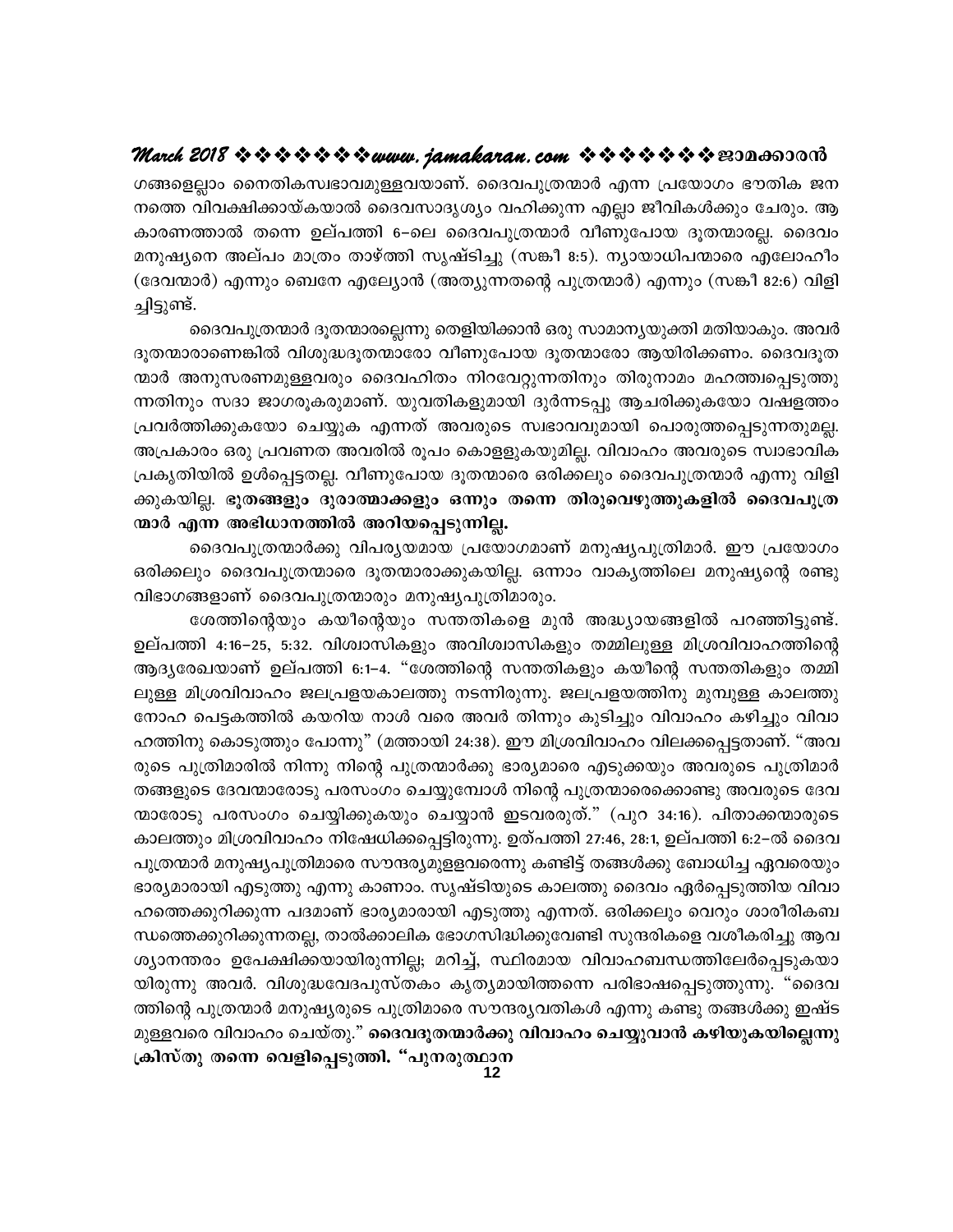ഗങ്ങളെല്ലാം നൈതികസ്വഭാവമുള്ളവയാണ്. ദൈവപുത്രന്മാർ എന്ന പ്രയോഗം ഭൗതിക ജനനത്തെ വിവക്ഷിക്കായ്കയാൽ ദൈവസാദൃശ്യം വഹിക്കുന്ന എല്ലാ ജീവികൾക്കും ചേരും. ആ കാരണത്താൽ തന്നെ ഉല്പത്തി 6–ലെ ദൈവപുത്രന്മാർ വീണുപോയ ദൂതന്മാരല്ല. ദൈവം മനുഷ്യനെ അല്പം മാത്രം താഴ്ത്തി സൃഷ്ടിച്ചു (സങ്കീ 8:5). ന്യായാധിപന്മാരെ എലോഹീം (ദേവന്മാർ) എന്നും ബെനേ എല്യോൻ (അത്യുന്നതന്റെ പുത്രന്മാർ) എന്നും (സങ്കീ 82:6) വിളിച്ചിട്ടുണ്ട്.

ദൈവപുത്രന്മാർ ദൂതന്മാരല്ലെന്നു തെളിയിക്കാൻ ഒരു സാമാന്യയുക്തി മതിയാകും. അവർ ദൂതന്മാരാണെങ്കിൽ വിശുദ്ധദൂതന്മാരോ വീണുപോയ ദൂതന്മാരോ ആയിരിക്കണം. ദൈവദൂതന്മാർ അനുസരണമുള്ളവരും ദൈവഹിതം നിറവേറ്റുന്നതിനും തിരുനാമം മഹത്ത്വപ്പെടുത്തുന്നതിനും സദാ ജാഗരൂകരുമാണ്. യുവതികളുമായി ദുർന്നടപ്പു ആചരിക്കുകയോ വഷളത്തം പ്രവർത്തിക്കുകയോ ചെയ്യുക എന്നത് അവരുടെ സ്വഭാവവുമായി പൊരുത്തപ്പെടുന്നതുമല്ല. അപ്രകാരം ഒരു പ്രവണത അവരിൽ രൂപം കൊള്ളുകയുമില്ല. വിവാഹം അവരുടെ സ്വാഭാവിക പ്രകൃതിയിൽ ഉൾപ്പെട്ടതല്ല. വീണുപോയ ദൂതന്മാരെ ഒരിക്കലും ദൈവപുത്രന്മാർ എന്നു വിളിക്കുകയില്ല. **ഭൂതങ്ങളും ദുരാത്മാക്കളും ഒന്നും തന്നെ തിരുവെഴുത്തുകളിൽ ദൈവപുത്രന്മാർ എന്ന അഭിധാനത്തിൽ അറിയപ്പെടുന്നില്ല.**

ദൈവപുത്രന്മാർക്കു വിപര്യയമായ പ്രയോഗമാണ് മനുഷ്യപുത്രിമാർ. ഈ പ്രയോഗം ഒരിക്കലും ദൈവപുത്രന്മാരെ ദൂതന്മാരാക്കുകയില്ല. ഒന്നാം വാക്യത്തിലെ മനുഷ്യന്റെ രണ്ടു വിഭാഗങ്ങളാണ് ദൈവപുത്രന്മാരും മനുഷ്യപുത്രിമാരും.

ശേത്തിന്റെയും കയീന്റെയും സന്തതികളെ മുൻ അദ്ധ്യായങ്ങളിൽ പറഞ്ഞിട്ടുണ്ട്. ഉല്പത്തി 4:16–25, 5:32. വിശ്വാസികളും അവിശ്വാസികളും തമ്മിലുള്ള മിശ്രവിവാഹത്തിന്റെ ആദ്യരേഖയാണ് ഉല്പത്തി 6:1–4. "ശേത്തിന്റെ സന്തതികളും കയീന്റെ സന്തതികളും തമ്മിലുള്ള മിശ്രവിവാഹം ജലപ്രളയകാലത്തു നടന്നിരുന്നു. ജലപ്രളയത്തിനു മുമ്പുള്ള കാലത്തു നോഹ പെട്ടകത്തിൽ കയറിയ നാൾ വരെ അവർ തിന്നും കുടിച്ചും വിവാഹം കഴിച്ചും വിവാഹത്തിനു കൊടുത്തും പോന്നു" (മത്തായി 24:38). ഈ മിശ്രവിവാഹം വിലക്കപ്പെട്ടതാണ്. "അവരുടെ പുത്രിമാരിൽ നിന്നു നിന്റെ പുത്രന്മാർക്കു ഭാര്യമാരെ എടുക്കയും അവരുടെ പുത്രിമാർ തങ്ങളുടെ ദേവന്മാരോടു പരസംഗം ചെയ്യുമ്പോൾ നിന്റെ പുത്രന്മാരെക്കൊണ്ടു അവരുടെ ദേവന്മാരോടു പരസംഗം ചെയ്യിക്കുകയും ചെയ്യാൻ ഇടവരരുത്." (പുറ 34:16). പിതാക്കന്മാരുടെ കാലത്തും മിശ്രവിവാഹം നിഷേധിക്കപ്പെട്ടിരുന്നു. ഉത്പത്തി 27:46, 28:1, ഉല്പത്തി 6:2–ൽ ദൈവപുത്രന്മാർ മനുഷ്യപുത്രിമാരെ സൗന്ദര്യമുള്ളവരെന്നു കണ്ടിട്ട് തങ്ങൾക്കു ബോധിച്ച ഏവരെയും ഭാര്യമാരായി എടുത്തു എന്നു കാണാം. സൃഷ്ടിയുടെ കാലത്തു ദൈവം ഏർപ്പെടുത്തിയ വിവാഹത്തെക്കുറിക്കുന്ന പദമാണ് ഭാര്യമാരായി എടുത്തു എന്നത്. ഒരിക്കലും വെറും ശാരീരികബന്ധത്തെക്കുറിക്കുന്നതല്ല, താൽക്കാലിക ഭോഗസിദ്ധിക്കുവേണ്ടി സുന്ദരികളെ വശീകരിച്ചു ആവശ്യാനന്തരം ഉപേക്ഷിക്കയായിരുന്നില്ല; മറിച്ച്, സ്ഥിരമായ വിവാഹബന്ധത്തിലേർപ്പെടുകയായിരുന്നു അവർ. വിശുദ്ധവേദപുസ്തകം കൃത്യമായിത്തന്നെ പരിഭാഷപ്പെടുത്തുന്നു. "ദൈവത്തിന്റെ പുത്രന്മാർ മനുഷ്യരുടെ പുത്രിമാരെ സൗന്ദര്യവതികൾ എന്നു കണ്ടു തങ്ങൾക്കു ഇഷ്ടമുള്ളവരെ വിവാഹം ചെയ്തു." **ദൈവദൂതന്മാർക്കു വിവാഹം ചെയ്യുവാൻ കഴിയുകയില്ലെന്നു ക്രിസ്തു തന്നെ വെളിപ്പെടുത്തി. "പുനരുത്ഥാന**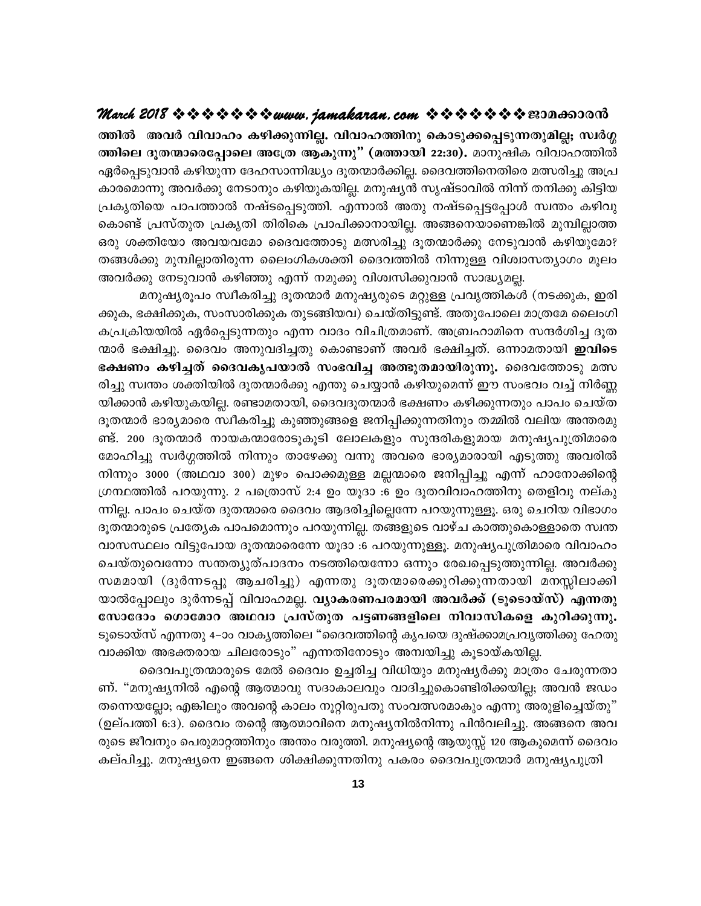**ത്തിൽ അവർ വിവാഹം കഴിക്കുന്നില്ല. വിവാഹത്തിനു കൊടുക്കപ്പെടുന്നതുമില്ല; സ്വർഗ്ഗത്തിലെ ദൂതന്മാരെപ്പോലെ അത്രേ ആകുന്നു" (മത്തായി 22:30).** മാനുഷിക വിവാഹത്തിൽ ഏർപ്പെടുവാൻ കഴിയുന്ന ദേഹസാന്നിദ്ധ്യം ദൂതന്മാർക്കില്ല. ദൈവത്തിനെതിരെ മത്സരിച്ചു അപ്രകാരമൊന്നു അവർക്കു നേടാനും കഴിയുകയില്ല. മനുഷ്യൻ സൃഷ്ടാവിൽ നിന്ന് തനിക്കു കിട്ടിയ പ്രകൃതിയെ പാപത്താൽ നഷ്ടപ്പെടുത്തി. എന്നാൽ അതു നഷ്ടപ്പെട്ടപ്പോൾ സ്വന്തം കഴിവു കൊണ്ട് പ്രസ്തുത പ്രകൃതി തിരികെ പ്രാപിക്കാനായില്ല. അങ്ങനെയാണെങ്കിൽ മുമ്പില്ലാത്ത ഒരു ശക്തിയോ അവയവമോ ദൈവത്തോടു മത്സരിച്ചു ദൂതന്മാർക്കു നേടുവാൻ കഴിയുമോ? തങ്ങൾക്കു മുമ്പില്ലാതിരുന്ന ലൈംഗികശക്തി ദൈവത്തിൽ നിന്നുള്ള വിശ്വാസത്യാഗം മൂലം അവർക്കു നേടുവാൻ കഴിഞ്ഞു എന്ന് നമുക്കു വിശ്വസിക്കുവാൻ സാദ്ധ്യമല്ല.

മനുഷ്യരൂപം സ്വീകരിച്ചു ദൂതന്മാർ മനുഷ്യരുടെ മറ്റുള്ള പ്രവൃത്തികൾ (നടക്കുക, ഇരിക്കുക, ഭക്ഷിക്കുക, സംസാരിക്കുക തുടങ്ങിയവ) ചെയ്തിട്ടുണ്ട്. അതുപോലെ മാത്രമേ ലൈംഗികപ്രക്രിയയിൽ ഏർപ്പെടുന്നതും എന്ന വാദം വിചിത്രമാണ്. അബ്രഹാമിനെ സന്ദർശിച്ച ദൂതന്മാർ ഭക്ഷിച്ചു. ദൈവം അനുവദിച്ചതു കൊണ്ടാണ് അവർ ഭക്ഷിച്ചത്. ഒന്നാമതായി **ഇവിടെ ഭക്ഷണം കഴിച്ചത് ദൈവകൃപയാൽ സംഭവിച്ച അത്ഭുതമായിരുന്നു.** ദൈവത്തോടു മത്സരിച്ചു സ്വന്തം ശക്തിയിൽ ദൂതന്മാർക്കു എന്തു ചെയ്യാൻ കഴിയുമെന്ന് ഈ സംഭവം വച്ച് നിർണ്ണയിക്കാൻ കഴിയുകയില്ല. രണ്ടാമതായി, ദൈവദൂതന്മാർ ഭക്ഷണം കഴിക്കുന്നതും പാപം ചെയ്ത ദൂതന്മാർ ഭാര്യമാരെ സ്വീകരിച്ചു കുഞ്ഞുങ്ങളെ ജനിപ്പിക്കുന്നതിനും തമ്മിൽ വലിയ അന്തരമുണ്ട്. 200 ദൂതന്മാർ നായകന്മാരോടുകൂടി ലോലകളും സുന്ദരികളുമായ മനുഷ്യപുത്രിമാരെ മോഹിച്ചു സ്വർഗ്ഗത്തിൽ നിന്നും താഴേക്കു വന്നു അവരെ ഭാര്യമാരായി എടുത്തു അവരിൽ നിന്നും 3000 (അഥവാ 300) മുഴം പൊക്കമുള്ള മല്ലന്മാരെ ജനിപ്പിച്ചു എന്ന് ഹാനോക്കിന്റെ ഗ്രന്ഥത്തിൽ പറയുന്നു. 2 പത്രൊസ് 2:4 ഉം യൂദാ :6 ഉം ദൂതവിവാഹത്തിനു തെളിവു നല്കുന്നില്ല. പാപം ചെയ്ത ദൂതന്മാരെ ദൈവം ആദരിച്ചില്ലെന്നേ പറയുന്നുള്ളൂ. ഒരു ചെറിയ വിഭാഗം ദൂതന്മാരുടെ പ്രത്യേക പാപമൊന്നും പറയുന്നില്ല. തങ്ങളുടെ വാഴ്ച കാത്തുകൊള്ളാതെ സ്വന്ത വാസസ്ഥലം വിട്ടുപോയ ദൂതന്മാരെന്നേ യൂദാ :6 പറയുന്നുള്ളൂ. മനുഷ്യപുത്രിമാരെ വിവാഹം ചെയ്തുവെന്നോ സന്തത്യുത്പാദനം നടത്തിയെന്നോ ഒന്നും രേഖപ്പെടുത്തുന്നില്ല. അവർക്കു സമമായി (ദുർന്നടപ്പു ആചരിച്ചു) എന്നതു ദൂതന്മാരെക്കുറിക്കുന്നതായി മനസ്സിലാക്കിയാൽപ്പോലും ദുർന്നടപ്പ് വിവാഹമല്ല. **വ്യാകരണപരമായി അവർക്ക് (ടൂടൊയ്സ്) എന്നതു സോദോം ഗൊമോറ അഥവാ പ്രസ്തുത പട്ടണങ്ങളിലെ നിവാസികളെ കുറിക്കുന്നു.** ടൂടൊയ്സ് എന്നതു 4–ാം വാക്യത്തിലെ "ദൈവത്തിന്റെ കൃപയെ ദുഷ്കാമപ്രവൃത്തിക്കു ഹേതുവാക്കിയ അഭക്തരായ ചിലരോടും" എന്നതിനോടും അന്വയിച്ചു കൂടായ്കയില്ല.

ദൈവപുത്രന്മാരുടെ മേൽ ദൈവം ഉച്ചരിച്ച വിധിയും മനുഷ്യർക്കു മാത്രം ചേരുന്നതാണ്. "മനുഷ്യനിൽ എന്റെ ആത്മാവു സദാകാലവും വാദിച്ചുകൊണ്ടിരിക്കയില്ല; അവൻ ജഡം തന്നെയല്ലോ; എങ്കിലും അവന്റെ കാലം നൂറ്റിരുപതു സംവത്സരമാകും എന്നു അരുളിച്ചെയ്തു" (ഉല്പത്തി 6:3). ദൈവം തന്റെ ആത്മാവിനെ മനുഷ്യനിൽനിന്നു പിൻവലിച്ചു. അങ്ങനെ അവരുടെ ജീവനും പെരുമാറ്റത്തിനും അന്തം വരുത്തി. മനുഷ്യന്റെ ആയുസ്സ് 120 ആകുമെന്ന് ദൈവം കല്പിച്ചു. മനുഷ്യനെ ഇങ്ങനെ ശിക്ഷിക്കുന്നതിനു പകരം ദൈവപുത്രന്മാർ മനുഷ്യപുത്രി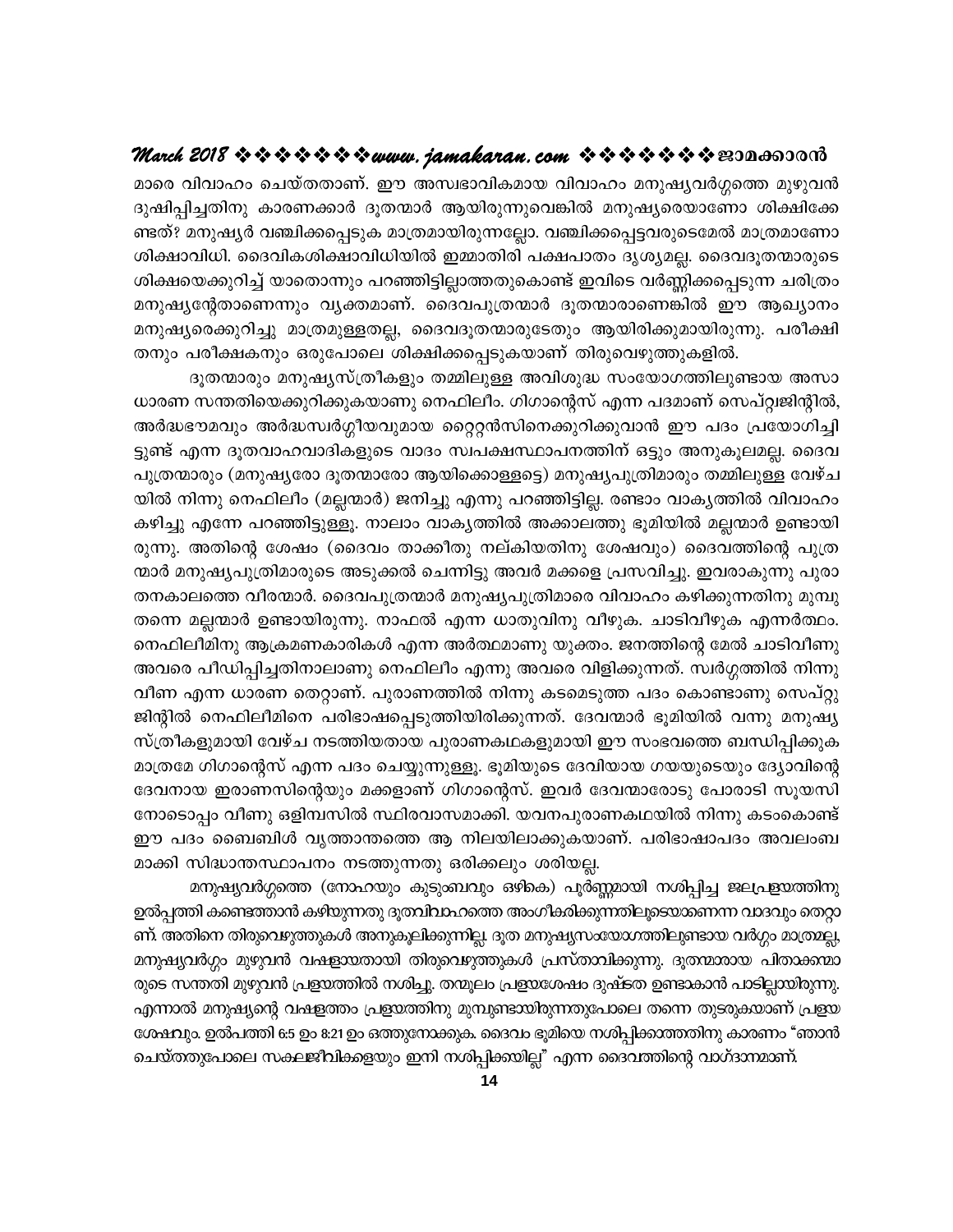മാരെ വിവാഹം ചെയ്തതാണ്. ഈ അസ്വഭാവികമായ വിവാഹം മനുഷ്യവർഗ്ഗത്തെ മുഴുവൻ ദുഷിപ്പിച്ചതിനു കാരണക്കാർ ദൂതന്മാർ ആയിരുന്നുവെങ്കിൽ മനുഷ്യരെയാണോ ശിക്ഷിക്കേണ്ടത്? മനുഷ്യർ വഞ്ചിക്കപ്പെടുക മാത്രമായിരുന്നല്ലോ. വഞ്ചിക്കപ്പെട്ടവരുടെമേൽ മാത്രമാണോ ശിക്ഷാവിധി. ദൈവികശിക്ഷാവിധിയിൽ ഇമ്മാതിരി പക്ഷപാതം ദൃശ്യമല്ല. ദൈവദൂതന്മാരുടെ ശിക്ഷയെക്കുറിച്ച് യാതൊന്നും പറഞ്ഞിട്ടില്ലാത്തതുകൊണ്ട് ഇവിടെ വർണ്ണിക്കപ്പെടുന്ന ചരിത്രം മനുഷ്യന്റേതാണെന്നും വ്യക്തമാണ്. ദൈവപുത്രന്മാർ ദൂതന്മാരാണെങ്കിൽ ഈ ആഖ്യാനം മനുഷ്യരെക്കുറിച്ചു മാത്രമുള്ളതല്ല, ദൈവദൂതന്മാരുടേതും ആയിരിക്കുമായിരുന്നു. പരീക്ഷിതനും പരീക്ഷകനും ഒരുപോലെ ശിക്ഷിക്കപ്പെടുകയാണ് തിരുവെഴുത്തുകളിൽ.

ദൂതന്മാരും മനുഷ്യസ്ത്രീകളും തമ്മിലുള്ള അവിശുദ്ധ സംയോഗത്തിലുണ്ടായ അസാധാരണ സന്തതിയെക്കുറിക്കുകയാണു നെഫിലീം. ഗിഗാന്റെസ് എന്ന പദമാണ് സെപ്റ്റ്വജിന്റിൽ, അർദ്ധഭൗമവും അർദ്ധസ്വർഗ്ഗീയവുമായ റ്റൈറ്റൻസിനെക്കുറിക്കുവാൻ ഈ പദം പ്രയോഗിച്ചിട്ടുണ്ട് എന്ന ദൂതവാഹവാദികളുടെ വാദം സ്വപക്ഷസ്ഥാപനത്തിന് ഒട്ടും അനുകൂലമല്ല. ദൈവപുത്രന്മാരും (മനുഷ്യരോ ദൂതന്മാരോ ആയിക്കൊള്ളട്ടെ) മനുഷ്യപുത്രിമാരും തമ്മിലുള്ള വേഴ്ചയിൽ നിന്നു നെഫിലീം (മല്ലന്മാർ) ജനിച്ചു എന്നു പറഞ്ഞിട്ടില്ല. രണ്ടാം വാക്യത്തിൽ വിവാഹം കഴിച്ചു എന്നേ പറഞ്ഞിട്ടുള്ളൂ. നാലാം വാക്യത്തിൽ അക്കാലത്തു ഭൂമിയിൽ മല്ലന്മാർ ഉണ്ടായിരുന്നു. അതിന്റെ ശേഷം (ദൈവം താക്കീതു നല്കിയതിനു ശേഷവും) ദൈവത്തിന്റെ പുത്രന്മാർ മനുഷ്യപുത്രിമാരുടെ അടുക്കൽ ചെന്നിട്ടു അവർ മക്കളെ പ്രസവിച്ചു. ഇവരാകുന്നു പുരാതനകാലത്തെ വീരന്മാർ. ദൈവപുത്രന്മാർ മനുഷ്യപുത്രിമാരെ വിവാഹം കഴിക്കുന്നതിനു മുമ്പു തന്നെ മല്ലന്മാർ ഉണ്ടായിരുന്നു. നാഫൽ എന്ന ധാതുവിനു വീഴുക. ചാടിവീഴുക എന്നർത്ഥം. നെഫിലീമിനു ആക്രമണകാരികൾ എന്ന അർത്ഥമാണു യുക്തം. ജനത്തിന്റെ മേൽ ചാടിവീണു അവരെ പീഡിപ്പിച്ചതിനാലാണു നെഫിലീം എന്നു അവരെ വിളിക്കുന്നത്. സ്വർഗ്ഗത്തിൽ നിന്നു വീണ എന്ന ധാരണ തെറ്റാണ്. പുരാണത്തിൽ നിന്നു കടമെടുത്ത പദം കൊണ്ടാണു സെപ്റ്റുജിന്റിൽ നെഫിലീമിനെ പരിഭാഷപ്പെടുത്തിയിരിക്കുന്നത്. ദേവന്മാർ ഭൂമിയിൽ വന്നു മനുഷ്യസ്ത്രീകളുമായി വേഴ്ച നടത്തിയതായ പുരാണകഥകളുമായി ഈ സംഭവത്തെ ബന്ധിപ്പിക്കുക മാത്രമേ ഗിഗാന്റെസ് എന്ന പദം ചെയ്യുന്നുള്ളൂ. ഭൂമിയുടെ ദേവിയായ ഗയയുടെയും ദ്യോവിന്റെ ദേവനായ ഇരാണസിന്റെയും മക്കളാണ് ഗിഗാന്റെസ്. ഇവർ ദേവന്മാരോടു പോരാടി സ്യൂയസിനോടൊപ്പം വീണു ഒളിമ്പസിൽ സ്ഥിരവാസമാക്കി. യവനപുരാണകഥയിൽ നിന്നു കടംകൊണ്ട് ഈ പദം ബൈബിൾ വൃത്താന്തത്തെ ആ നിലയിലാക്കുകയാണ്. പരിഭാഷാപദം അവലംബമാക്കി സിദ്ധാന്തസ്ഥാപനം നടത്തുന്നതു ഒരിക്കലും ശരിയല്ല.

മനുഷ്യവർഗ്ഗത്തെ (നോഹയും കുടുംബവും ഒഴികെ) പൂർണ്ണമായി നശിപ്പിച്ച ജലപ്രളയത്തിനു ഉൽപ്പത്തി കണ്ടെത്താൻ കഴിയുന്നതു ദൂതവിവാഹത്തെ അംഗീകരിക്കുന്നതിലൂടെയാണെന്ന വാദവും തെറ്റാണ്. അതിനെ തിരുവെഴുത്തുകൾ അനുകൂലിക്കുന്നില്ല. ദൂത മനുഷ്യസംയോഗത്തിലുണ്ടായ വർഗ്ഗം മാത്രമല്ല, മനുഷ്യവർഗ്ഗം മുഴുവൻ വഷളായതായി തിരുവെഴുത്തുകൾ പ്രസ്താവിക്കുന്നു. ദൂതന്മാരായ പിതാക്കന്മാരുടെ സന്തതി മുഴുവൻ പ്രളയത്തിൽ നശിച്ചു. തന്മൂലം പ്രളയശേഷം ദുഷ്ടത ഉണ്ടാകാൻ പാടില്ലായിരുന്നു. എന്നാൽ മനുഷ്യന്റെ വഷളത്തം പ്രളയത്തിനു മുമ്പുണ്ടായിരുന്നതുപോലെ തന്നെ തുടരുകയാണ് പ്രളയശേഷവും. ഉൽപത്തി 6:5 ഉം 8:21 ഉം ഒത്തുനോക്കുക. ദൈവം ഭൂമിയെ നശിപ്പിക്കാത്തതിനു കാരണം "ഞാൻ ചെയ്തതുപോലെ സകലജീവികളെയും ഇനി നശിപ്പിക്കയില്ല" എന്ന ദൈവത്തിന്റെ വാഗ്ദാനമാണ്.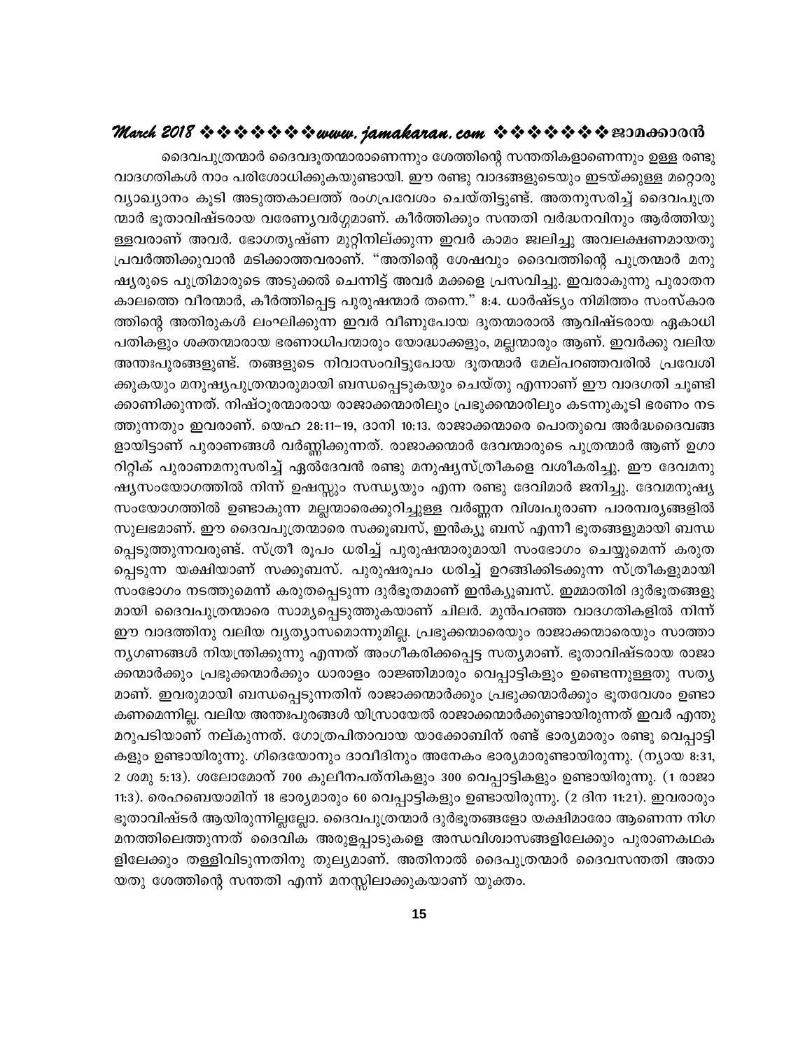ദൈവപുത്രന്മാർ ദൈവദൂതന്മാരാണെന്നും ശേത്തിന്റെ സന്തതികളാണെന്നും ഉള്ള രണ്ടു വാദഗതികൾ നാം പരിശോധിക്കുകയുണ്ടായി. ഈ രണ്ടു വാദങ്ങളുടെയും ഇടയ്ക്കുള്ള മറ്റൊരു വ്യാഖ്യാനം കൂടി അടുത്തകാലത്ത് രംഗപ്രവേശം ചെയ്തിട്ടുണ്ട്. അതനുസരിച്ച് ദൈവപുത്രന്മാർ ഭൂതാവിഷ്ടരായ വരേണ്യവർഗ്ഗമാണ്. കീർത്തിക്കും സന്തതി വർദ്ധനവിനും ആർത്തിയുള്ളവരാണ് അവർ. ഭോഗതൃഷ്ണ മുറ്റിനില്ക്കുന്ന ഇവർ കാമം ജ്വലിച്ചു അവലക്ഷണമായതു പ്രവർത്തിക്കുവാൻ മടിക്കാത്തവരാണ്. "അതിന്റെ ശേഷവും ദൈവത്തിന്റെ പുത്രന്മാർ മനുഷ്യരുടെ പുത്രിമാരുടെ അടുക്കൽ ചെന്നിട്ട് അവർ മക്കളെ പ്രസവിച്ചു. ഇവരാകുന്നു പുരാതന കാലത്തെ വീരന്മാർ, കീർത്തിപ്പെട്ട പുരുഷന്മാർ തന്നെ." 8:4. ധാർഷ്ട്യം നിമിത്തം സംസ്കാരത്തിന്റെ അതിരുകൾ ലംഘിക്കുന്ന ഇവർ വീണുപോയ ദൂതന്മാരാൽ ആവിഷ്ടരായ ഏകാധിപതികളും ശക്തന്മാരായ ഭരണാധിപന്മാരും യോദ്ധാക്കളും, മല്ലന്മാരും ആണ്. ഇവർക്കു വലിയ അന്തഃപുരങ്ങളുണ്ട്. തങ്ങളുടെ നിവാസംവിട്ടുപോയ ദൂതന്മാർ മേല്പറഞ്ഞവരിൽ പ്രവേശിക്കുകയും മനുഷ്യപുത്രന്മാരുമായി ബന്ധപ്പെടുകയും ചെയ്തു എന്നാണ് ഈ വാദഗതി ചൂണ്ടിക്കാണിക്കുന്നത്. നിഷ്ഠൂരന്മാരായ രാജാക്കന്മാരിലും പ്രഭുക്കന്മാരിലും കടന്നുകൂടി ഭരണം നടത്തുന്നതും ഇവരാണ്. യെഹ 28:11–19, ദാനി 10:13. രാജാക്കന്മാരെ പൊതുവെ അർദ്ധദൈവങ്ങളായിട്ടാണ് പുരാണങ്ങൾ വർണ്ണിക്കുന്നത്. രാജാക്കന്മാർ ദേവന്മാരുടെ പുത്രന്മാർ ആണ് ഉഗാറിറ്റിക് പുരാണമനുസരിച്ച് ഏൽദേവൻ രണ്ടു മനുഷ്യസ്ത്രീകളെ വശീകരിച്ചു. ഈ ദേവമനുഷ്യസംയോഗത്തിൽ നിന്ന് ഉഷസ്സും സന്ധ്യയും എന്ന രണ്ടു ദേവിമാർ ജനിച്ചു. ദേവമനുഷ്യസംയോഗത്തിൽ ഉണ്ടാകുന്ന മല്ലന്മാരെക്കുറിച്ചുള്ള വർണ്ണന വിശ്വപുരാണ പാരമ്പര്യങ്ങളിൽ സുലഭമാണ്. ഈ ദൈവപുത്രന്മാരെ സക്കൂബസ്, ഇൻക്യൂ ബസ് എന്നീ ഭൂതങ്ങളുമായി ബന്ധപ്പെടുത്തുന്നവരുണ്ട്. സ്ത്രീ രൂപം ധരിച്ച് പുരുഷന്മാരുമായി സംഭോഗം ചെയ്യുമെന്ന് കരുതപ്പെടുന്ന യക്ഷിയാണ് സക്കൂബസ്. പുരുഷരൂപം ധരിച്ച് ഉറങ്ങിക്കിടക്കുന്ന സ്ത്രീകളുമായി സംഭോഗം നടത്തുമെന്ന് കരുതപ്പെടുന്ന ദുർഭൂതമാണ് ഇൻക്യൂബസ്. ഇമ്മാതിരി ദുർഭൂതങ്ങളുമായി ദൈവപുത്രന്മാരെ സാമ്യപ്പെടുത്തുകയാണ് ചിലർ. മുൻപറഞ്ഞ വാദഗതികളിൽ നിന്ന് ഈ വാദത്തിനു വലിയ വ്യത്യാസമൊന്നുമില്ല. പ്രഭുക്കന്മാരെയും രാജാക്കന്മാരെയും സാത്താന്യഗണങ്ങൾ നിയന്ത്രിക്കുന്നു എന്നത് അംഗീകരിക്കപ്പെട്ട സത്യമാണ്. ഭൂതാവിഷ്ടരായ രാജാക്കന്മാർക്കും പ്രഭുക്കന്മാർക്കും ധാരാളം രാജ്ഞിമാരും വെപ്പാട്ടികളും ഉണ്ടെന്നുള്ളതു സത്യമാണ്. ഇവരുമായി ബന്ധപ്പെടുന്നതിന് രാജാക്കന്മാർക്കും പ്രഭുക്കന്മാർക്കും ഭൂതവേശം ഉണ്ടാകണമെന്നില്ല. വലിയ അന്തഃപുരങ്ങൾ യിസ്രായേൽ രാജാക്കന്മാർക്കുണ്ടായിരുന്നത് ഇവർ എന്തു മറുപടിയാണ് നല്കുന്നത്. ഗോത്രപിതാവായ യാക്കോബിന് രണ്ട് ഭാര്യമാരും രണ്ടു വെപ്പാട്ടികളും ഉണ്ടായിരുന്നു. ഗിദെയോനും ദാവീദിനും അനേകം ഭാര്യമാരുണ്ടായിരുന്നു. (ന്യായ 8:31, 2 ശമു 5:13). ശലോമോന് 700 കുലീനപത്നികളും 300 വെപ്പാട്ടികളും ഉണ്ടായിരുന്നു. (1 രാജാ 11:3). രെഹബെയാമിന് 18 ഭാര്യമാരും 60 വെപ്പാട്ടികളും ഉണ്ടായിരുന്നു. (2 ദിന 11:21). ഇവരാരും ഭൂതാവിഷ്ടർ ആയിരുന്നില്ലല്ലോ. ദൈവപുത്രന്മാർ ദുർഭൂതങ്ങളോ യക്ഷിമാരോ ആണെന്ന നിഗമനത്തിലെത്തുന്നത് ദൈവിക അരുളപ്പാടുകളെ അന്ധവിശ്വാസങ്ങളിലേക്കും പുരാണകഥകളിലേക്കും തള്ളിവിടുന്നതിനു തുല്യമാണ്. അതിനാൽ ദൈപുത്രന്മാർ ദൈവസന്തതി അതായതു ശേത്തിന്റെ സന്തതി എന്ന് മനസ്സിലാക്കുകയാണ് യുക്തം.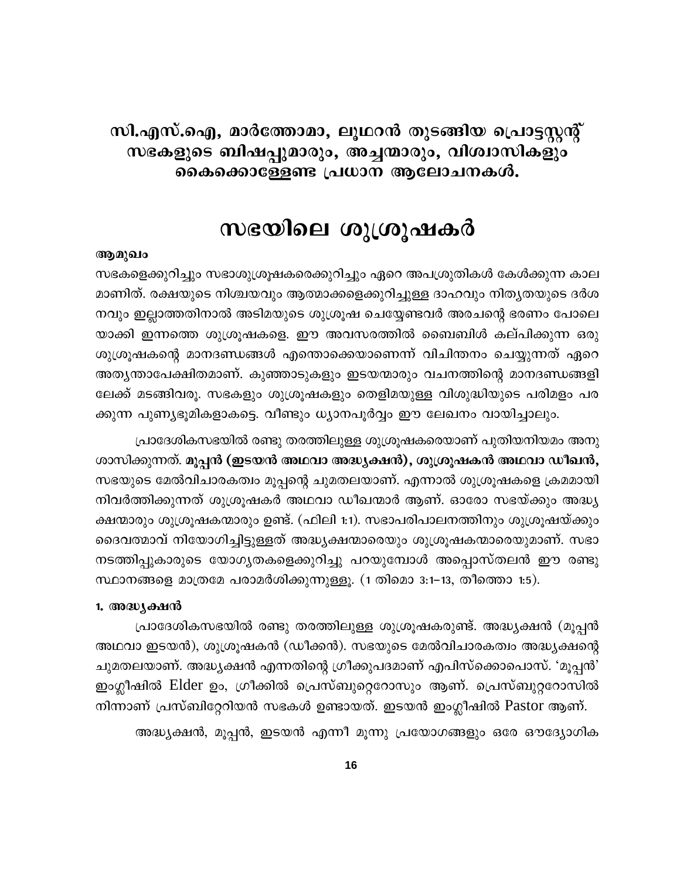## സി.എസ്.ഐ, മാർത്തോമാ, ലൂഥറൻ തുടങ്ങിയ പ്രൊട്ടസ്റ്റന്റ് സഭകളുടെ ബിഷപ്പുമാരും, അച്ചന്മാരും, വിശ്വാസികളും കൈക്കൊള്ളേണ്ട പ്രധാന ആലോചനകൾ.

# സഭയിലെ ശുശ്രൂഷകർ

**ആമുഖം**

സഭകളെക്കുറിച്ചും സഭാശുശ്രൂഷകരെക്കുറിച്ചും ഏറെ അപശ്രുതികൾ കേൾക്കുന്ന കാലമാണിത്. രക്ഷയുടെ നിശ്ചയവും ആത്മാക്കളെക്കുറിച്ചുള്ള ദാഹവും നിത്യതയുടെ ദർശനവും ഇല്ലാത്തതിനാൽ അടിമയുടെ ശുശ്രൂഷ ചെയ്യേണ്ടവർ അരചന്റെ ഭരണം പോലെയാക്കി ഇന്നത്തെ ശുശ്രൂഷകളെ. ഈ അവസരത്തിൽ ബൈബിൾ കല്പിക്കുന്ന ഒരു ശുശ്രൂഷകന്റെ മാനദണ്ഡങ്ങൾ എന്തൊക്കെയാണെന്ന് വിചിന്തനം ചെയ്യുന്നത് ഏറെ അത്യന്താപേക്ഷിതമാണ്. കുഞ്ഞാടുകളും ഇടയന്മാരും വചനത്തിന്റെ മാനദണ്ഡങ്ങളിലേക്ക് മടങ്ങിവരൂ. സഭകളും ശുശ്രൂഷകളും തെളിമയുള്ള വിശുദ്ധിയുടെ പരിമളം പരക്കുന്ന പുണ്യഭൂമികളാകട്ടെ. വീണ്ടും ധ്യാനപൂർവ്വം ഈ ലേഖനം വായിച്ചാലും.

പ്രാദേശികസഭയിൽ രണ്ടു തരത്തിലുള്ള ശുശ്രൂഷകരെയാണ് പുതിയനിയമം അനുശാസിക്കുന്നത്. **മൂപ്പൻ (ഇടയൻ അഥവാ അദ്ധ്യക്ഷൻ), ശുശ്രൂഷകൻ അഥവാ ഡീഖൻ,** സഭയുടെ മേൽവിചാരകത്വം മൂപ്പന്റെ ചുമതലയാണ്. എന്നാൽ ശുശ്രൂഷകളെ ക്രമമായി നിവർത്തിക്കുന്നത് ശുശ്രൂഷകർ അഥവാ ഡീഖന്മാർ ആണ്. ഓരോ സഭയ്ക്കും അദ്ധ്യക്ഷന്മാരും ശുശ്രൂഷകന്മാരും ഉണ്ട്. (ഫിലി 1:1). സഭാപരിപാലനത്തിനും ശുശ്രൂഷയ്ക്കും ദൈവത്മാവ് നിയോഗിച്ചിട്ടുള്ളത് അദ്ധ്യക്ഷന്മാരെയും ശുശ്രൂഷകന്മാരെയുമാണ്. സഭാനടത്തിപ്പുകാരുടെ യോഗ്യതകളെക്കുറിച്ചു പറയുമ്പോൾ അപ്പൊസ്തലൻ ഈ രണ്ടു സ്ഥാനങ്ങളെ മാത്രമേ പരാമർശിക്കുന്നുള്ളൂ. (1 തിമൊ 3:1–13, തീത്തൊ 1:5).

### 1. അദ്ധ്യക്ഷൻ

പ്രാദേശികസഭയിൽ രണ്ടു തരത്തിലുള്ള ശുശ്രൂഷകരുണ്ട്. അദ്ധ്യക്ഷൻ (മൂപ്പൻ അഥവാ ഇടയൻ), ശുശ്രൂഷകൻ (ഡീക്കൻ). സഭയുടെ മേൽവിചാരകത്വം അദ്ധ്യക്ഷന്റെ ചുമതലയാണ്. അദ്ധ്യക്ഷൻ എന്നതിന്റെ ഗ്രീക്കുപദമാണ് എപിസ്ക്കൊപൊസ്. 'മൂപ്പൻ' ഇംഗ്ലീഷിൽ Elder ഉം, ഗ്രീക്കിൽ പ്രെസ്ബുറ്റെറോസും ആണ്. പ്രെസ്ബുറ്ററോസിൽ നിന്നാണ് പ്രസ്ബിറ്റേറിയൻ സഭകൾ ഉണ്ടായത്. ഇടയൻ ഇംഗ്ലീഷിൽ Pastor ആണ്.

അദ്ധ്യക്ഷൻ, മൂപ്പൻ, ഇടയൻ എന്നീ മൂന്നു പ്രയോഗങ്ങളും ഒരേ ഔദ്യോഗിക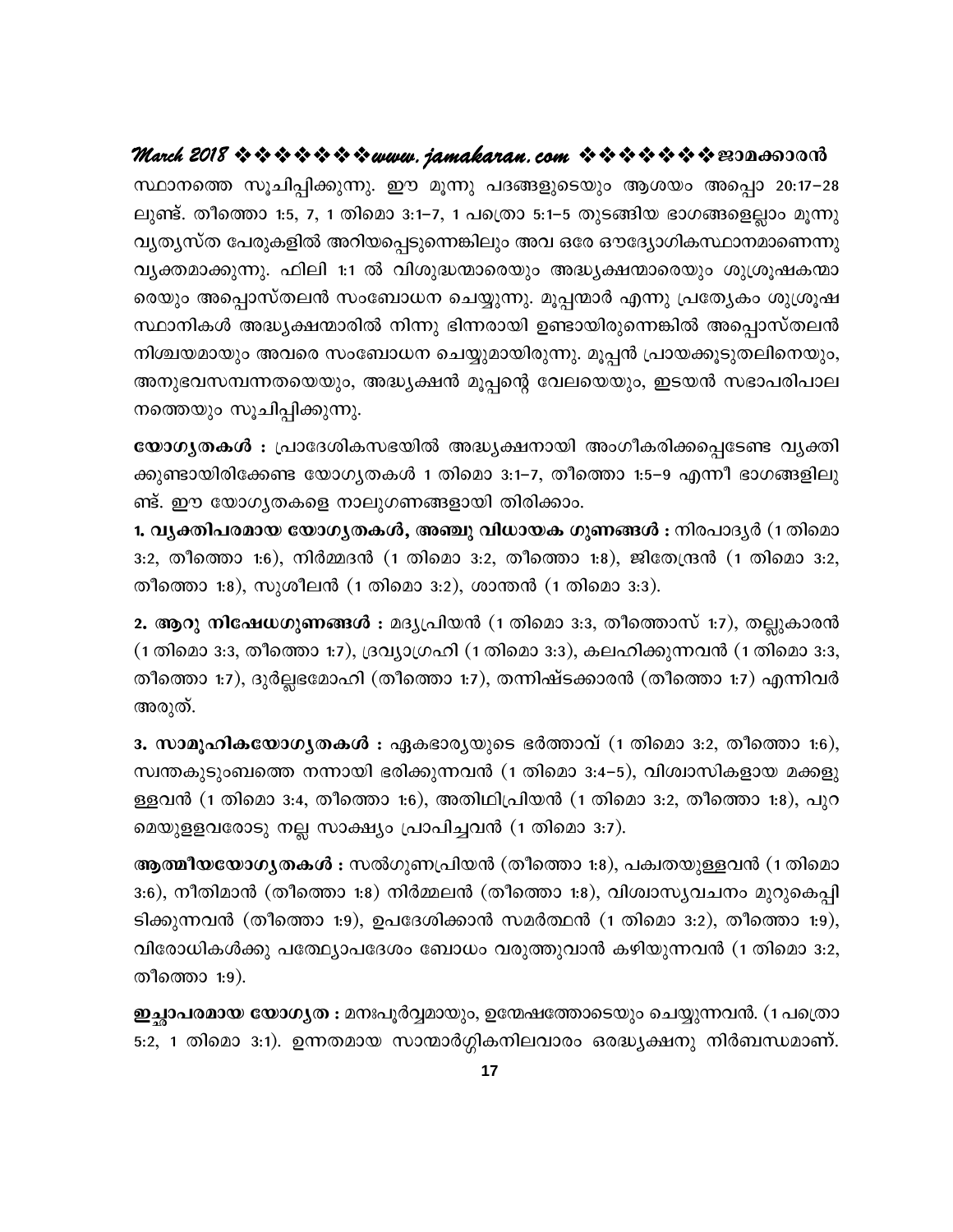സ്ഥാനത്തെ സൂചിപ്പിക്കുന്നു. ഈ മൂന്നു പദങ്ങളുടെയും ആശയം അപ്പൊ 20:17–28 ലുണ്ട്. തീത്തൊ 1:5, 7, 1 തിമൊ 3:1–7, 1 പത്രൊ 5:1–5 തുടങ്ങിയ ഭാഗങ്ങളെല്ലാം മൂന്നു വ്യത്യസ്ത പേരുകളിൽ അറിയപ്പെടുന്നെങ്കിലും അവ ഒരേ ഔദ്യോഗികസ്ഥാനമാണെന്നു വ്യക്തമാക്കുന്നു. ഫിലി 1:1 ൽ വിശുദ്ധന്മാരെയും അദ്ധ്യക്ഷന്മാരെയും ശുശ്രൂഷകന്മാരെയും അപ്പൊസ്തലൻ സംബോധന ചെയ്യുന്നു. മൂപ്പന്മാർ എന്നു പ്രത്യേകം ശുശ്രൂഷ സ്ഥാനികൾ അദ്ധ്യക്ഷന്മാരിൽ നിന്നു ഭിന്നരായി ഉണ്ടായിരുന്നെങ്കിൽ അപ്പൊസ്തലൻ നിശ്ചയമായും അവരെ സംബോധന ചെയ്യുമായിരുന്നു. മൂപ്പൻ പ്രായക്കൂടുതലിനെയും, അനുഭവസമ്പന്നതയെയും, അദ്ധ്യക്ഷൻ മൂപ്പന്റെ വേലയെയും, ഇടയൻ സഭാപരിപാലനത്തെയും സൂചിപ്പിക്കുന്നു.

**യോഗ്യതകൾ :** പ്രാദേശികസഭയിൽ അദ്ധ്യക്ഷനായി അംഗീകരിക്കപ്പെടേണ്ട വ്യക്തിക്കുണ്ടായിരിക്കേണ്ട യോഗ്യതകൾ 1 തിമൊ 3:1–7, തീത്തൊ 1:5–9 എന്നീ ഭാഗങ്ങളിലുണ്ട്. ഈ യോഗ്യതകളെ നാലുഗണങ്ങളായി തിരിക്കാം.

**1. വ്യക്തിപരമായ യോഗ്യതകൾ, അഞ്ചു വിധായക ഗുണങ്ങൾ :** നിരപാദ്യർ (1 തിമൊ 3:2, തീത്തൊ 1:6), നിർമ്മദൻ (1 തിമൊ 3:2, തീത്തൊ 1:8), ജിതേന്ദ്രൻ (1 തിമൊ 3:2, തീത്തൊ 1:8), സുശീലൻ (1 തിമൊ 3:2), ശാന്തൻ (1 തിമൊ 3:3).

**2. ആറു നിഷേധഗുണങ്ങൾ :** മദ്യപ്രിയൻ (1 തിമൊ 3:3, തീത്തൊസ് 1:7), തല്ലുകാരൻ (1 തിമൊ 3:3, തീത്തൊ 1:7), ദ്രവ്യാഗ്രഹി (1 തിമൊ 3:3), കലഹിക്കുന്നവൻ (1 തിമൊ 3:3, തീത്തൊ 1:7), ദുർല്ലഭമോഹി (തീത്തൊ 1:7), തന്നിഷ്ടക്കാരൻ (തീത്തൊ 1:7) എന്നിവർ അരുത്.

**3. സാമൂഹികയോഗ്യതകൾ :** ഏകഭാര്യയുടെ ഭർത്താവ് (1 തിമൊ 3:2, തീത്തൊ 1:6), സ്വന്തകുടുംബത്തെ നന്നായി ഭരിക്കുന്നവൻ (1 തിമൊ 3:4–5), വിശ്വാസികളായ മക്കളുള്ളവൻ (1 തിമൊ 3:4, തീത്തൊ 1:6), അതിഥിപ്രിയൻ (1 തിമൊ 3:2, തീത്തൊ 1:8), പുറമെയുള്ളവരോടു നല്ല സാക്ഷ്യം പ്രാപിച്ചവൻ (1 തിമൊ 3:7).

**ആത്മീയയോഗ്യതകൾ :** സൽഗുണപ്രിയൻ (തീത്തൊ 1:8), പക്വതയുള്ളവൻ (1 തിമൊ 3:6), നീതിമാൻ (തീത്തൊ 1:8) നിർമ്മലൻ (തീത്തൊ 1:8), വിശ്വാസ്യവചനം മുറുകെപ്പിടിക്കുന്നവൻ (തീത്തൊ 1:9), ഉപദേശിക്കാൻ സമർത്ഥൻ (1 തിമൊ 3:2), തീത്തൊ 1:9), വിരോധികൾക്കു പത്ഥ്യോപദേശം ബോധം വരുത്തുവാൻ കഴിയുന്നവൻ (1 തിമൊ 3:2, തീത്തൊ 1:9).

**ഇച്ഛാപരമായ യോഗ്യത :** മനഃപൂർവ്വമായും, ഉന്മേഷത്തോടെയും ചെയ്യുന്നവൻ. (1 പത്രൊ 5:2, 1 തിമൊ 3:1). ഉന്നതമായ സാന്മാർഗ്ഗികനിലവാരം ഒരദ്ധ്യക്ഷനു നിർബന്ധമാണ്.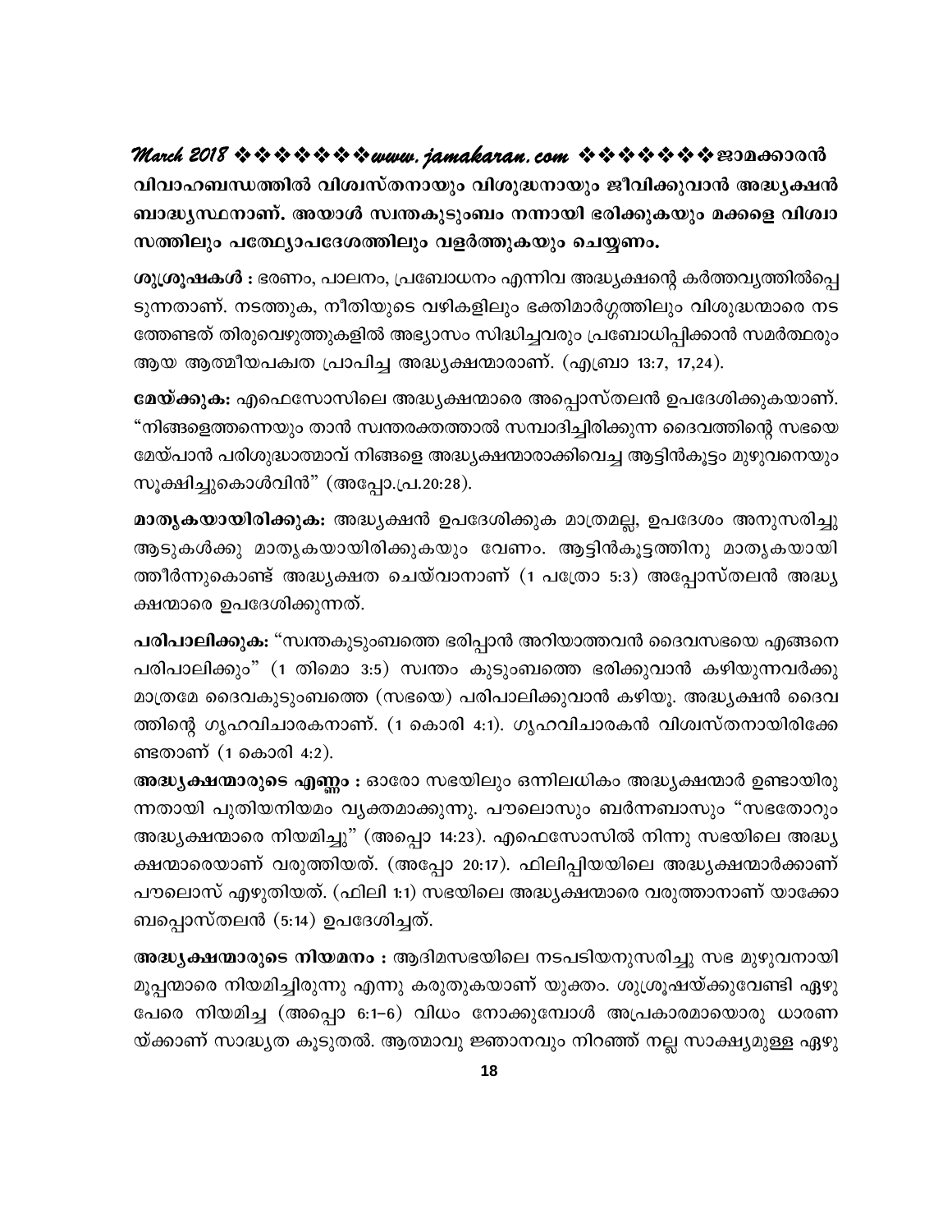**വിവാഹബന്ധത്തിൽ വിശ്വസ്തനായും വിശുദ്ധനായും ജീവിക്കുവാൻ അദ്ധ്യക്ഷൻ ബാദ്ധ്യസ്ഥനാണ്. അയാൾ സ്വന്തകുടുംബം നന്നായി ഭരിക്കുകയും മക്കളെ വിശ്വാസത്തിലും പത്ഥ്യോപദേശത്തിലും വളർത്തുകയും ചെയ്യണം.**

**ശുശ്രൂഷകൾ :** ഭരണം, പാലനം, പ്രബോധനം എന്നിവ അദ്ധ്യക്ഷന്റെ കർത്തവ്യത്തിൽപ്പെടുന്നതാണ്. നടത്തുക, നീതിയുടെ വഴികളിലും ഭക്തിമാർഗ്ഗത്തിലും വിശുദ്ധന്മാരെ നടത്തേണ്ടത് തിരുവെഴുത്തുകളിൽ അഭ്യാസം സിദ്ധിച്ചവരും പ്രബോധിപ്പിക്കാൻ സമർത്ഥരും ആയ ആത്മീയപക്വത പ്രാപിച്ച അദ്ധ്യക്ഷന്മാരാണ്. (എബ്രാ 13:7, 17,24).

**മേയ്ക്കുക:** എഫെസോസിലെ അദ്ധ്യക്ഷന്മാരെ അപ്പൊസ്തലൻ ഉപദേശിക്കുകയാണ്. "നിങ്ങളെത്തന്നെയും താൻ സ്വന്തരക്തത്താൽ സമ്പാദിച്ചിരിക്കുന്ന ദൈവത്തിന്റെ സഭയെ മേയ്പാൻ പരിശുദ്ധാത്മാവ് നിങ്ങളെ അദ്ധ്യക്ഷന്മാരാക്കിവെച്ച ആട്ടിൻകൂട്ടം മുഴുവനെയും സൂക്ഷിച്ചുകൊൾവിൻ" (അപ്പോ.പ്ര.20:28).

**മാതൃകയായിരിക്കുക:** അദ്ധ്യക്ഷൻ ഉപദേശിക്കുക മാത്രമല്ല, ഉപദേശം അനുസരിച്ചു ആടുകൾക്കു മാതൃകയായിരിക്കുകയും വേണം. ആട്ടിൻകൂട്ടത്തിനു മാതൃകയായിത്തീർന്നുകൊണ്ട് അദ്ധ്യക്ഷത ചെയ്‌വാനാണ് (1 പത്രോ 5:3) അപ്പോസ്തലൻ അദ്ധ്യക്ഷന്മാരെ ഉപദേശിക്കുന്നത്.

**പരിപാലിക്കുക:** "സ്വന്തകുടുംബത്തെ ഭരിപ്പാൻ അറിയാത്തവൻ ദൈവസഭയെ എങ്ങനെ പരിപാലിക്കും" (1 തിമൊ 3:5) സ്വന്തം കുടുംബത്തെ ഭരിക്കുവാൻ കഴിയുന്നവർക്കു മാത്രമേ ദൈവകുടുംബത്തെ (സഭയെ) പരിപാലിക്കുവാൻ കഴിയൂ. അദ്ധ്യക്ഷൻ ദൈവത്തിന്റെ ഗൃഹവിചാരകനാണ്. (1 കൊരി 4:1). ഗൃഹവിചാരകൻ വിശ്വസ്തനായിരിക്കേണ്ടതാണ് (1 കൊരി 4:2).

**അദ്ധ്യക്ഷന്മാരുടെ എണ്ണം :** ഓരോ സഭയിലും ഒന്നിലധികം അദ്ധ്യക്ഷന്മാർ ഉണ്ടായിരുന്നതായി പുതിയനിയമം വ്യക്തമാക്കുന്നു. പൗലൊസും ബർന്നബാസും "സഭതോറും അദ്ധ്യക്ഷന്മാരെ നിയമിച്ചു" (അപ്പൊ 14:23). എഫെസോസിൽ നിന്നു സഭയിലെ അദ്ധ്യക്ഷന്മാരെയാണ് വരുത്തിയത്. (അപ്പോ 20:17). ഫിലിപ്പിയയിലെ അദ്ധ്യക്ഷന്മാർക്കാണ് പൗലൊസ് എഴുതിയത്. (ഫിലി 1:1) സഭയിലെ അദ്ധ്യക്ഷന്മാരെ വരുത്താനാണ് യാക്കോബപ്പൊസ്തലൻ (5:14) ഉപദേശിച്ചത്.

**അദ്ധ്യക്ഷന്മാരുടെ നിയമനം :** ആദിമസഭയിലെ നടപടിയനുസരിച്ചു സഭ മുഴുവനായി മൂപ്പന്മാരെ നിയമിച്ചിരുന്നു എന്നു കരുതുകയാണ് യുക്തം. ശുശ്രൂഷയ്ക്കുവേണ്ടി ഏഴു പേരെ നിയമിച്ച (അപ്പൊ 6:1–6) വിധം നോക്കുമ്പോൾ അപ്രകാരമായൊരു ധാരണയ്ക്കാണ് സാദ്ധ്യത കൂടുതൽ. ആത്മാവു ജ്ഞാനവും നിറഞ്ഞ് നല്ല സാക്ഷ്യമുള്ള ഏഴു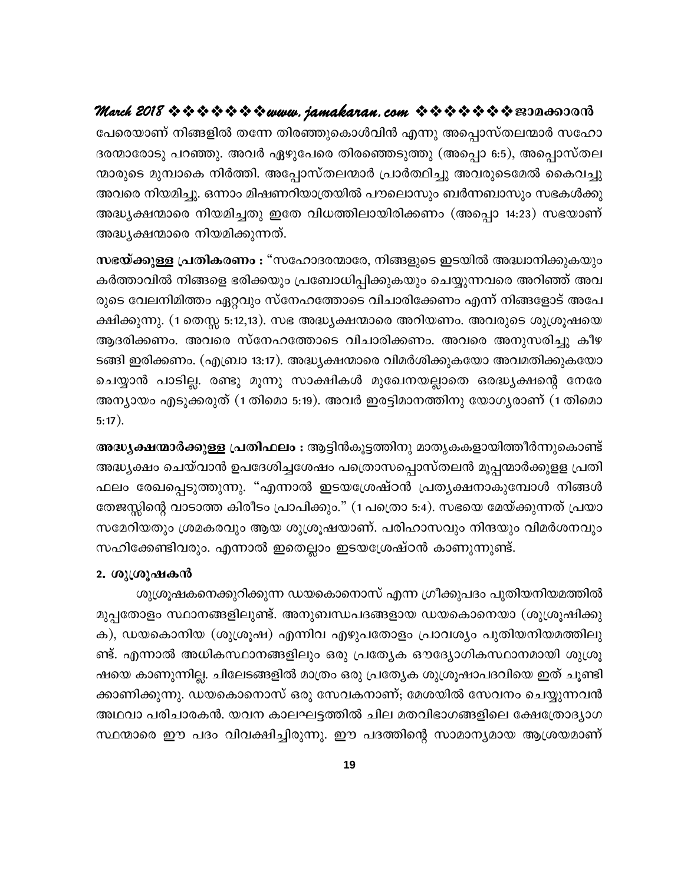പേരെയാണ് നിങ്ങളിൽ തന്നേ തിരഞ്ഞുകൊൾവിൻ എന്നു അപ്പൊസ്തലന്മാർ സഹോദരന്മാരോടു പറഞ്ഞു. അവർ ഏഴുപേരെ തിരഞ്ഞെടുത്തു (അപ്പൊ 6:5), അപ്പൊസ്തലന്മാരുടെ മുമ്പാകെ നിർത്തി. അപ്പോസ്തലന്മാർ പ്രാർത്ഥിച്ചു അവരുടെമേൽ കൈവച്ചു അവരെ നിയമിച്ചു. ഒന്നാം മിഷണറിയാത്രയിൽ പൗലൊസും ബർന്നബാസും സഭകൾക്കു അദ്ധ്യക്ഷന്മാരെ നിയമിച്ചതു ഇതേ വിധത്തിലായിരിക്കണം (അപ്പൊ 14:23) സഭയാണ് അദ്ധ്യക്ഷന്മാരെ നിയമിക്കുന്നത്.

**സഭയ്ക്കുള്ള പ്രതികരണം :** "സഹോദരന്മാരേ, നിങ്ങളുടെ ഇടയിൽ അദ്ധ്വാനിക്കുകയും കർത്താവിൽ നിങ്ങളെ ഭരിക്കയും പ്രബോധിപ്പിക്കുകയും ചെയ്യുന്നവരെ അറിഞ്ഞ് അവരുടെ വേലനിമിത്തം ഏറ്റവും സ്നേഹത്തോടെ വിചാരിക്കേണം എന്ന് നിങ്ങളോട് അപേക്ഷിക്കുന്നു. (1 തെസ്സ 5:12,13). സഭ അദ്ധ്യക്ഷന്മാരെ അറിയണം. അവരുടെ ശുശ്രൂഷയെ ആദരിക്കണം. അവരെ സ്നേഹത്തോടെ വിചാരിക്കണം. അവരെ അനുസരിച്ചു കീഴടങ്ങി ഇരിക്കണം. (എബ്രാ 13:17). അദ്ധ്യക്ഷന്മാരെ വിമർശിക്കുകയോ അവമതിക്കുകയോ ചെയ്യാൻ പാടില്ല. രണ്ടു മൂന്നു സാക്ഷികൾ മുഖേനയല്ലാതെ ഒരദ്ധ്യക്ഷന്റെ നേരേ അന്യായം എടുക്കരുത് (1 തിമൊ 5:19). അവർ ഇരട്ടിമാനത്തിനു യോഗ്യരാണ് (1 തിമൊ 5:17).

**അദ്ധ്യക്ഷന്മാർക്കുള്ള പ്രതിഫലം :** ആട്ടിൻകൂട്ടത്തിനു മാതൃകകളായിത്തീർന്നുകൊണ്ട് അദ്ധ്യക്ഷം ചെയ്വാൻ ഉപദേശിച്ചശേഷം പത്രൊസപ്പൊസ്തലൻ മൂപ്പന്മാർക്കുളള പ്രതിഫലം രേഖപ്പെടുത്തുന്നു. "എന്നാൽ ഇടയശ്രേഷ്ഠൻ പ്രത്യക്ഷനാകുമ്പോൾ നിങ്ങൾ തേജസ്സിന്റെ വാടാത്ത കിരീടം പ്രാപിക്കും." (1 പത്രൊ 5:4). സഭയെ മേയ്ക്കുന്നത് പ്രയാസമേറിയതും ശ്രമകരവും ആയ ശുശ്രൂഷയാണ്. പരിഹാസവും നിന്ദയും വിമർശനവും സഹിക്കേണ്ടിവരും. എന്നാൽ ഇതെല്ലാം ഇടയശ്രേഷ്ഠൻ കാണുന്നുണ്ട്.

**2. ശുശ്രൂഷകൻ**

ശുശ്രൂഷകനെക്കുറിക്കുന്ന ഡയകൊനൊസ് എന്ന ഗ്രീക്കുപദം പുതിയനിയമത്തിൽ മുപ്പതോളം സ്ഥാനങ്ങളിലുണ്ട്. അനുബന്ധപദങ്ങളായ ഡയകൊനെയാ (ശുശ്രൂഷിക്കുക), ഡയകൊനിയ (ശുശ്രൂഷ) എന്നിവ എഴുപതോളം പ്രാവശ്യം പുതിയനിയമത്തിലുണ്ട്. എന്നാൽ അധികസ്ഥാനങ്ങളിലും ഒരു പ്രത്യേക ഔദ്യോഗികസ്ഥാനമായി ശുശ്രൂഷയെ കാണുന്നില്ല. ചിലേടങ്ങളിൽ മാത്രം ഒരു പ്രത്യേക ശുശ്രൂഷാപദവിയെ ഇത് ചൂണ്ടിക്കാണിക്കുന്നു. ഡയകൊനൊസ് ഒരു സേവകനാണ്; മേശയിൽ സേവനം ചെയ്യുന്നവൻ അഥവാ പരിചാരകൻ. യവന കാലഘട്ടത്തിൽ ചില മതവിഭാഗങ്ങളിലെ ക്ഷേത്രോദ്യാഗസ്ഥന്മാരെ ഈ പദം വിവക്ഷിച്ചിരുന്നു. ഈ പദത്തിന്റെ സാമാന്യമായ ആശ്രയമാണ്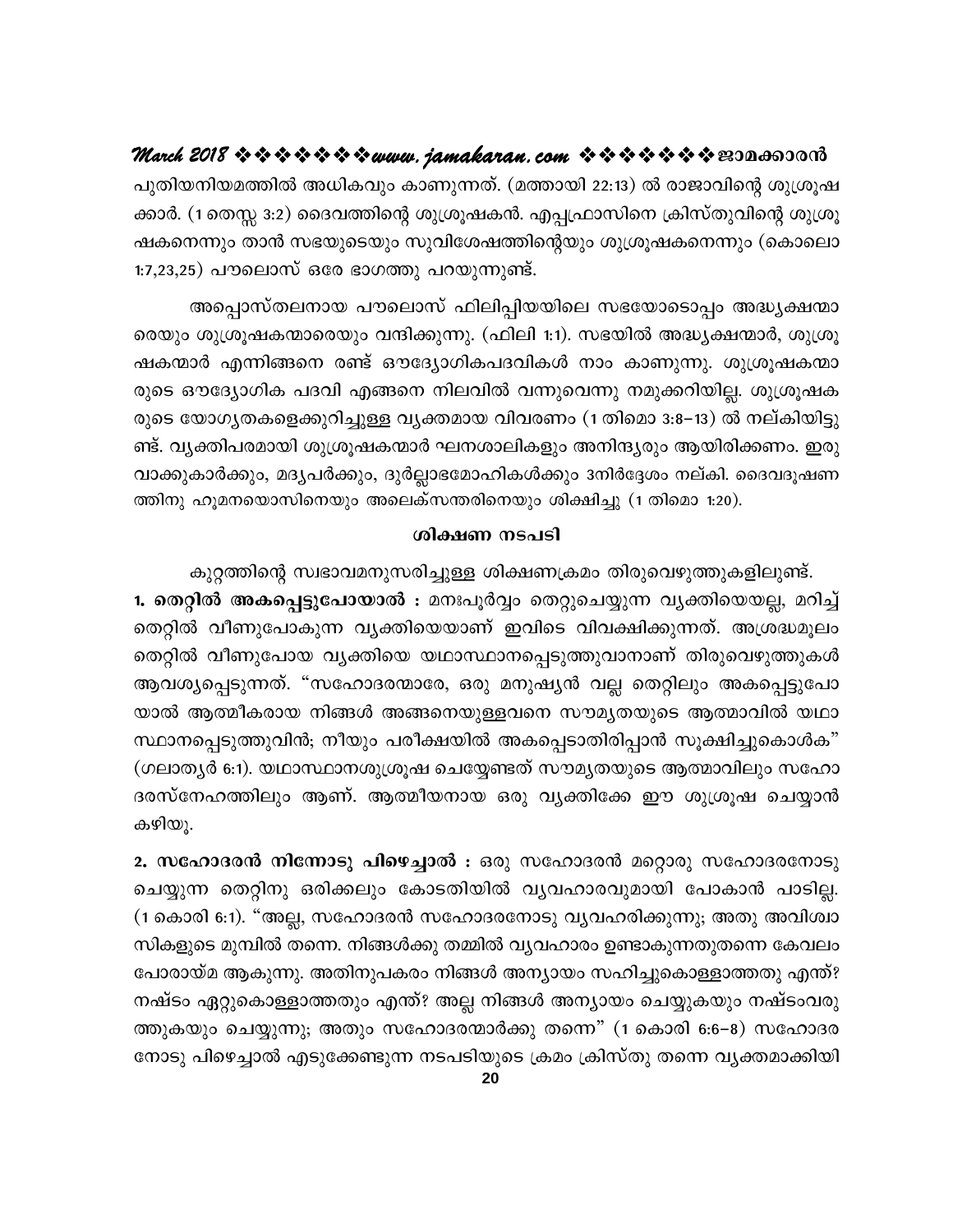പുതിയനിയമത്തിൽ അധികവും കാണുന്നത്. (മത്തായി 22:13) ൽ രാജാവിന്റെ ശുശ്രൂഷക്കാർ. (1 തെസ്സ 3:2) ദൈവത്തിന്റെ ശുശ്രൂഷകൻ. എപ്പഫ്രാസിനെ ക്രിസ്തുവിന്റെ ശുശ്രൂഷകനെന്നും താൻ സഭയുടെയും സുവിശേഷത്തിന്റെയും ശുശ്രൂഷകനെന്നും (കൊലൊ 1:7,23,25) പൗലൊസ് ഒരേ ഭാഗത്തു പറയുന്നുണ്ട്.

അപ്പൊസ്തലനായ പൗലൊസ് ഫിലിപ്പിയയിലെ സഭയോടൊപ്പം അദ്ധ്യക്ഷന്മാരെയും ശുശ്രൂഷകന്മാരെയും വന്ദിക്കുന്നു. (ഫിലി 1:1). സഭയിൽ അദ്ധ്യക്ഷന്മാർ, ശുശ്രൂഷകന്മാർ എന്നിങ്ങനെ രണ്ട് ഔദ്യോഗികപദവികൾ നാം കാണുന്നു. ശുശ്രൂഷകന്മാരുടെ ഔദ്യോഗിക പദവി എങ്ങനെ നിലവിൽ വന്നുവെന്നു നമുക്കറിയില്ല. ശുശ്രൂഷകരുടെ യോഗ്യതകളെക്കുറിച്ചുള്ള വ്യക്തമായ വിവരണം (1 തിമൊ 3:8-13) ൽ നല്കിയിട്ടുണ്ട്. വ്യക്തിപരമായി ശുശ്രൂഷകന്മാർ ഘനശാലികളും അനിന്ദ്യരും ആയിരിക്കണം. ഇരുവാക്കുകാർക്കും, മദ്യപർക്കും, ദുർല്ലാഭമോഹികൾക്കും 3നിർദ്ദേശം നല്കി. ദൈവദൂഷണത്തിനു ഹൂമനയൊസിനെയും അലെക്സന്തരിനെയും ശിക്ഷിച്ചു (1 തിമൊ 1:20).

### ശിക്ഷണ നടപടി

കുറ്റത്തിന്റെ സ്വഭാവമനുസരിച്ചുള്ള ശിക്ഷണക്രമം തിരുവെഴുത്തുകളിലുണ്ട്.

**1. തെറ്റിൽ അകപ്പെട്ടുപോയാൽ :** മനഃപൂർവ്വം തെറ്റുചെയ്യുന്ന വ്യക്തിയെയല്ല, മറിച്ച് തെറ്റിൽ വീണുപോകുന്ന വ്യക്തിയെയാണ് ഇവിടെ വിവക്ഷിക്കുന്നത്. അശ്രദ്ധമൂലം തെറ്റിൽ വീണുപോയ വ്യക്തിയെ യഥാസ്ഥാനപ്പെടുത്തുവാനാണ് തിരുവെഴുത്തുകൾ ആവശ്യപ്പെടുന്നത്. "സഹോദരന്മാരേ, ഒരു മനുഷ്യൻ വല്ല തെറ്റിലും അകപ്പെട്ടുപോയാൽ ആത്മീകരായ നിങ്ങൾ അങ്ങനെയുള്ളവനെ സൗമ്യതയുടെ ആത്മാവിൽ യഥാസ്ഥാനപ്പെടുത്തുവിൻ; നീയും പരീക്ഷയിൽ അകപ്പെടാതിരിപ്പാൻ സൂക്ഷിച്ചുകൊൾക" (ഗലാത്യർ 6:1). യഥാസ്ഥാനശുശ്രൂഷ ചെയ്യേണ്ടത് സൗമ്യതയുടെ ആത്മാവിലും സഹോദരസ്നേഹത്തിലും ആണ്. ആത്മീയനായ ഒരു വ്യക്തിക്കേ ഈ ശുശ്രൂഷ ചെയ്യാൻ കഴിയൂ.

**2. സഹോദരൻ നിന്നോടു പിഴെച്ചാൽ :** ഒരു സഹോദരൻ മറ്റൊരു സഹോദരനോടു ചെയ്യുന്ന തെറ്റിനു ഒരിക്കലും കോടതിയിൽ വ്യവഹാരവുമായി പോകാൻ പാടില്ല. (1 കൊരി 6:1). "അല്ല, സഹോദരൻ സഹോദരനോടു വ്യവഹരിക്കുന്നു; അതു അവിശ്വാസികളുടെ മുമ്പിൽ തന്നെ. നിങ്ങൾക്കു തമ്മിൽ വ്യവഹാരം ഉണ്ടാകുന്നതുതന്നെ കേവലം പോരായ്മ ആകുന്നു. അതിനുപകരം നിങ്ങൾ അന്യായം സഹിച്ചുകൊള്ളാത്തതു എന്ത്? നഷ്ടം ഏറ്റുകൊള്ളാത്തതും എന്ത്? അല്ല നിങ്ങൾ അന്യായം ചെയ്യുകയും നഷ്ടംവരുത്തുകയും ചെയ്യുന്നു; അതും സഹോദരന്മാർക്കു തന്നെ" (1 കൊരി 6:6-8) സഹോദരനോടു പിഴെച്ചാൽ എടുക്കേണ്ടുന്ന നടപടിയുടെ ക്രമം ക്രിസ്തു തന്നെ വ്യക്തമാക്കിയി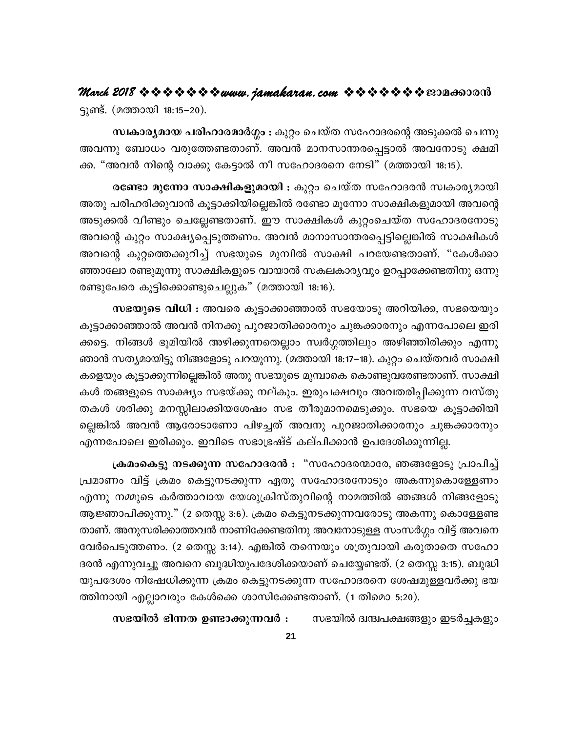ട്ടുണ്ട്. (മത്തായി 18:15–20).

**സ്വകാര്യമായ പരിഹാരമാർഗ്ഗം :** കുറ്റം ചെയ്ത സഹോദരന്റെ അടുക്കൽ ചെന്നു അവന്നു ബോധം വരുത്തേണ്ടതാണ്. അവൻ മാനസാന്തരപ്പെട്ടാൽ അവനോടു ക്ഷമിക്ക. "അവൻ നിന്റെ വാക്കു കേട്ടാൽ നീ സഹോദരനെ നേടി" (മത്തായി 18:15).

**രണ്ടോ മൂന്നോ സാക്ഷികളുമായി :** കുറ്റം ചെയ്ത സഹോദരൻ സ്വകാര്യമായി അതു പരിഹരിക്കുവാൻ കൂട്ടാക്കിയില്ലെങ്കിൽ രണ്ടോ മൂന്നോ സാക്ഷികളുമായി അവന്റെ അടുക്കൽ വീണ്ടും ചെല്ലേണ്ടതാണ്. ഈ സാക്ഷികൾ കുറ്റംചെയ്ത സഹോദരനോടു അവന്റെ കുറ്റം സാക്ഷ്യപ്പെടുത്തണം. അവൻ മാനാസാന്തരപ്പെട്ടില്ലെങ്കിൽ സാക്ഷികൾ അവന്റെ കുറ്റത്തെക്കുറിച്ച് സഭയുടെ മുമ്പിൽ സാക്ഷി പറയേണ്ടതാണ്. "കേൾക്കാഞ്ഞാലോ രണ്ടുമൂന്നു സാക്ഷികളുടെ വായാൽ സകലകാര്യവും ഉറപ്പാക്കേണ്ടതിനു ഒന്നു രണ്ടുപേരെ കൂട്ടിക്കൊണ്ടുചെല്ലുക" (മത്തായി 18:16).

**സഭയുടെ വിധി :** അവരെ കൂട്ടാക്കാഞ്ഞാൽ സഭയോടു അറിയിക്ക, സഭയെയും കൂട്ടാക്കാഞ്ഞാൽ അവൻ നിനക്കു പുറജാതിക്കാരനും ചുങ്കക്കാരനും എന്നപോലെ ഇരിക്കട്ടെ. നിങ്ങൾ ഭൂമിയിൽ അഴിക്കുന്നതെല്ലാം സ്വർഗ്ഗത്തിലും അഴിഞ്ഞിരിക്കും എന്നു ഞാൻ സത്യമായിട്ടു നിങ്ങളോടു പറയുന്നു. (മത്തായി 18:17–18). കുറ്റം ചെയ്തവർ സാക്ഷികളെയും കൂട്ടാക്കുന്നില്ലെങ്കിൽ അതു സഭയുടെ മുമ്പാകെ കൊണ്ടുവരേണ്ടതാണ്. സാക്ഷികൾ തങ്ങളുടെ സാക്ഷ്യം സഭയ്ക്കു നല്കും. ഇരുപക്ഷവും അവതരിപ്പിക്കുന്ന വസ്തുതകൾ ശരിക്കു മനസ്സിലാക്കിയശേഷം സഭ തീരുമാനമെടുക്കും. സഭയെ കൂട്ടാക്കിയില്ലെങ്കിൽ അവൻ ആരോടാണോ പിഴച്ചത് അവനു പുറജാതിക്കാരനും ചുങ്കക്കാരനും എന്നപോലെ ഇരിക്കും. ഇവിടെ സഭാഭ്രഷ്ട് കല്പിക്കാൻ ഉപദേശിക്കുന്നില്ല.

**ക്രമംകെട്ടു നടക്കുന്ന സഹോദരൻ :** "സഹോദരന്മാരേ, ഞങ്ങളോടു പ്രാപിച്ച് പ്രമാണം വിട്ട് ക്രമം കെട്ടുനടക്കുന്ന ഏതു സഹോദരനോടും അകന്നുകൊള്ളേണം എന്നു നമ്മുടെ കർത്താവായ യേശുക്രിസ്തുവിന്റെ നാമത്തിൽ ഞങ്ങൾ നിങ്ങളോടു ആജ്ഞാപിക്കുന്നു." (2 തെസ്സ 3:6). ക്രമം കെട്ടുനടക്കുന്നവരോടു അകന്നു കൊള്ളേണ്ടതാണ്. അനുസരിക്കാത്തവൻ നാണിക്കേണ്ടതിനു അവനോടുള്ള സംസർഗ്ഗം വിട്ട് അവനെ വേർപെടുത്തണം. (2 തെസ്സ 3:14). എങ്കിൽ തന്നെയും ശത്രുവായി കരുതാതെ സഹോദരൻ എന്നുവച്ചു അവനെ ബുദ്ധിയുപദേശിക്കയാണ് ചെയ്യേണ്ടത്. (2 തെസ്സ 3:15). ബുദ്ധിയുപദേശം നിഷേധിക്കുന്ന ക്രമം കെട്ടുനടക്കുന്ന സഹോദരനെ ശേഷമുള്ളവർക്കു ഭയത്തിനായി എല്ലാവരും കേൾക്കെ ശാസിക്കേണ്ടതാണ്. (1 തിമൊ 5:20).

**സഭയിൽ ഭിന്നത ഉണ്ടാക്കുന്നവർ :** സഭയിൽ ദ്വന്ദ്വപക്ഷങ്ങളും ഇടർച്ചകളും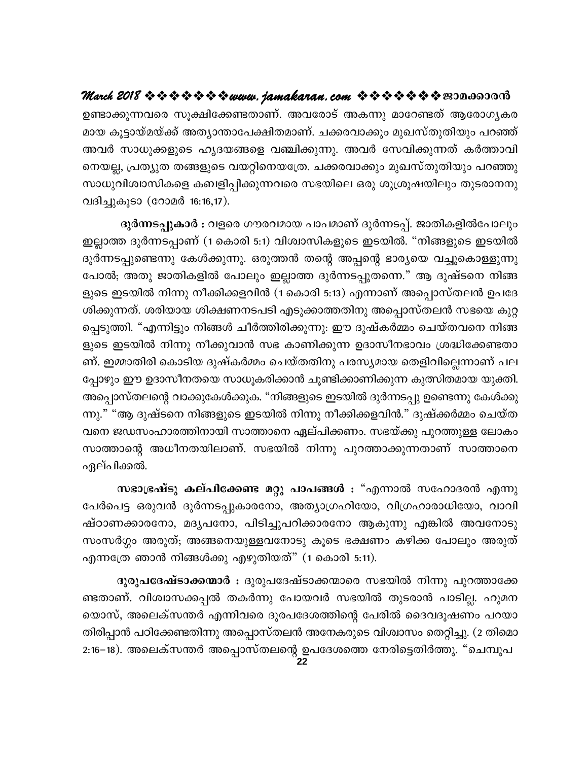ഉണ്ടാക്കുന്നവരെ സൂക്ഷിക്കേണ്ടതാണ്. അവരോട് അകന്നു മാറേണ്ടത് ആരോഗ്യകരമായ കൂട്ടായ്മയ്ക്ക് അത്യാന്താപേക്ഷിതമാണ്. ചക്കരവാക്കും മുഖസ്തുതിയും പറഞ്ഞ് അവർ സാധുക്കളുടെ ഹൃദയങ്ങളെ വഞ്ചിക്കുന്നു. അവർ സേവിക്കുന്നത് കർത്താവിനെയല്ല, പ്രത്യുത തങ്ങളുടെ വയറ്റിനെയത്രേ. ചക്കരവാക്കും മുഖസ്തുതിയും പറഞ്ഞു സാധുവിശ്വാസികളെ കബളിപ്പിക്കുന്നവരെ സഭയിലെ ഒരു ശുശ്രൂഷയിലും തുടരാനനുവദിച്ചുകൂടാ (റോമർ 16:16,17).

**ദുർന്നടപ്പുകാർ :** വളരെ ഗൗരവമായ പാപമാണ് ദുർന്നടപ്പ്. ജാതികളിൽപോലും ഇല്ലാത്ത ദുർന്നടപ്പാണ് (1 കൊരി 5:1) വിശ്വാസികളുടെ ഇടയിൽ. "നിങ്ങളുടെ ഇടയിൽ ദുർന്നടപ്പുണ്ടെന്നു കേൾക്കുന്നു. ഒരുത്തൻ തന്റെ അപ്പന്റെ ഭാര്യയെ വച്ചുകൊള്ളുന്നു പോൽ; അതു ജാതികളിൽ പോലും ഇല്ലാത്ത ദുർന്നടപ്പുതന്നെ." ആ ദുഷ്ടനെ നിങ്ങളുടെ ഇടയിൽ നിന്നു നീക്കിക്കളവിൻ (1 കൊരി 5:13) എന്നാണ് അപ്പൊസ്തലൻ ഉപദേശിക്കുന്നത്. ശരിയായ ശിക്ഷണനടപടി എടുക്കാത്തതിനു അപ്പൊസ്തലൻ സഭയെ കുറ്റപ്പെടുത്തി. "എന്നിട്ടും നിങ്ങൾ ചീർത്തിരിക്കുന്നു: ഈ ദുഷ്കർമ്മം ചെയ്തവനെ നിങ്ങളുടെ ഇടയിൽ നിന്നു നീക്കുവാൻ സഭ കാണിക്കുന്ന ഉദാസീനഭാവം ശ്രദ്ധിക്കേണ്ടതാണ്. ഇമ്മാതിരി കൊടിയ ദുഷ്കർമ്മം ചെയ്തതിനു പരസ്യമായ തെളിവില്ലെന്നാണ് പലപ്പോഴും ഈ ഉദാസീനതയെ സാധൂകരിക്കാൻ ചൂണ്ടിക്കാണിക്കുന്ന കുത്സിതമായ യുക്തി. അപ്പൊസ്തലന്റെ വാക്കുകേൾക്കുക. "നിങ്ങളുടെ ഇടയിൽ ദുർന്നടപ്പു ഉണ്ടെന്നു കേൾക്കുന്നു." "ആ ദുഷ്ടനെ നിങ്ങളുടെ ഇടയിൽ നിന്നു നീക്കിക്കളവിൻ." ദുഷ്ക്കർമ്മം ചെയ്തവനെ ജഡസംഹാരത്തിനായി സാത്താനെ ഏല്പിക്കണം. സഭയ്ക്കു പുറത്തുള്ള ലോകം സാത്താന്റെ അധീനതയിലാണ്. സഭയിൽ നിന്നു പുറത്താക്കുന്നതാണ് സാത്താനെ ഏല്പിക്കൽ.

**സഭാഭ്രഷ്ടു കല്പിക്കേണ്ട മറ്റു പാപങ്ങൾ :** "എന്നാൽ സഹോദരൻ എന്നു പേർപെട്ട ഒരുവൻ ദുർന്നടപ്പുകാരനോ, അത്യാഗ്രഹിയോ, വിഗ്രഹാരാധിയോ, വാവിഷ്ഠാണക്കാരനോ, മദ്യപനോ, പിടിച്ചുപറിക്കാരനോ ആകുന്നു എങ്കിൽ അവനോടു സംസർഗ്ഗം അരുത്; അങ്ങനെയുള്ളവനോടു കൂടെ ഭക്ഷണം കഴിക്ക പോലും അരുത് എന്നത്രേ ഞാൻ നിങ്ങൾക്കു എഴുതിയത്" (1 കൊരി 5:11).

**ദുരുപദേഷ്ടാക്കന്മാർ :** ദുരുപദേഷ്ടാക്കന്മാരെ സഭയിൽ നിന്നു പുറത്താക്കേണ്ടതാണ്. വിശ്വാസക്കപ്പൽ തകർന്നു പോയവർ സഭയിൽ തുടരാൻ പാടില്ല. ഹുമനയൊസ്, അലെക്സന്തർ എന്നിവരെ ദുരപദേശത്തിന്റെ പേരിൽ ദൈവദൂഷണം പറയാതിരിപ്പാൻ പഠിക്കേണ്ടതിന്നു അപ്പൊസ്തലൻ അനേകരുടെ വിശ്വാസം തെറ്റിച്ചു. (2 തിമൊ 2:16–18). അലെക്സന്തർ അപ്പൊസ്തലന്റെ ഉപദേശത്തെ നേരിട്ടെതിർത്തു. "ചെമ്പുപ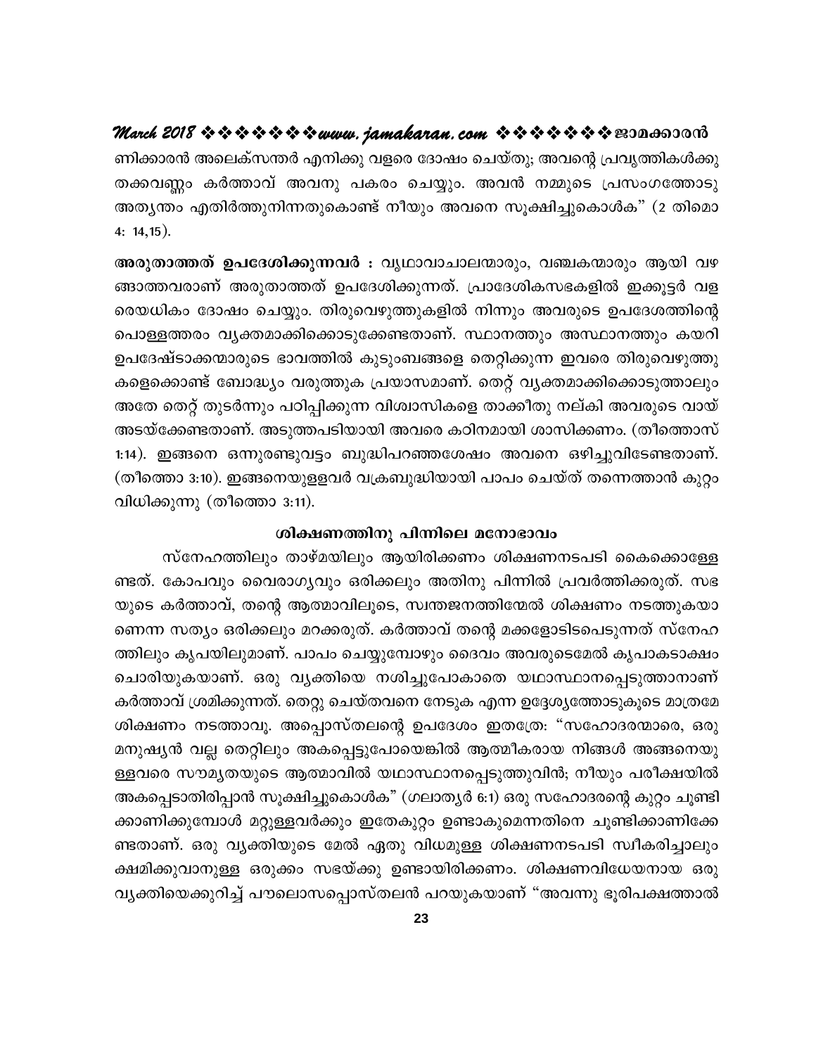ണിക്കാരൻ അലെക്സന്തർ എനിക്കു വളരെ ദോഷം ചെയ്തു; അവന്റെ പ്രവൃത്തികൾക്കു തക്കവണ്ണം കർത്താവ് അവനു പകരം ചെയ്യും. അവൻ നമ്മുടെ പ്രസംഗത്തോടു അത്യന്തം എതിർത്തുനിന്നതുകൊണ്ട് നീയും അവനെ സൂക്ഷിച്ചുകൊൾക" (2 തിമൊ 4: 14,15).

**അരുതാത്തത് ഉപദേശിക്കുന്നവർ :** വൃഥാവാചാലന്മാരും, വഞ്ചകന്മാരും ആയി വഴങ്ങാത്തവരാണ് അരുതാത്തത് ഉപദേശിക്കുന്നത്. പ്രാദേശികസഭകളിൽ ഇക്കൂട്ടർ വളരെയധികം ദോഷം ചെയ്യും. തിരുവെഴുത്തുകളിൽ നിന്നും അവരുടെ ഉപദേശത്തിന്റെ പൊള്ളത്തരം വ്യക്തമാക്കിക്കൊടുക്കേണ്ടതാണ്. സ്ഥാനത്തും അസ്ഥാനത്തും കയറി ഉപദേഷ്ടാക്കന്മാരുടെ ഭാവത്തിൽ കുടുംബങ്ങളെ തെറ്റിക്കുന്ന ഇവരെ തിരുവെഴുത്തുകളെക്കൊണ്ട് ബോദ്ധ്യം വരുത്തുക പ്രയാസമാണ്. തെറ്റ് വ്യക്തമാക്കിക്കൊടുത്താലും അതേ തെറ്റ് തുടർന്നും പഠിപ്പിക്കുന്ന വിശ്വാസികളെ താക്കീതു നല്കി അവരുടെ വായ് അടയ്ക്കേണ്ടതാണ്. അടുത്തപടിയായി അവരെ കഠിനമായി ശാസിക്കണം. (തീത്തൊസ് 1:14). ഇങ്ങനെ ഒന്നുരണ്ടുവട്ടം ബുദ്ധിപറഞ്ഞശേഷം അവനെ ഒഴിച്ചുവിടേണ്ടതാണ്. (തീത്തൊ 3:10). ഇങ്ങനെയുള്ളവർ വക്രബുദ്ധിയായി പാപം ചെയ്ത് തന്നെത്താൻ കുറ്റം വിധിക്കുന്നു (തീത്തൊ 3:11).

### ശിക്ഷണത്തിനു പിന്നിലെ മനോഭാവം

സ്നേഹത്തിലും താഴ്മയിലും ആയിരിക്കണം ശിക്ഷണനടപടി കൈക്കൊള്ളേണ്ടത്. കോപവും വൈരാഗ്യവും ഒരിക്കലും അതിനു പിന്നിൽ പ്രവർത്തിക്കരുത്. സഭയുടെ കർത്താവ്, തന്റെ ആത്മാവിലൂടെ, സ്വന്തജനത്തിന്മേൽ ശിക്ഷണം നടത്തുകയാണെന്ന സത്യം ഒരിക്കലും മറക്കരുത്. കർത്താവ് തന്റെ മക്കളോടിടപെടുന്നത് സ്നേഹത്തിലും കൃപയിലുമാണ്. പാപം ചെയ്യുമ്പോഴും ദൈവം അവരുടെമേൽ കൃപാകടാക്ഷം ചൊരിയുകയാണ്. ഒരു വ്യക്തിയെ നശിച്ചുപോകാതെ യഥാസ്ഥാനപ്പെടുത്താനാണ് കർത്താവ് ശ്രമിക്കുന്നത്. തെറ്റു ചെയ്തവനെ നേടുക എന്ന ഉദ്ദേശ്യത്തോടുകൂടെ മാത്രമേ ശിക്ഷണം നടത്താവൂ. അപ്പൊസ്തലന്റെ ഉപദേശം ഇതത്രേ: "സഹോദരന്മാരെ, ഒരു മനുഷ്യൻ വല്ല തെറ്റിലും അകപ്പെട്ടുപോയെങ്കിൽ ആത്മീകരായ നിങ്ങൾ അങ്ങനെയുള്ളവരെ സൗമ്യതയുടെ ആത്മാവിൽ യഥാസ്ഥാനപ്പെടുത്തുവിൻ; നീയും പരീക്ഷയിൽ അകപ്പെടാതിരിപ്പാൻ സൂക്ഷിച്ചുകൊൾക" (ഗലാത്യർ 6:1) ഒരു സഹോദരന്റെ കുറ്റം ചൂണ്ടിക്കാണിക്കുമ്പോൾ മറ്റുള്ളവർക്കും ഇതേകുറ്റം ഉണ്ടാകുമെന്നതിനെ ചൂണ്ടിക്കാണിക്കേണ്ടതാണ്. ഒരു വ്യക്തിയുടെ മേൽ ഏതു വിധമുള്ള ശിക്ഷണനടപടി സ്വീകരിച്ചാലും ക്ഷമിക്കുവാനുള്ള ഒരുക്കം സഭയ്ക്കു ഉണ്ടായിരിക്കണം. ശിക്ഷണവിധേയനായ ഒരു വ്യക്തിയെക്കുറിച്ച് പൗലൊസപ്പൊസ്തലൻ പറയുകയാണ് "അവന്നു ഭൂരിപക്ഷത്താൽ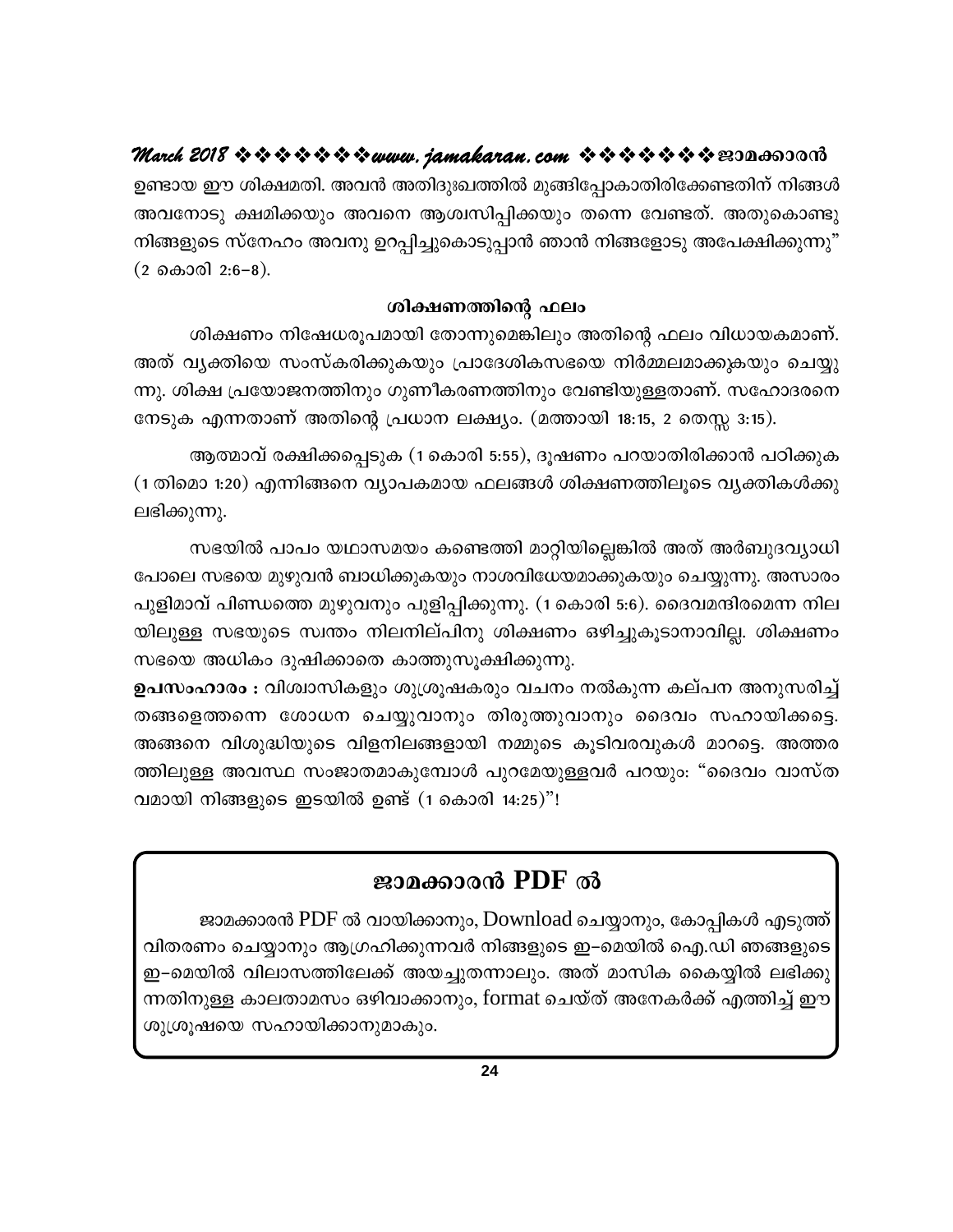ഉണ്ടായ ഈ ശിക്ഷമതി. അവൻ അതിദുഃഖത്തിൽ മുങ്ങിപ്പോകാതിരിക്കേണ്ടതിന് നിങ്ങൾ അവനോടു ക്ഷമിക്കയും അവനെ ആശ്വസിപ്പിക്കയും തന്നെ വേണ്ടത്. അതുകൊണ്ടു നിങ്ങളുടെ സ്നേഹം അവനു ഉറപ്പിച്ചുകൊടുപ്പാൻ ഞാൻ നിങ്ങളോടു അപേക്ഷിക്കുന്നു" (2 കൊരി 2:6–8).

### ശിക്ഷണത്തിന്റെ ഫലം

ശിക്ഷണം നിഷേധരൂപമായി തോന്നുമെങ്കിലും അതിന്റെ ഫലം വിധായകമാണ്. അത് വ്യക്തിയെ സംസ്കരിക്കുകയും പ്രാദേശികസഭയെ നിർമ്മലമാക്കുകയും ചെയ്യുന്നു. ശിക്ഷ പ്രയോജനത്തിനും ഗുണീകരണത്തിനും വേണ്ടിയുള്ളതാണ്. സഹോദരനെ നേടുക എന്നതാണ് അതിന്റെ പ്രധാന ലക്ഷ്യം. (മത്തായി 18:15, 2 തെസ്സ 3:15).

ആത്മാവ് രക്ഷിക്കപ്പെടുക (1 കൊരി 5:55), ദൂഷണം പറയാതിരിക്കാൻ പഠിക്കുക (1 തിമൊ 1:20) എന്നിങ്ങനെ വ്യാപകമായ ഫലങ്ങൾ ശിക്ഷണത്തിലൂടെ വ്യക്തികൾക്കു ലഭിക്കുന്നു.

സഭയിൽ പാപം യഥാസമയം കണ്ടെത്തി മാറ്റിയില്ലെങ്കിൽ അത് അർബുദവ്യാധി പോലെ സഭയെ മുഴുവൻ ബാധിക്കുകയും നാശവിധേയമാക്കുകയും ചെയ്യുന്നു. അസാരം പുളിമാവ് പിണ്ഡത്തെ മുഴുവനും പുളിപ്പിക്കുന്നു. (1 കൊരി 5:6). ദൈവമന്ദിരമെന്ന നിലയിലുള്ള സഭയുടെ സ്വന്തം നിലനില്പിനു ശിക്ഷണം ഒഴിച്ചുകൂടാനാവില്ല. ശിക്ഷണം സഭയെ അധികം ദുഷിക്കാതെ കാത്തുസൂക്ഷിക്കുന്നു.

**ഉപസംഹാരം :** വിശ്വാസികളും ശുശ്രൂഷകരും വചനം നൽകുന്ന കല്പന അനുസരിച്ച് തങ്ങളെത്തന്നെ ശോധന ചെയ്യുവാനും തിരുത്തുവാനും ദൈവം സഹായിക്കട്ടെ. അങ്ങനെ വിശുദ്ധിയുടെ വിളനിലങ്ങളായി നമ്മുടെ കൂടിവരവുകൾ മാറട്ടെ. അത്തരത്തിലുള്ള അവസ്ഥ സംജാതമാകുമ്പോൾ പുറമേയുള്ളവർ പറയും: "ദൈവം വാസ്തവമായി നിങ്ങളുടെ ഇടയിൽ ഉണ്ട് (1 കൊരി 14:25)"!

## ജാമക്കാരൻ PDF ൽ

ജാമക്കാരൻ PDF ൽ വായിക്കാനും, Download ചെയ്യാനും, കോപ്പികൾ എടുത്ത് വിതരണം ചെയ്യാനും ആഗ്രഹിക്കുന്നവർ നിങ്ങളുടെ ഇ–മെയിൽ ഐ.ഡി ഞങ്ങളുടെ ഇ–മെയിൽ വിലാസത്തിലേക്ക് അയച്ചുതന്നാലും. അത് മാസിക കൈയ്യിൽ ലഭിക്കുന്നതിനുള്ള കാലതാമസം ഒഴിവാക്കാനും, format ചെയ്ത് അനേകർക്ക് എത്തിച്ച് ഈ ശുശ്രൂഷയെ സഹായിക്കാനുമാകും.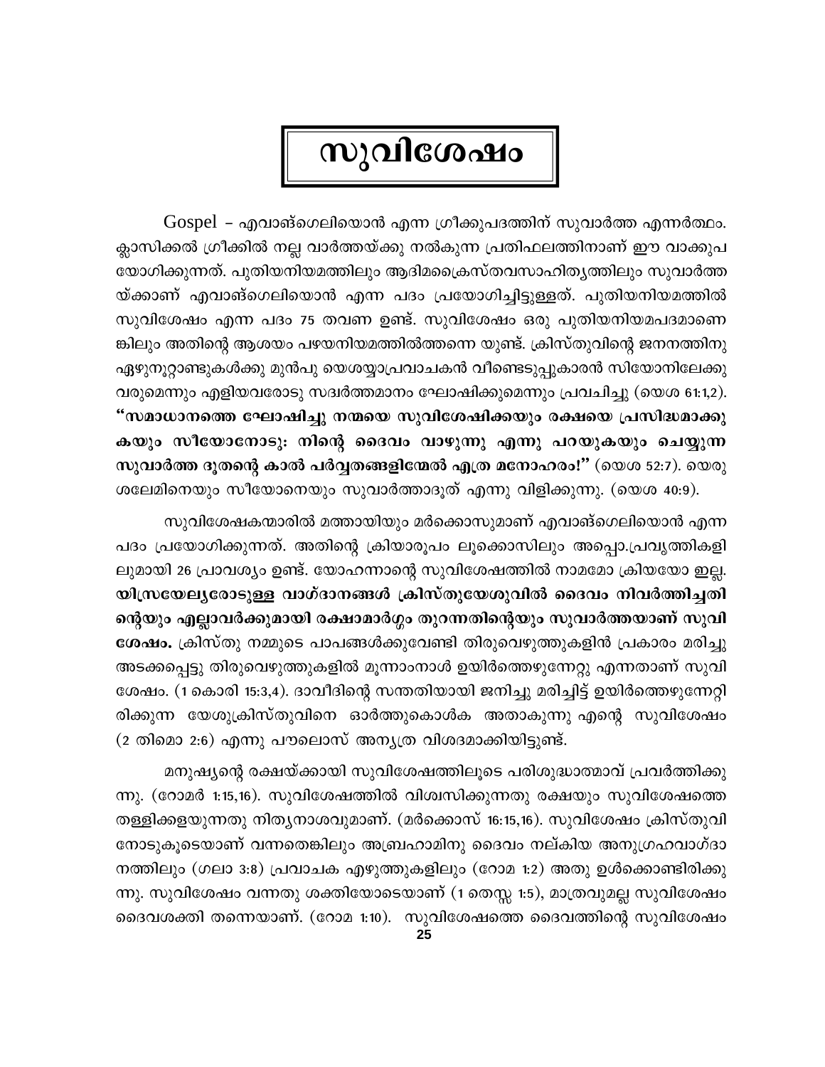# സുവിശേഷം

Gospel – എവാങ്ഗെലിയോൻ എന്ന ഗ്രീക്കുപദത്തിന് സുവാർത്ത എന്നർത്ഥം. ക്ലാസിക്കൽ ഗ്രീക്കിൽ നല്ല വാർത്തയ്ക്കു നൽകുന്ന പ്രതിഫലത്തിനാണ് ഈ വാക്കുപയോഗിക്കുന്നത്. പുതിയനിയമത്തിലും ആദിമക്രൈസ്തവസാഹിത്യത്തിലും സുവാർത്തയ്ക്കാണ് എവാങ്ഗെലിയോൻ എന്ന പദം പ്രയോഗിച്ചിട്ടുള്ളത്. പുതിയനിയമത്തിൽ സുവിശേഷം എന്ന പദം 75 തവണ ഉണ്ട്. സുവിശേഷം ഒരു പുതിയനിയമപദമാണെങ്കിലും അതിന്റെ ആശയം പഴയനിയമത്തിൽത്തന്നെ യുണ്ട്. ക്രിസ്തുവിന്റെ ജനനത്തിനു ഏഴുനൂറ്റാണ്ടുകൾക്കു മുൻപു യെശയ്യാപ്രവാചകൻ വീണ്ടെടുപ്പുകാരൻ സിയോനിലേക്കു വരുമെന്നും എളിയവരോടു സദ്വർത്തമാനം ഘോഷിക്കുമെന്നും പ്രവചിച്ചു (യെശ 61:1,2). **“സമാധാനത്തെ ഘോഷിച്ചു നന്മയെ സുവിശേഷിക്കയും രക്ഷയെ പ്രസിദ്ധമാക്കുകയും സീയോനോടു: നിന്റെ ദൈവം വാഴുന്നു എന്നു പറയുകയും ചെയ്യുന്ന സുവാർത്ത ദൂതന്റെ കാൽ പർവ്വതങ്ങളിന്മേൽ എത്ര മനോഹരം!”** (യെശ 52:7). യെരുശലേമിനെയും സീയോനെയും സുവാർത്താദൂത് എന്നു വിളിക്കുന്നു. (യെശ 40:9).

സുവിശേഷകന്മാരിൽ മത്തായിയും മർക്കൊസുമാണ് എവാങ്ഗെലിയോൻ എന്ന പദം പ്രയോഗിക്കുന്നത്. അതിന്റെ ക്രിയാരൂപം ലൂക്കൊസിലും അപ്പൊ.പ്രവൃത്തികളിലുമായി 26 പ്രാവശ്യം ഉണ്ട്. യോഹന്നാന്റെ സുവിശേഷത്തിൽ നാമമോ ക്രിയയോ ഇല്ല. **യിസ്രയേല്യരോടുള്ള വാഗ്ദാനങ്ങൾ ക്രിസ്തുയേശുവിൽ ദൈവം നിവർത്തിച്ചതിന്റെയും എല്ലാവർക്കുമായി രക്ഷാമാർഗ്ഗം തുറന്നതിന്റെയും സുവാർത്തയാണ് സുവിശേഷം.** ക്രിസ്തു നമ്മുടെ പാപങ്ങൾക്കുവേണ്ടി തിരുവെഴുത്തുകളിൻ പ്രകാരം മരിച്ചു അടക്കപ്പെട്ടു തിരുവെഴുത്തുകളിൽ മൂന്നാംനാൾ ഉയിർത്തെഴുന്നേറ്റു എന്നതാണ് സുവിശേഷം. (1 കൊരി 15:3,4). ദാവീദിന്റെ സന്തതിയായി ജനിച്ചു മരിച്ചിട്ട് ഉയിർത്തെഴുന്നേറ്റിരിക്കുന്ന യേശുക്രിസ്തുവിനെ ഓർത്തുകൊൾക അതാകുന്നു എന്റെ സുവിശേഷം (2 തിമൊ 2:6) എന്നു പൗലൊസ് അന്യത്ര വിശദമാക്കിയിട്ടുണ്ട്.

മനുഷ്യന്റെ രക്ഷയ്ക്കായി സുവിശേഷത്തിലൂടെ പരിശുദ്ധാത്മാവ് പ്രവർത്തിക്കുന്നു. (റോമർ 1:15,16). സുവിശേഷത്തിൽ വിശ്വസിക്കുന്നതു രക്ഷയും സുവിശേഷത്തെ തള്ളിക്കളയുന്നതു നിത്യനാശവുമാണ്. (മർക്കൊസ് 16:15,16). സുവിശേഷം ക്രിസ്തുവിനോടുകൂടെയാണ് വന്നതെങ്കിലും അബ്രഹാമിനു ദൈവം നല്കിയ അനുഗ്രഹവാഗ്ദാനത്തിലും (ഗലാ 3:8) പ്രവാചക എഴുത്തുകളിലും (റോമ 1:2) അതു ഉൾക്കൊണ്ടിരിക്കുന്നു. സുവിശേഷം വന്നതു ശക്തിയോടെയാണ് (1 തെസ്സ 1:5), മാത്രവുമല്ല സുവിശേഷം ദൈവശക്തി തന്നെയാണ്. (റോമ 1:10). സുവിശേഷത്തെ ദൈവത്തിന്റെ സുവിശേഷം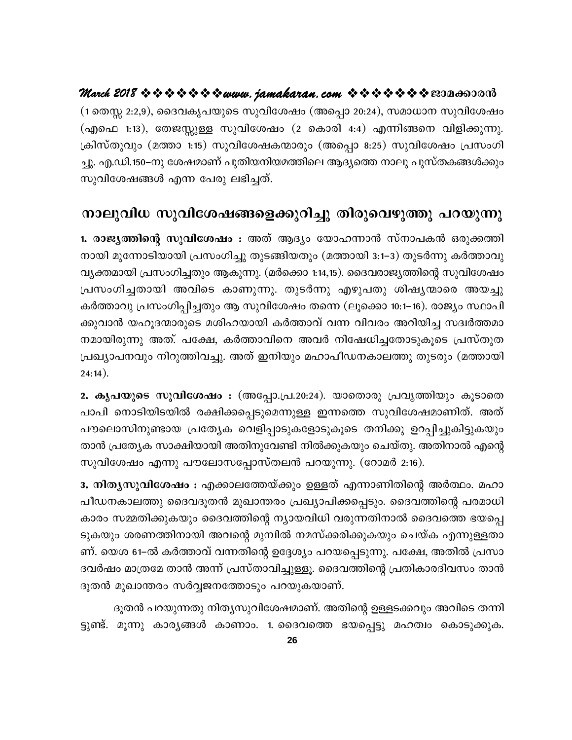(1 തെസ്സ 2:2,9), ദൈവകൃപയുടെ സുവിശേഷം (അപ്പൊ 20:24), സമാധാന സുവിശേഷം (എഫെ 1:13), തേജസ്സുള്ള സുവിശേഷം (2 കൊരി 4:4) എന്നിങ്ങനെ വിളിക്കുന്നു. ക്രിസ്തുവും (മത്താ 1:15) സുവിശേഷകന്മാരും (അപ്പൊ 8:25) സുവിശേഷം പ്രസംഗിച്ചു. എ.ഡി.150–നു ശേഷമാണ് പുതിയനിയമത്തിലെ ആദ്യത്തെ നാലു പുസ്തകങ്ങൾക്കും സുവിശേഷങ്ങൾ എന്ന പേരു ലഭിച്ചത്.

## നാലുവിധ സുവിശേഷങ്ങളെക്കുറിച്ചു തിരുവെഴുത്തു പറയുന്നു

**1. രാജ്യത്തിന്റെ സുവിശേഷം :** അത് ആദ്യം യോഹന്നാൻ സ്നാപകൻ ഒരുക്കത്തിനായി മുന്നോടിയായി പ്രസംഗിച്ചു തുടങ്ങിയതും (മത്തായി 3:1–3) തുടർന്നു കർത്താവു വ്യക്തമായി പ്രസംഗിച്ചതും ആകുന്നു. (മർക്കൊ 1:14,15). ദൈവരാജ്യത്തിന്റെ സുവിശേഷം പ്രസംഗിച്ചതായി അവിടെ കാണുന്നു. തുടർന്നു എഴുപതു ശിഷ്യന്മാരെ അയച്ചു കർത്താവു പ്രസംഗിപ്പിച്ചതും ആ സുവിശേഷം തന്നെ (ലൂക്കൊ 10:1–16). രാജ്യം സ്ഥാപിക്കുവാൻ യഹൂദന്മാരുടെ മശിഹയായി കർത്താവ് വന്ന വിവരം അറിയിച്ച സദ്വർത്തമാനമായിരുന്നു അത്. പക്ഷേ, കർത്താവിനെ അവർ നിഷേധിച്ചതോടുകൂടെ പ്രസ്തുത പ്രഖ്യാപനവും നിറുത്തിവച്ചു. അത് ഇനിയും മഹാപീഡനകാലത്തു തുടരും (മത്തായി 24:14).

**2. കൃപയുടെ സുവിശേഷം :** (അപ്പോ.പ്ര.20:24). യാതൊരു പ്രവൃത്തിയും കൂടാതെ പാപി നൊടിയിടയിൽ രക്ഷിക്കപ്പെടുമെന്നുള്ള ഇന്നത്തെ സുവിശേഷമാണിത്. അത് പൗലൊസിനുണ്ടായ പ്രത്യേക വെളിപ്പാടുകളോടുകൂടെ തനിക്കു ഉറപ്പിച്ചുകിട്ടുകയും താൻ പ്രത്യേക സാക്ഷിയായി അതിനുവേണ്ടി നിൽക്കുകയും ചെയ്തു. അതിനാൽ എന്റെ സുവിശേഷം എന്നു പൗലോസപ്പോസ്തലൻ പറയുന്നു. (റോമർ 2:16).

**3. നിത്യസുവിശേഷം :** എക്കാലത്തേയ്ക്കും ഉള്ളത് എന്നാണിതിന്റെ അർത്ഥം. മഹാപീഡനകാലത്തു ദൈവദൂതൻ മുഖാന്തരം പ്രഖ്യാപിക്കപ്പെടും. ദൈവത്തിന്റെ പരമാധികാരം സമ്മതിക്കുകയും ദൈവത്തിന്റെ ന്യായവിധി വരുന്നതിനാൽ ദൈവത്തെ ഭയപ്പെടുകയും ശരണത്തിനായി അവന്റെ മുമ്പിൽ നമസ്ക്കരിക്കുകയും ചെയ്ക എന്നുള്ളതാണ്. യെശ 61–ൽ കർത്താവ് വന്നതിന്റെ ഉദ്ദേശ്യം പറയപ്പെടുന്നു. പക്ഷേ, അതിൽ പ്രസാദവർഷം മാത്രമേ താൻ അന്ന് പ്രസ്താവിച്ചുള്ളൂ. ദൈവത്തിന്റെ പ്രതികാരദിവസം താൻ ദൂതൻ മുഖാന്തരം സർവ്വജനത്തോടും പറയുകയാണ്.

ദൂതൻ പറയുന്നതു നിത്യസുവിശേഷമാണ്. അതിന്റെ ഉള്ളടക്കവും അവിടെ തന്നിട്ടുണ്ട്. മൂന്നു കാര്യങ്ങൾ കാണാം. 1. ദൈവത്തെ ഭയപ്പെട്ടു മഹത്വം കൊടുക്കുക.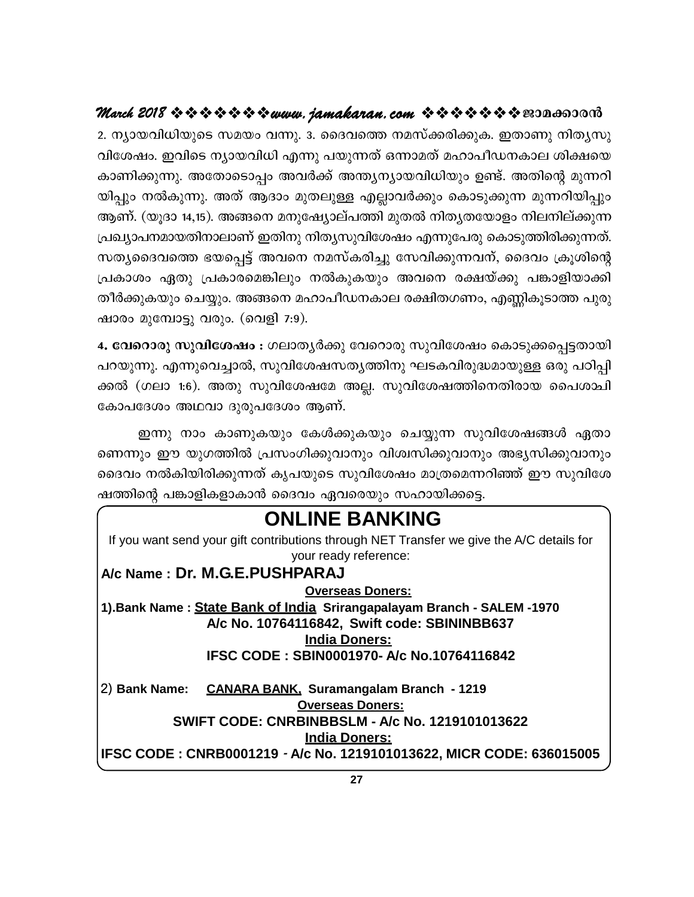2. ന്യായവിധിയുടെ സമയം വന്നു. 3. ദൈവത്തെ നമസ്ക്കരിക്കുക. ഇതാണു നിത്യസുവിശേഷം. ഇവിടെ ന്യായവിധി എന്നു പയുന്നത് ഒന്നാമത് മഹാപീഡനകാല ശിക്ഷയെ കാണിക്കുന്നു. അതോടൊപ്പം അവർക്ക് അന്ത്യന്യായവിധിയും ഉണ്ട്. അതിന്റെ മുന്നറിയിപ്പും നൽകുന്നു. അത് ആദാം മുതലുള്ള എല്ലാവർക്കും കൊടുക്കുന്ന മുന്നറിയിപ്പും ആണ്. (യൂദാ 14,15). അങ്ങനെ മനുഷ്യോല്പത്തി മുതൽ നിത്യതയോളം നിലനില്ക്കുന്ന പ്രഖ്യാപനമായതിനാലാണ് ഇതിനു നിത്യസുവിശേഷം എന്നുപേരു കൊടുത്തിരിക്കുന്നത്. സത്യദൈവത്തെ ഭയപ്പെട്ട് അവനെ നമസ്കരിച്ചു സേവിക്കുന്നവന്, ദൈവം ക്രൂശിന്റെ പ്രകാശം ഏതു പ്രകാരമെങ്കിലും നൽകുകയും അവനെ രക്ഷയ്ക്കു പങ്കാളിയാക്കി തീർക്കുകയും ചെയ്യും. അങ്ങനെ മഹാപീഡനകാല രക്ഷിതഗണം, എണ്ണികൂടാത്ത പുരുഷാരം മുമ്പോട്ടു വരും. (വെളി 7:9).

**4. വേറൊരു സുവിശേഷം :** ഗലാത്യർക്കു വേറൊരു സുവിശേഷം കൊടുക്കപ്പെട്ടതായി പറയുന്നു. എന്നുവെച്ചാൽ, സുവിശേഷസത്യത്തിനു ഘടകവിരുദ്ധമായുള്ള ഒരു പഠിപ്പിക്കൽ (ഗലാ 1:6). അതു സുവിശേഷമേ അല്ല. സുവിശേഷത്തിനെതിരായ പൈശാചികോപദേശം അഥവാ ദുരുപദേശം ആണ്.

ഇന്നു നാം കാണുകയും കേൾക്കുകയും ചെയ്യുന്ന സുവിശേഷങ്ങൾ ഏതാണെന്നും ഈ യുഗത്തിൽ പ്രസംഗിക്കുവാനും വിശ്വസിക്കുവാനും അഭ്യസിക്കുവാനും ദൈവം നൽകിയിരിക്കുന്നത് കൃപയുടെ സുവിശേഷം മാത്രമെന്നറിഞ്ഞ് ഈ സുവിശേഷത്തിന്റെ പങ്കാളികളാകാൻ ദൈവം ഏവരെയും സഹായിക്കട്ടെ.

# ONLINE BANKING

If you want send your gift contributions through NET Transfer we give the A/C details for your ready reference:

**A/c Name : Dr. M.G.E.PUSHPARAJ**

**Overseas Doners:**

**1).Bank Name : State Bank of India Srirangapalayam Branch - SALEM -1970**
**A/c No. 10764116842, Swift code: SBININBB637**

**India Doners:**

**IFSC CODE : SBIN0001970- A/c No.10764116842**

2) **Bank Name: CANARA BANK, Suramangalam Branch - 1219**

**Overseas Doners:**

**SWIFT CODE: CNRBINBBSLM - A/c No. 1219101013622**

**India Doners:**

**IFSC CODE : CNRB0001219 - A/c No. 1219101013622, MICR CODE: 636015005**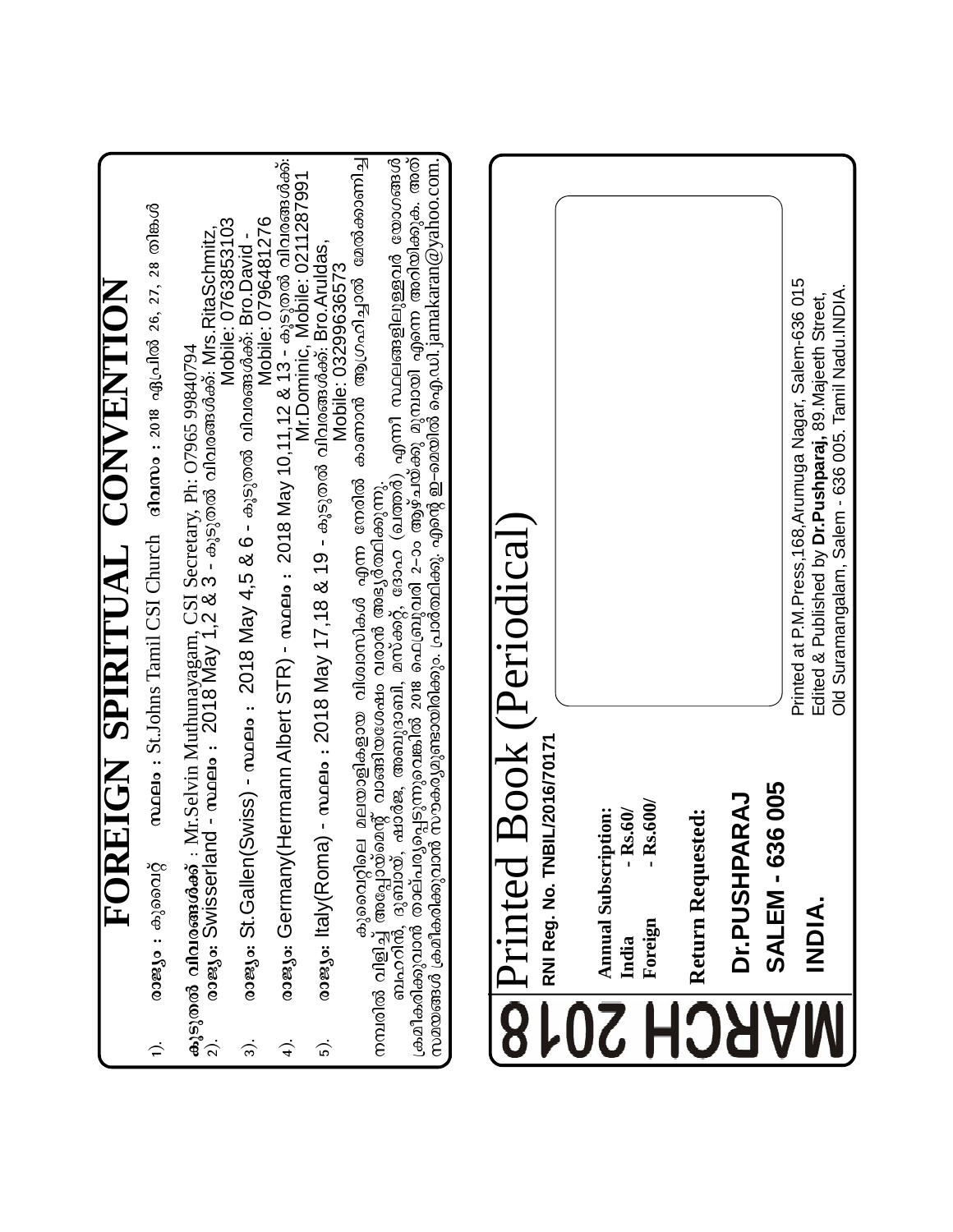# FOREIGN SPIRITUAL CONVENTION

1). രാജ്യം : കുവൈറ്റ് സ്ഥലം : St.Johns Tamil CSI Church ദിവസം : 2018 ഏപ്രിൽ 26, 27, 28 തിങ്കൾ

കൂടുതൽ വിവരങ്ങൾക്ക് : Mr.Selvin Muthunayagam, CSI Secretary, Ph: O7965 99840794

2). രാജ്യം: Swisserland - സ്ഥലം : 2018 May 1,2 & 3 - കൂടുതൽ വിവരങ്ങൾക്ക്: Mrs.RitaSchmitz, Mobile: 0763853103

3). രാജ്യം: St.Gallen(Swiss) - സ്ഥലം : 2018 May 4,5 & 6 - കൂടുതൽ വിവരങ്ങൾക്ക്: Bro.David - Mobile: 0796481276

4). രാജ്യം: Germany(Hermann Albert STR) - സ്ഥലം : 2018 May 10,11,12 & 13 - കൂടുതൽ വിവരങ്ങൾക്ക്: Mr.Dominic, Mobile: 0211287991

5). രാജ്യം: Italy(Roma) - സ്ഥലം : 2018 May 17,18 & 19 - കൂടുതൽ വിവരങ്ങൾക്ക്: Bro.Aruldas, Mobile: 03299636573

കുവൈറ്റിലെ മലയാളികളായ വിശ്വാസികൾ എന്ന നേരിൽ കാണാൻ ആഗ്രഹിച്ചാൽ മേൽക്കാണിച്ച നമ്പരിൽ വിളിച്ച് അപ്പോയ്മെന്റ് വാങ്ങിയശേഷം വരാൻ അഭ്യർത്ഥിക്കുന്നു.

ബഹറിൻ, ദുബായ്, ഷാർജ, അബുദാബി, മസ്കറ്റ്, ദോഹ (ഖത്തർ) എന്നീ സ്ഥലങ്ങളിലുള്ളവർ യോഗങ്ങൾ ക്രമീകരിക്കുവാൻ താല്പര്യപ്പെടുന്നുവെങ്കിൽ 2018 ഫെബ്രുവരി 2-ാം ആഴ്ചയ്ക്കു മുമ്പായി എന്നെ അറിയിക്കുക. അത് സമയങ്ങൾ ക്രമീകരിക്കുവാൻ സൗകര്യമുണ്ടായിരിക്കും. പ്രാർത്ഥിക്കുക. എന്റെ ഇ-മെയിൽ ഐ.ഡി.jamakaran@yahoo.com.

---

**MARCH 2018**

# Printed Book (Periodical)

**RNI Reg. No. TNBIL/2016/70171**

**Annual Subscription:**
**India - Rs.60/**
**Foreign - Rs.600/**

**Return Requested:**

**Dr.PUSHPARAJ**
**SALEM - 636 005**
**INDIA.**

Printed at P.M.Press,168,Arumuga Nagar, Salem-636 015
Edited & Published by **Dr.Pushparaj,** 89.Majeeth Street,
Old Suramangalam, Salem - 636 005. Tamil Nadu.INDIA.